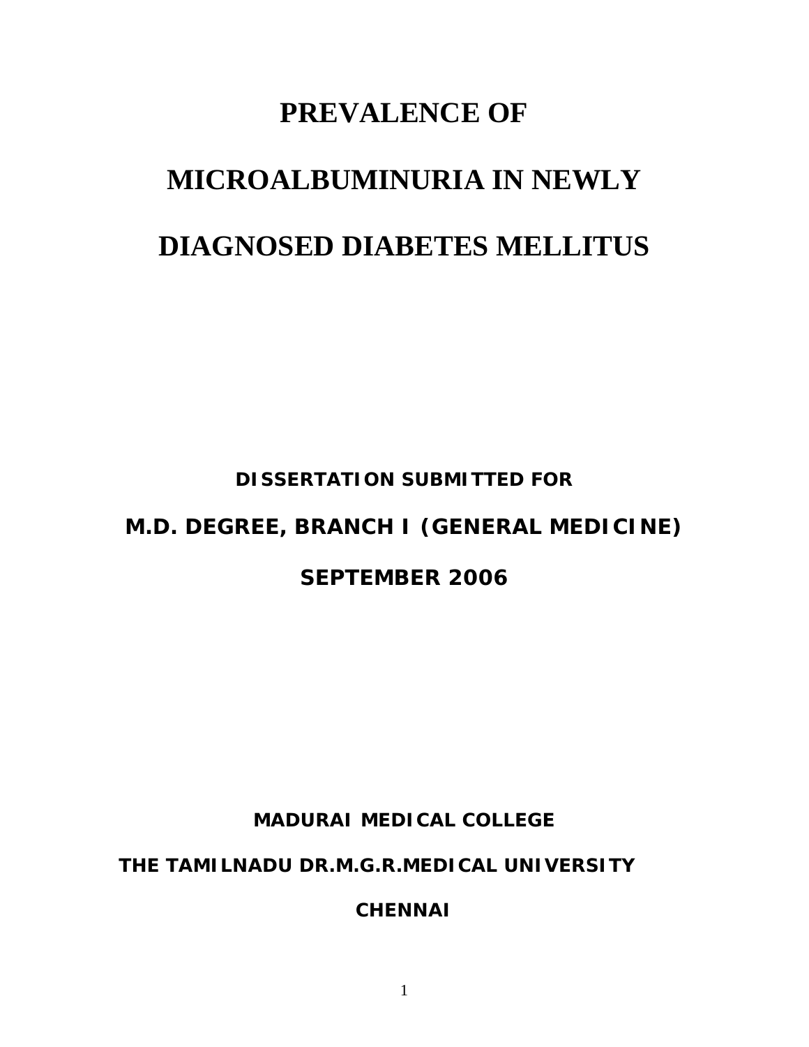# PREVALENCE OF MICROALBUMINURIA IN NEWLY DIAGNOSED DIABETES MELLITUS

**DISSERTATION SUBMITTED FOR**

**M.D. DEGREE, BRANCH I (GENERAL MEDICINE)**

**SEPTEMBER 2006**

**MADURAI MEDICAL COLLEGE**

**THE TAMILNADU DR.M.G.R.MEDICAL UNIVERSITY**

**CHENNAI**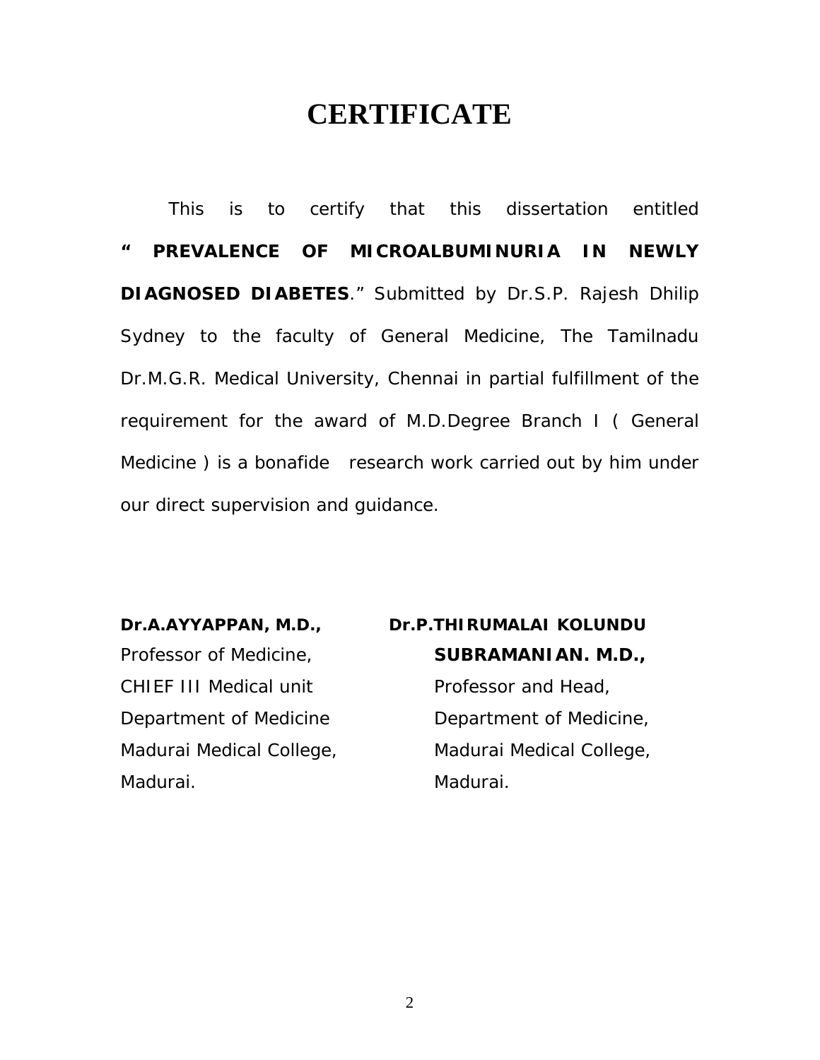# CERTIFICATE

This is to certify that this dissertation entitled **" PREVALENCE OF MICROALBUMINURIA IN NEWLY DIAGNOSED DIABETES**." Submitted by Dr.S.P. Rajesh Dhilip Sydney to the faculty of General Medicine, The Tamilnadu Dr.M.G.R. Medical University, Chennai in partial fulfillment of the requirement for the award of M.D.Degree Branch I ( General Medicine ) is a bonafide research work carried out by him under our direct supervision and guidance.

**Dr.A.AYYAPPAN, M.D.,**
Professor of Medicine,
CHIEF III Medical unit
Department of Medicine
Madurai Medical College,
Madurai.

**Dr.P.THIRUMALAI KOLUNDU SUBRAMANIAN. M.D.,**
Professor and Head,
Department of Medicine,
Madurai Medical College,
Madurai.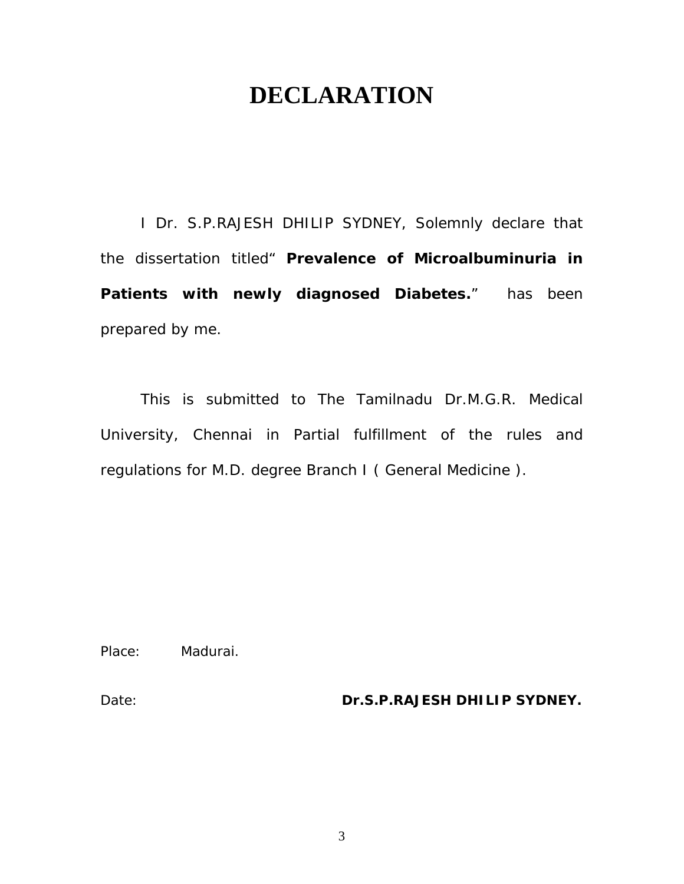# DECLARATION

I Dr. S.P.RAJESH DHILIP SYDNEY, Solemnly declare that the dissertation titled" **Prevalence of Microalbuminuria in Patients with newly diagnosed Diabetes.**" has been prepared by me.

This is submitted to The Tamilnadu Dr.M.G.R. Medical University, Chennai in Partial fulfillment of the rules and regulations for M.D. degree Branch I ( General Medicine ).

Place: Madurai.

Date: **Dr.S.P.RAJESH DHILIP SYDNEY.**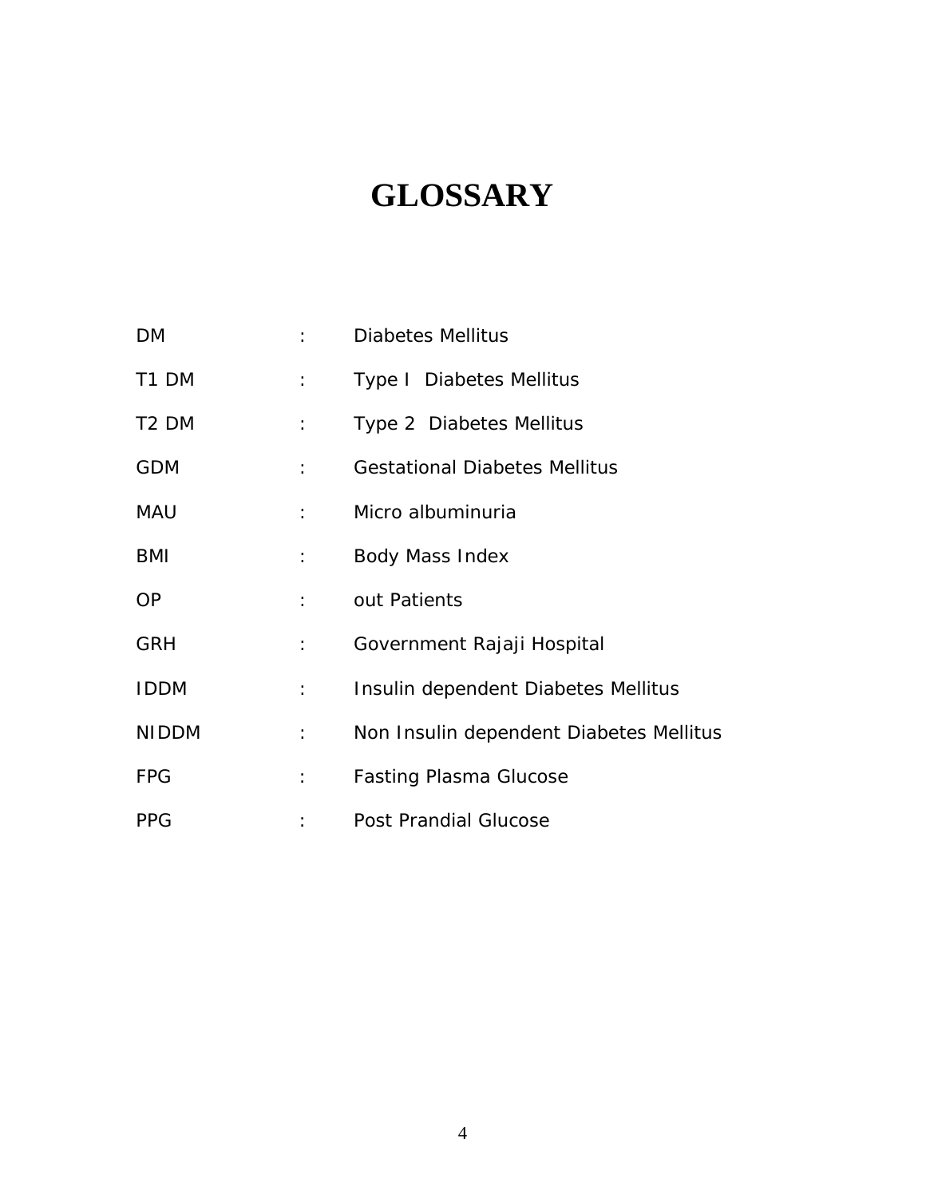# GLOSSARY

| | | |
|---|---|---|
| DM | : | Diabetes Mellitus |
| T1 DM | : | Type I  Diabetes Mellitus |
| T2 DM | : | Type 2  Diabetes Mellitus |
| GDM | : | Gestational Diabetes Mellitus |
| MAU | : | Micro albuminuria |
| BMI | : | Body Mass Index |
| OP | : | out Patients |
| GRH | : | Government Rajaji Hospital |
| IDDM | : | Insulin dependent Diabetes Mellitus |
| NIDDM | : | Non Insulin dependent Diabetes Mellitus |
| FPG | : | Fasting Plasma Glucose |
| PPG | : | Post Prandial Glucose |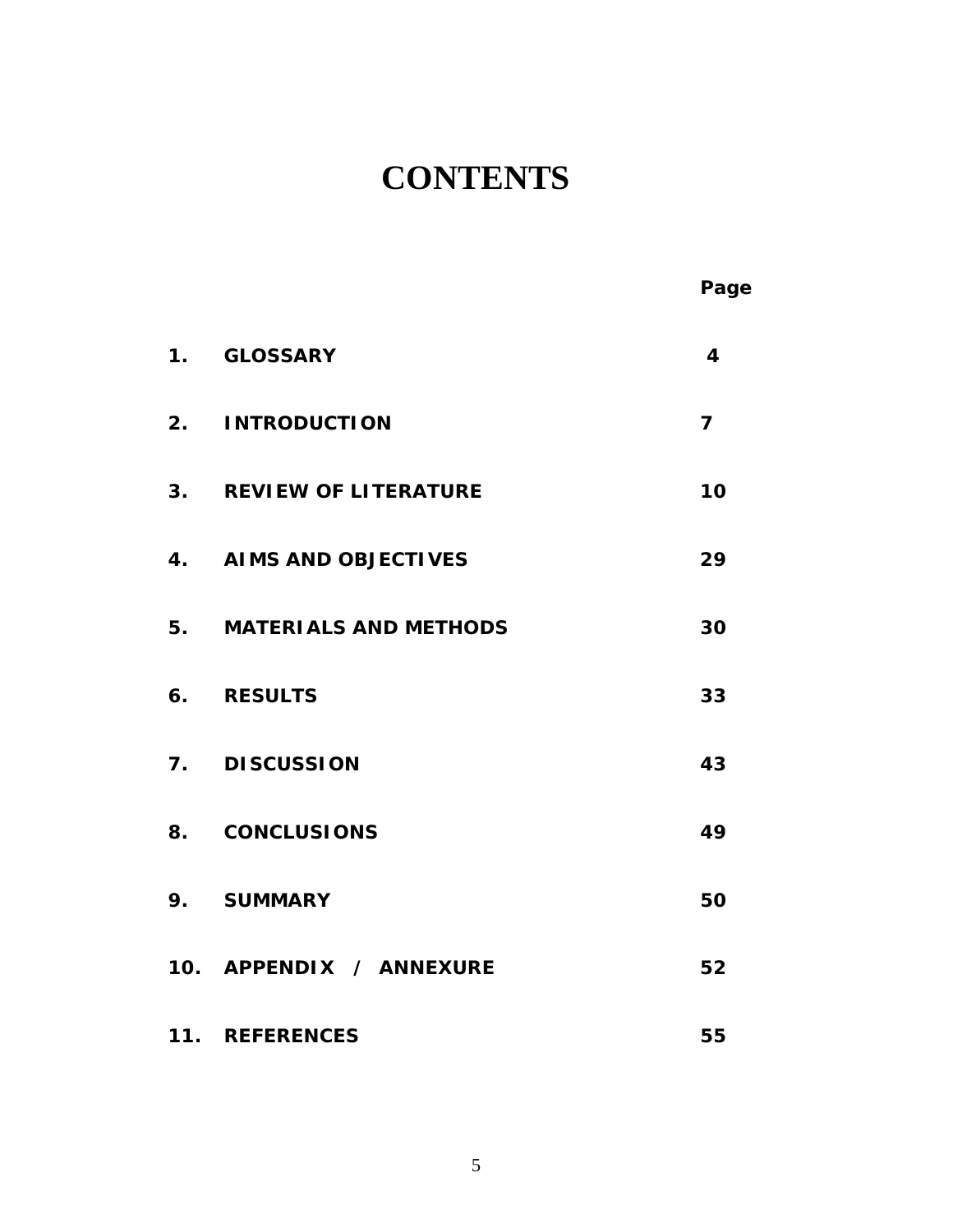# CONTENTS

| | | Page |
|---|---|---|
| 1. | GLOSSARY | 4 |
| 2. | INTRODUCTION | 7 |
| 3. | REVIEW OF LITERATURE | 10 |
| 4. | AIMS AND OBJECTIVES | 29 |
| 5. | MATERIALS AND METHODS | 30 |
| 6. | RESULTS | 33 |
| 7. | DISCUSSION | 43 |
| 8. | CONCLUSIONS | 49 |
| 9. | SUMMARY | 50 |
| 10. | APPENDIX / ANNEXURE | 52 |
| 11. | REFERENCES | 55 |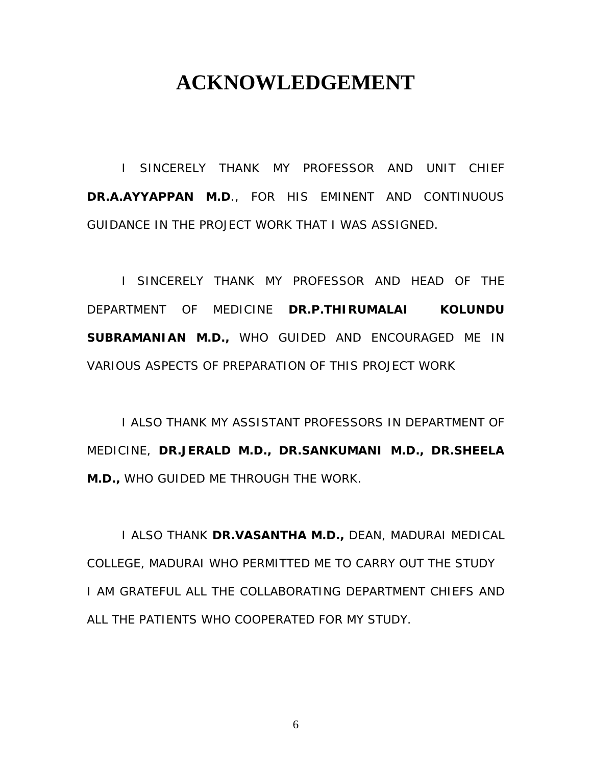# ACKNOWLEDGEMENT

I SINCERELY THANK MY PROFESSOR AND UNIT CHIEF **DR.A.AYYAPPAN M.D**., FOR HIS EMINENT AND CONTINUOUS GUIDANCE IN THE PROJECT WORK THAT I WAS ASSIGNED.

I SINCERELY THANK MY PROFESSOR AND HEAD OF THE DEPARTMENT OF MEDICINE **DR.P.THIRUMALAI KOLUNDU SUBRAMANIAN M.D.,** WHO GUIDED AND ENCOURAGED ME IN VARIOUS ASPECTS OF PREPARATION OF THIS PROJECT WORK

I ALSO THANK MY ASSISTANT PROFESSORS IN DEPARTMENT OF MEDICINE, **DR.JERALD M.D., DR.SANKUMANI M.D., DR.SHEELA M.D.,** WHO GUIDED ME THROUGH THE WORK.

I ALSO THANK **DR.VASANTHA M.D.,** DEAN, MADURAI MEDICAL COLLEGE, MADURAI WHO PERMITTED ME TO CARRY OUT THE STUDY
I AM GRATEFUL ALL THE COLLABORATING DEPARTMENT CHIEFS AND ALL THE PATIENTS WHO COOPERATED FOR MY STUDY.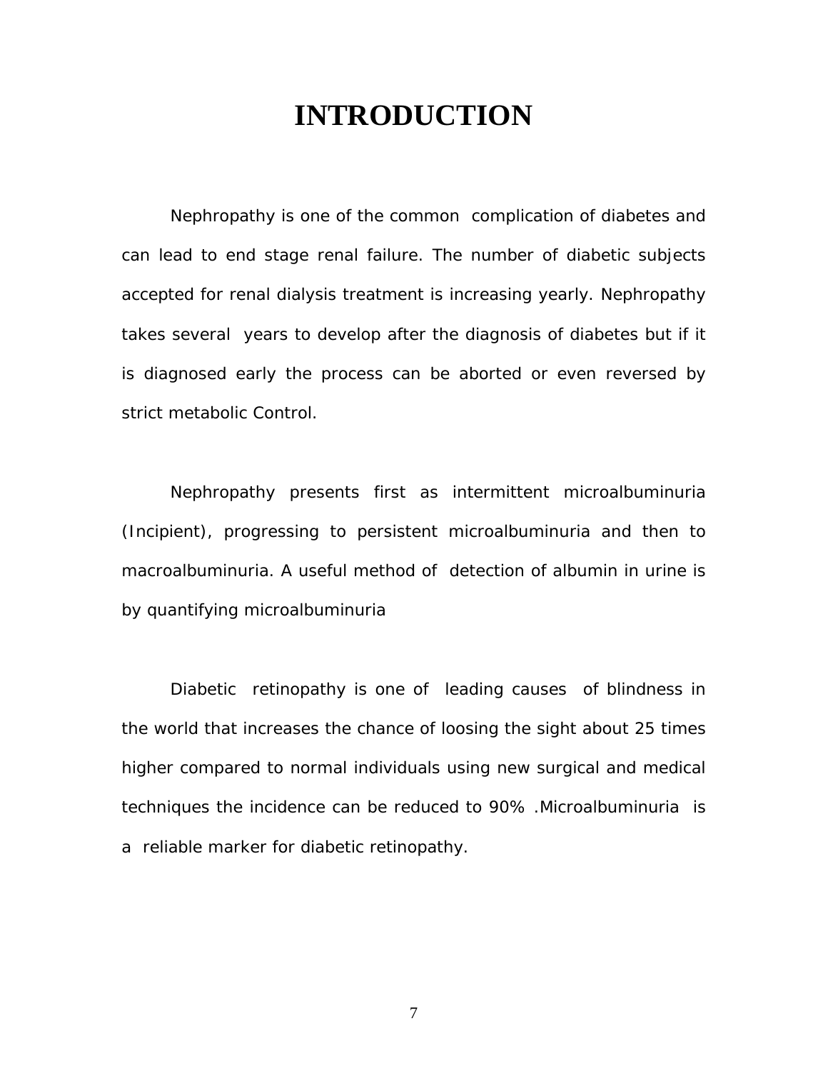# INTRODUCTION

Nephropathy is one of the common complication of diabetes and can lead to end stage renal failure. The number of diabetic subjects accepted for renal dialysis treatment is increasing yearly. Nephropathy takes several years to develop after the diagnosis of diabetes but if it is diagnosed early the process can be aborted or even reversed by strict metabolic Control.

Nephropathy presents first as intermittent microalbuminuria (Incipient), progressing to persistent microalbuminuria and then to macroalbuminuria. A useful method of detection of albumin in urine is by quantifying microalbuminuria

Diabetic retinopathy is one of leading causes of blindness in the world that increases the chance of loosing the sight about 25 times higher compared to normal individuals using new surgical and medical techniques the incidence can be reduced to 90% .Microalbuminuria is a reliable marker for diabetic retinopathy.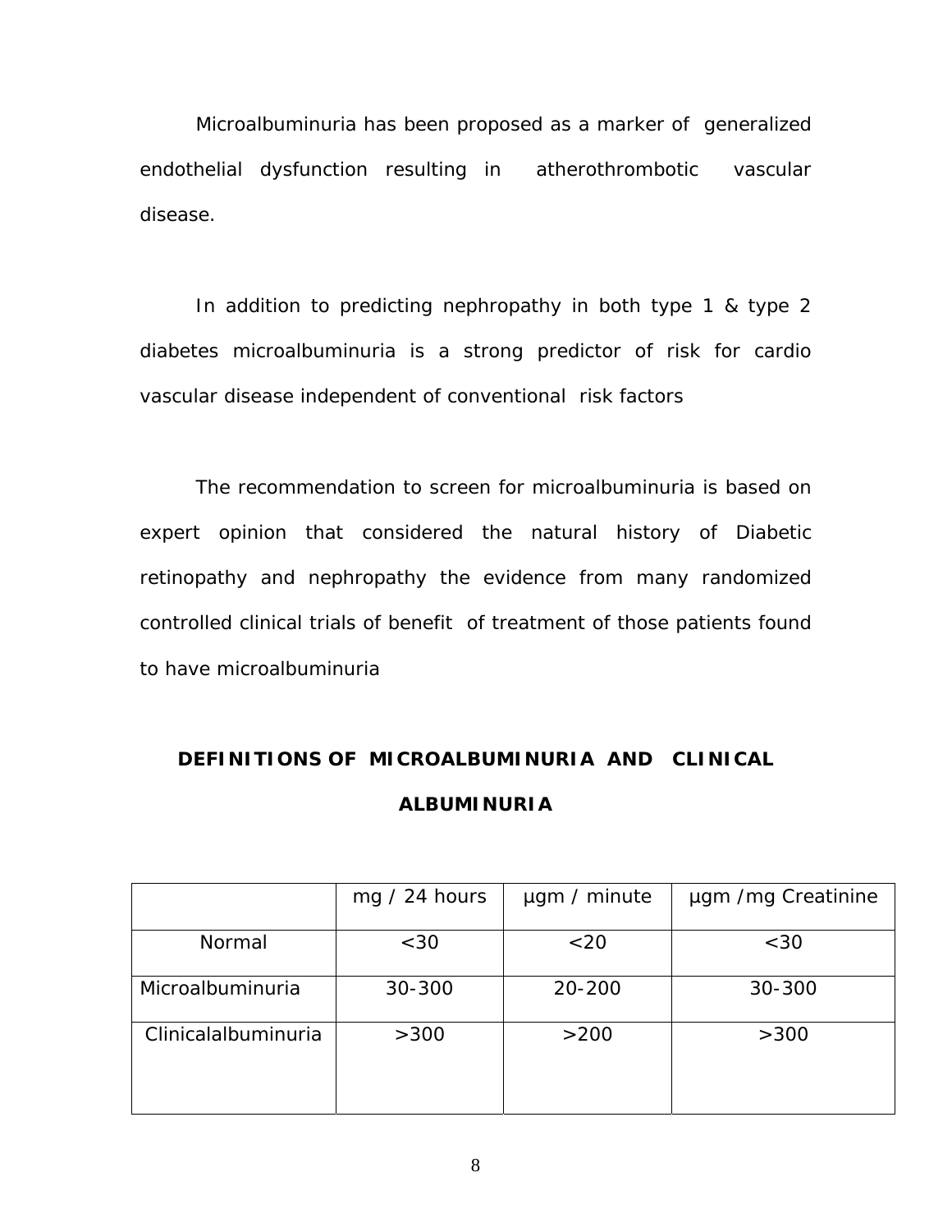Microalbuminuria has been proposed as a marker of generalized endothelial dysfunction resulting in atherothrombotic vascular disease.

In addition to predicting nephropathy in both type 1 & type 2 diabetes microalbuminuria is a strong predictor of risk for cardio vascular disease independent of conventional risk factors

The recommendation to screen for microalbuminuria is based on expert opinion that considered the natural history of Diabetic retinopathy and nephropathy the evidence from many randomized controlled clinical trials of benefit of treatment of those patients found to have microalbuminuria

## DEFINITIONS OF MICROALBUMINURIA AND CLINICAL ALBUMINURIA

| | mg / 24 hours | µgm / minute | µgm /mg Creatinine |
|---|---|---|---|
| Normal | <30 | <20 | <30 |
| Microalbuminuria | 30-300 | 20-200 | 30-300 |
| Clinicalalbuminuria | >300 | >200 | >300 |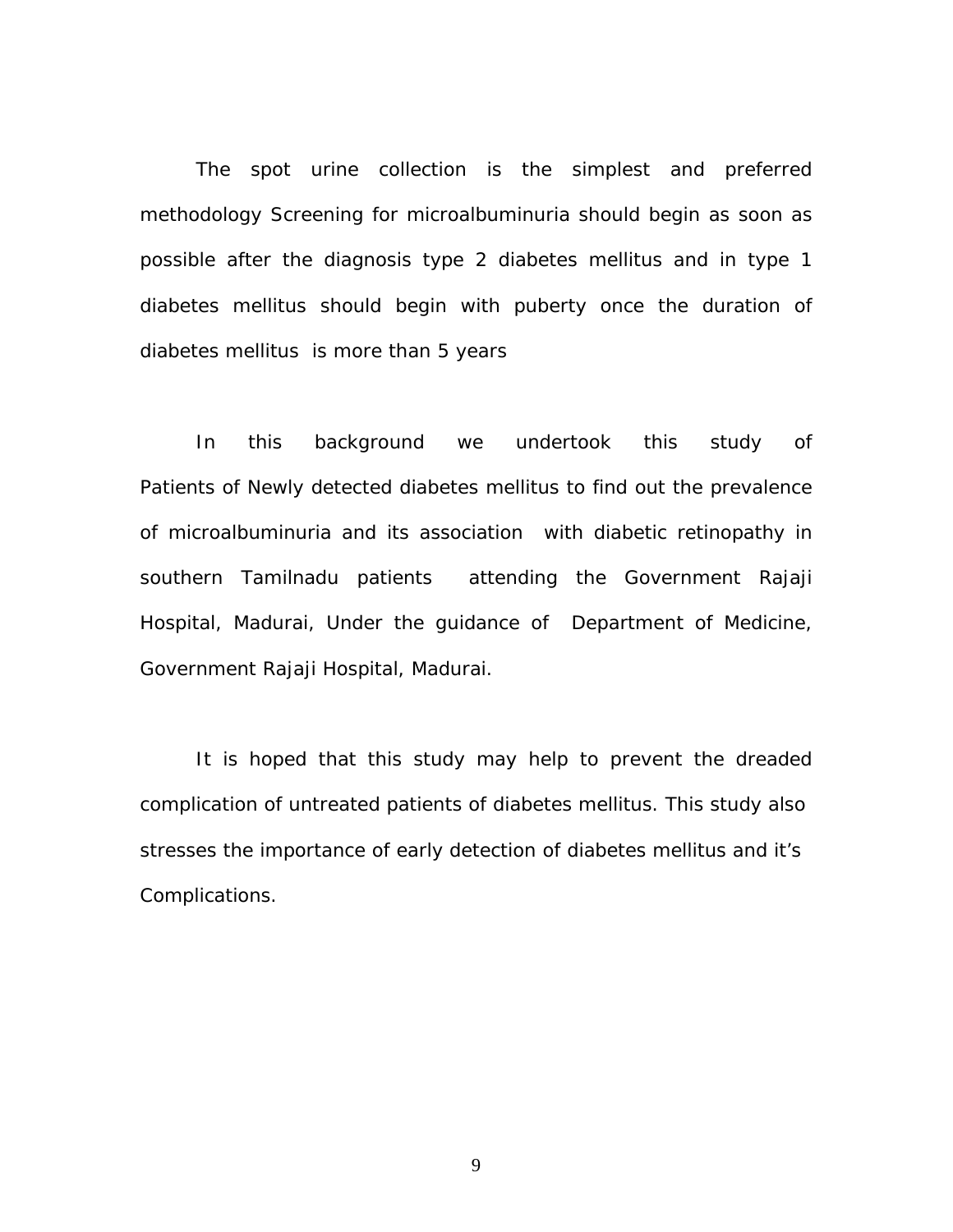The spot urine collection is the simplest and preferred methodology Screening for microalbuminuria should begin as soon as possible after the diagnosis type 2 diabetes mellitus and in type 1 diabetes mellitus should begin with puberty once the duration of diabetes mellitus is more than 5 years

In this background we undertook this study of Patients of Newly detected diabetes mellitus to find out the prevalence of microalbuminuria and its association with diabetic retinopathy in southern Tamilnadu patients attending the Government Rajaji Hospital, Madurai, Under the guidance of Department of Medicine, Government Rajaji Hospital, Madurai.

It is hoped that this study may help to prevent the dreaded complication of untreated patients of diabetes mellitus. This study also stresses the importance of early detection of diabetes mellitus and it's Complications.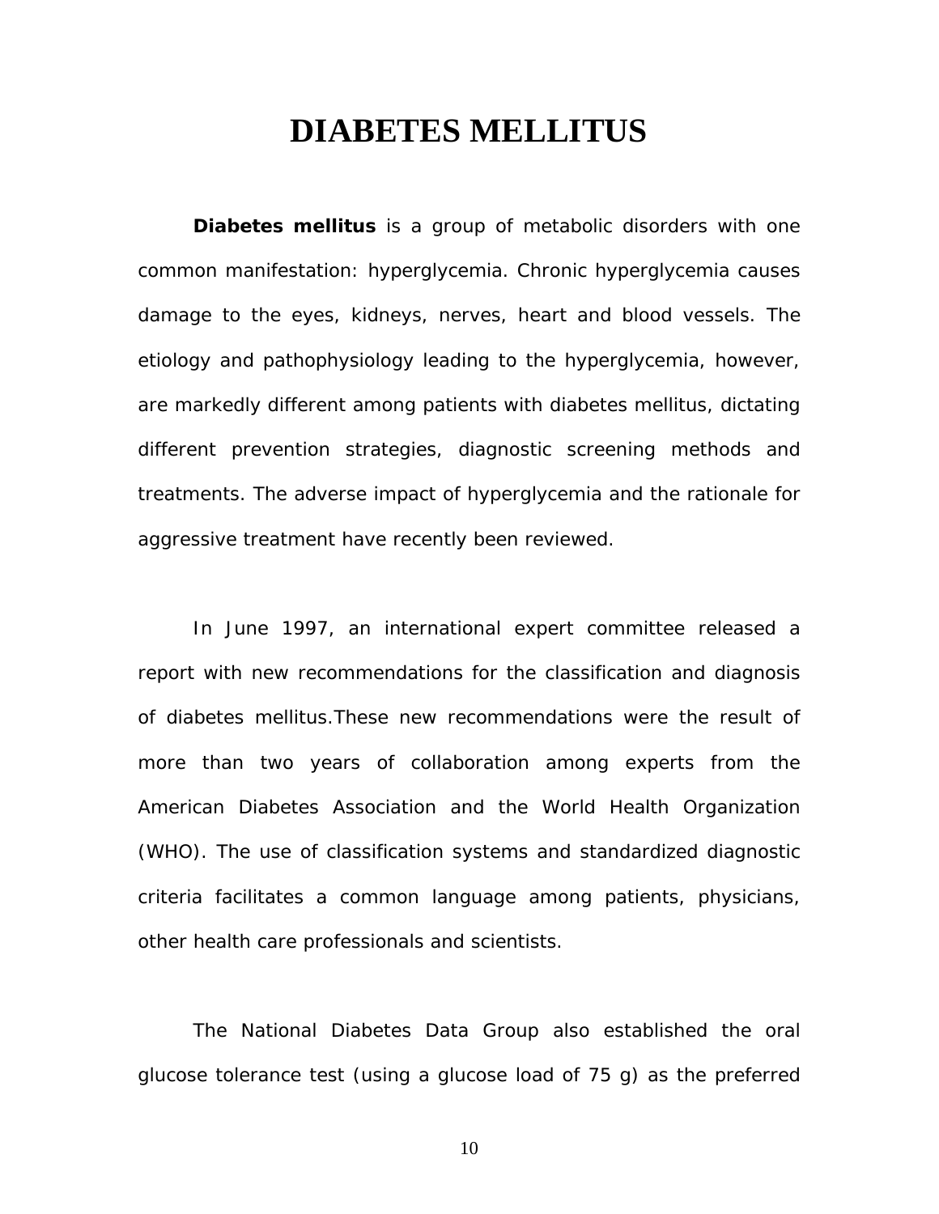# DIABETES MELLITUS

**Diabetes mellitus** is a group of metabolic disorders with one common manifestation: hyperglycemia. Chronic hyperglycemia causes damage to the eyes, kidneys, nerves, heart and blood vessels. The etiology and pathophysiology leading to the hyperglycemia, however, are markedly different among patients with diabetes mellitus, dictating different prevention strategies, diagnostic screening methods and treatments. The adverse impact of hyperglycemia and the rationale for aggressive treatment have recently been reviewed.

In June 1997, an international expert committee released a report with new recommendations for the classification and diagnosis of diabetes mellitus.These new recommendations were the result of more than two years of collaboration among experts from the American Diabetes Association and the World Health Organization (WHO). The use of classification systems and standardized diagnostic criteria facilitates a common language among patients, physicians, other health care professionals and scientists.

The National Diabetes Data Group also established the oral glucose tolerance test (using a glucose load of 75 g) as the preferred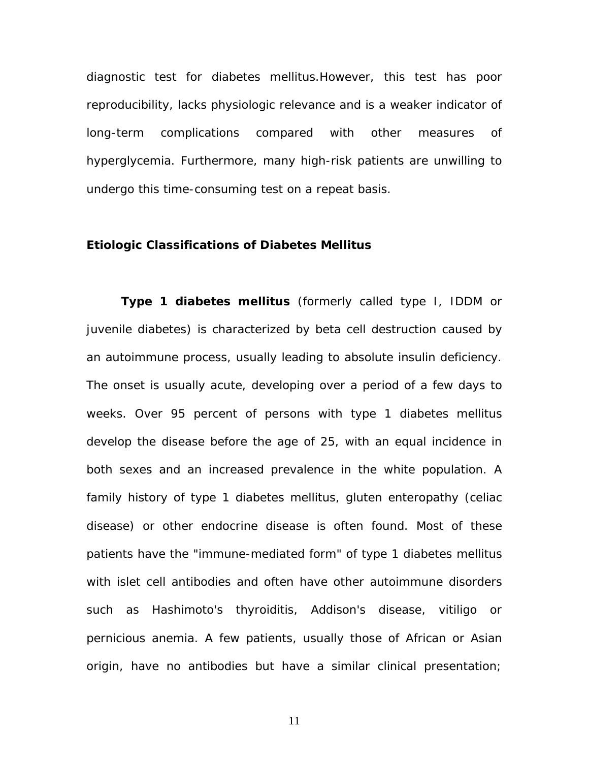diagnostic test for diabetes mellitus.However, this test has poor reproducibility, lacks physiologic relevance and is a weaker indicator of long-term complications compared with other measures of hyperglycemia. Furthermore, many high-risk patients are unwilling to undergo this time-consuming test on a repeat basis.

### Etiologic Classifications of Diabetes Mellitus

**Type 1 diabetes mellitus** (formerly called type I, IDDM or juvenile diabetes) is characterized by beta cell destruction caused by an autoimmune process, usually leading to absolute insulin deficiency. The onset is usually acute, developing over a period of a few days to weeks. Over 95 percent of persons with type 1 diabetes mellitus develop the disease before the age of 25, with an equal incidence in both sexes and an increased prevalence in the white population. A family history of type 1 diabetes mellitus, gluten enteropathy (celiac disease) or other endocrine disease is often found. Most of these patients have the "immune-mediated form" of type 1 diabetes mellitus with islet cell antibodies and often have other autoimmune disorders such as Hashimoto's thyroiditis, Addison's disease, vitiligo or pernicious anemia. A few patients, usually those of African or Asian origin, have no antibodies but have a similar clinical presentation;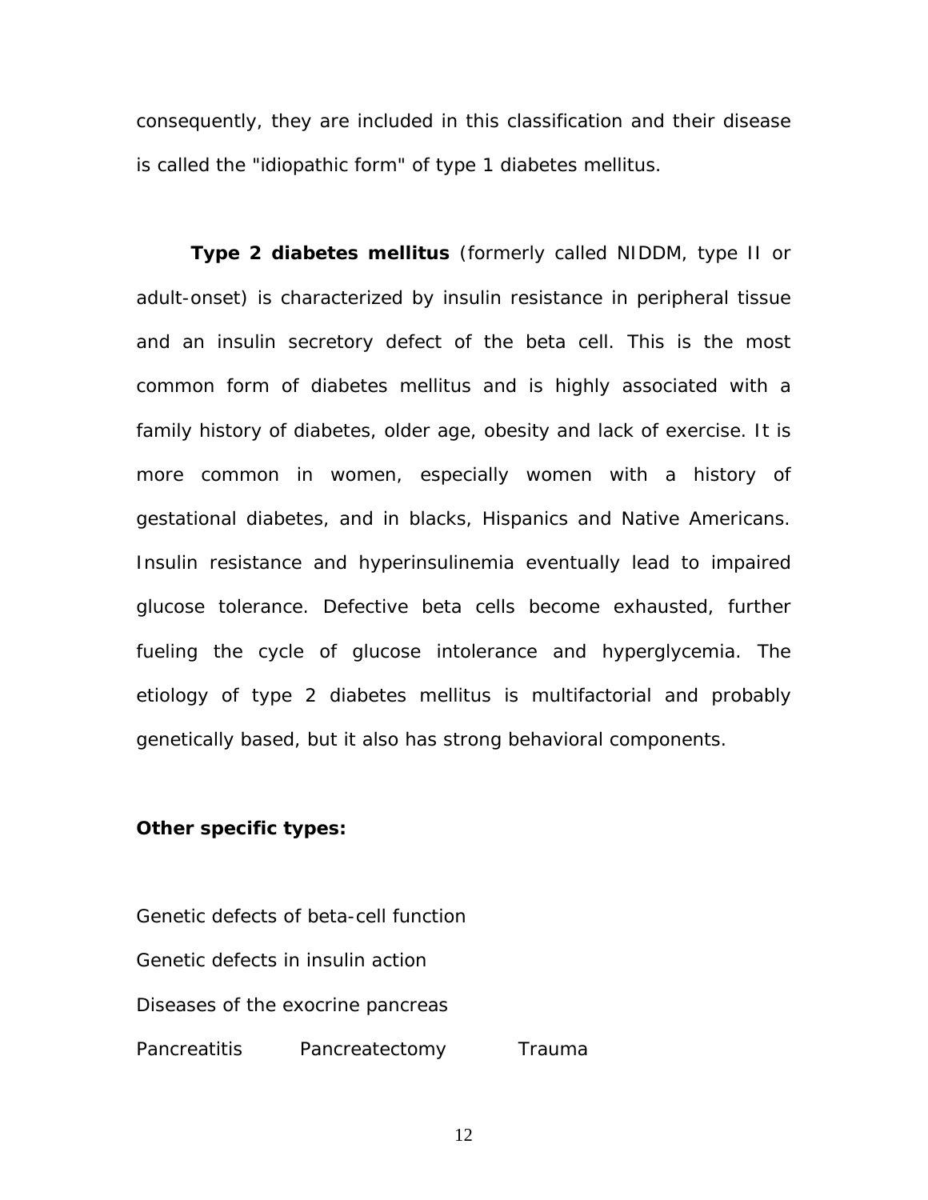consequently, they are included in this classification and their disease is called the "idiopathic form" of type 1 diabetes mellitus.

**Type 2 diabetes mellitus** (formerly called NIDDM, type II or adult-onset) is characterized by insulin resistance in peripheral tissue and an insulin secretory defect of the beta cell. This is the most common form of diabetes mellitus and is highly associated with a family history of diabetes, older age, obesity and lack of exercise. It is more common in women, especially women with a history of gestational diabetes, and in blacks, Hispanics and Native Americans. Insulin resistance and hyperinsulinemia eventually lead to impaired glucose tolerance. Defective beta cells become exhausted, further fueling the cycle of glucose intolerance and hyperglycemia. The etiology of type 2 diabetes mellitus is multifactorial and probably genetically based, but it also has strong behavioral components.

**Other specific types:**

Genetic defects of beta-cell function

Genetic defects in insulin action

Diseases of the exocrine pancreas

Pancreatitis Pancreatectomy Trauma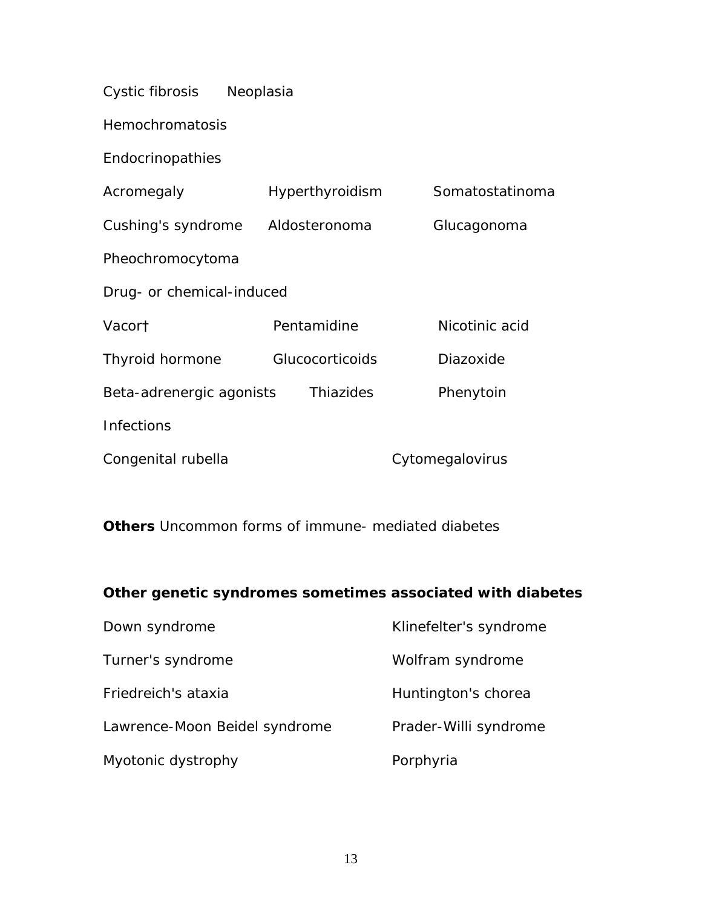Cystic fibrosis   Neoplasia

Hemochromatosis

Endocrinopathies

| | | |
|---|---|---|
| Acromegaly | Hyperthyroidism | Somatostatinoma |
| Cushing's syndrome | Aldosteronoma | Glucagonoma |
| Pheochromocytoma | | |

Drug- or chemical-induced

| | | |
|---|---|---|
| Vacor† | Pentamidine | Nicotinic acid |
| Thyroid hormone | Glucocorticoids | Diazoxide |
| Beta-adrenergic agonists | Thiazides | Phenytoin |

Infections

| | |
|---|---|
| Congenital rubella | Cytomegalovirus |

**Others** Uncommon forms of immune- mediated diabetes

**Other genetic syndromes sometimes associated with diabetes**

| | |
|---|---|
| Down syndrome | Klinefelter's syndrome |
| Turner's syndrome | Wolfram syndrome |
| Friedreich's ataxia | Huntington's chorea |
| Lawrence-Moon Beidel syndrome | Prader-Willi syndrome |
| Myotonic dystrophy | Porphyria |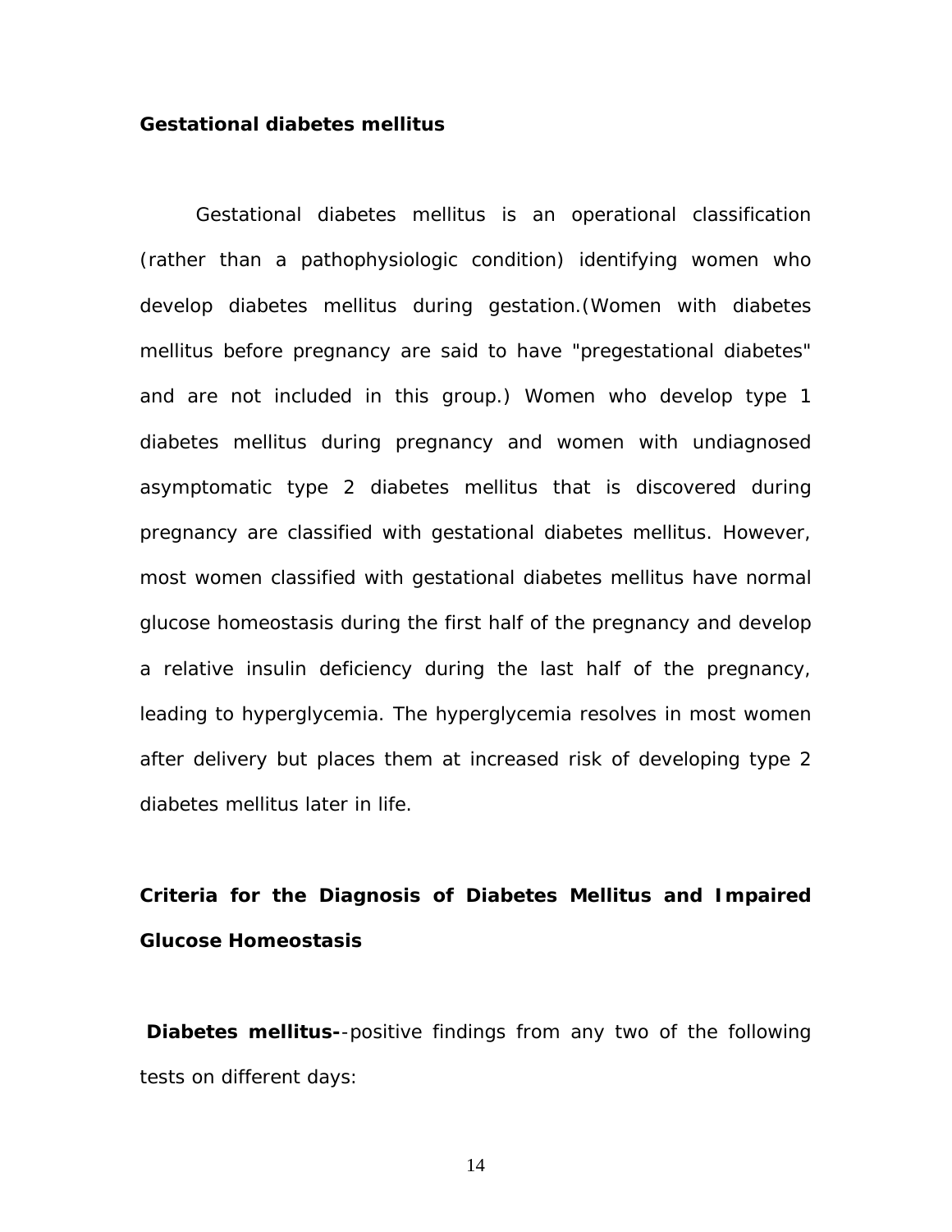**Gestational diabetes mellitus**

Gestational diabetes mellitus is an operational classification (rather than a pathophysiologic condition) identifying women who develop diabetes mellitus during gestation.(Women with diabetes mellitus before pregnancy are said to have "pregestational diabetes" and are not included in this group.) Women who develop type 1 diabetes mellitus during pregnancy and women with undiagnosed asymptomatic type 2 diabetes mellitus that is discovered during pregnancy are classified with gestational diabetes mellitus. However, most women classified with gestational diabetes mellitus have normal glucose homeostasis during the first half of the pregnancy and develop a relative insulin deficiency during the last half of the pregnancy, leading to hyperglycemia. The hyperglycemia resolves in most women after delivery but places them at increased risk of developing type 2 diabetes mellitus later in life.

**Criteria for the Diagnosis of Diabetes Mellitus and Impaired Glucose Homeostasis**

**Diabetes mellitus-**-positive findings from any two of the following tests on different days: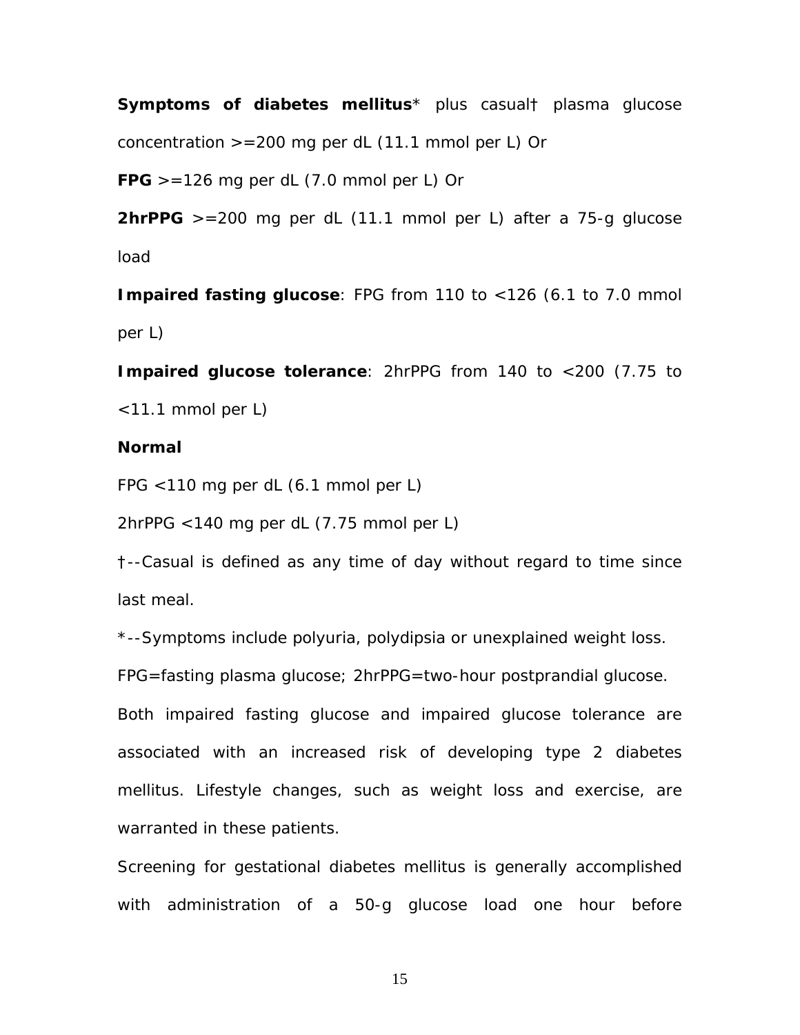**Symptoms of diabetes mellitus*** plus casual† plasma glucose concentration >=200 mg per dL (11.1 mmol per L) Or

**FPG** >=126 mg per dL (7.0 mmol per L) Or

**2hrPPG** >=200 mg per dL (11.1 mmol per L) after a 75-g glucose load

**Impaired fasting glucose**: FPG from 110 to <126 (6.1 to 7.0 mmol per L)

**Impaired glucose tolerance**: 2hrPPG from 140 to <200 (7.75 to <11.1 mmol per L)

**Normal**

FPG <110 mg per dL (6.1 mmol per L)

2hrPPG <140 mg per dL (7.75 mmol per L)

†--Casual is defined as any time of day without regard to time since last meal.

*--Symptoms include polyuria, polydipsia or unexplained weight loss.

FPG=fasting plasma glucose; 2hrPPG=two-hour postprandial glucose.

Both impaired fasting glucose and impaired glucose tolerance are associated with an increased risk of developing type 2 diabetes mellitus. Lifestyle changes, such as weight loss and exercise, are warranted in these patients.

Screening for gestational diabetes mellitus is generally accomplished with administration of a 50-g glucose load one hour before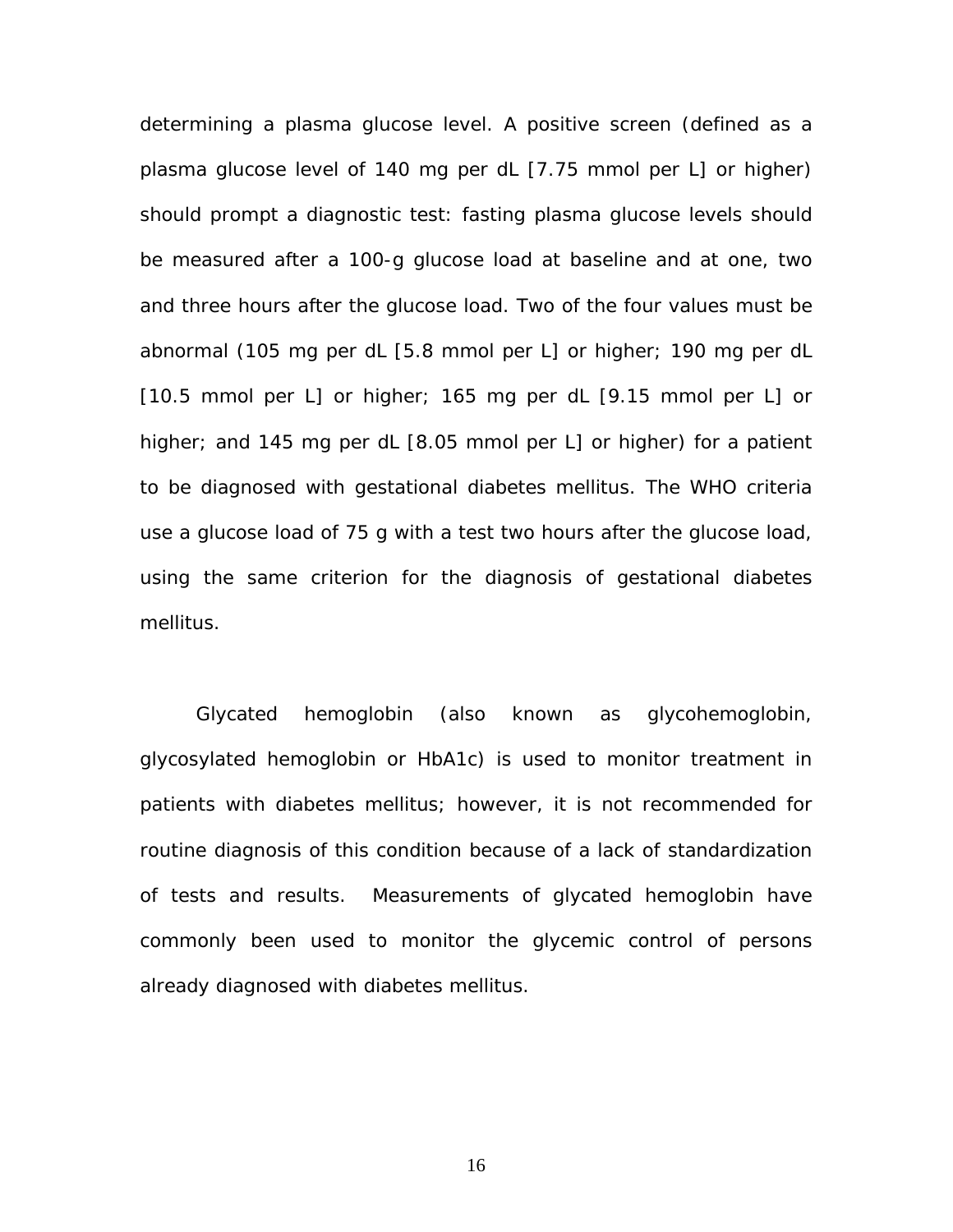determining a plasma glucose level. A positive screen (defined as a plasma glucose level of 140 mg per dL [7.75 mmol per L] or higher) should prompt a diagnostic test: fasting plasma glucose levels should be measured after a 100-g glucose load at baseline and at one, two and three hours after the glucose load. Two of the four values must be abnormal (105 mg per dL [5.8 mmol per L] or higher; 190 mg per dL [10.5 mmol per L] or higher; 165 mg per dL [9.15 mmol per L] or higher; and 145 mg per dL [8.05 mmol per L] or higher) for a patient to be diagnosed with gestational diabetes mellitus. The WHO criteria use a glucose load of 75 g with a test two hours after the glucose load, using the same criterion for the diagnosis of gestational diabetes mellitus.

Glycated hemoglobin (also known as glycohemoglobin, glycosylated hemoglobin or HbA1c) is used to monitor treatment in patients with diabetes mellitus; however, it is not recommended for routine diagnosis of this condition because of a lack of standardization of tests and results. Measurements of glycated hemoglobin have commonly been used to monitor the glycemic control of persons already diagnosed with diabetes mellitus.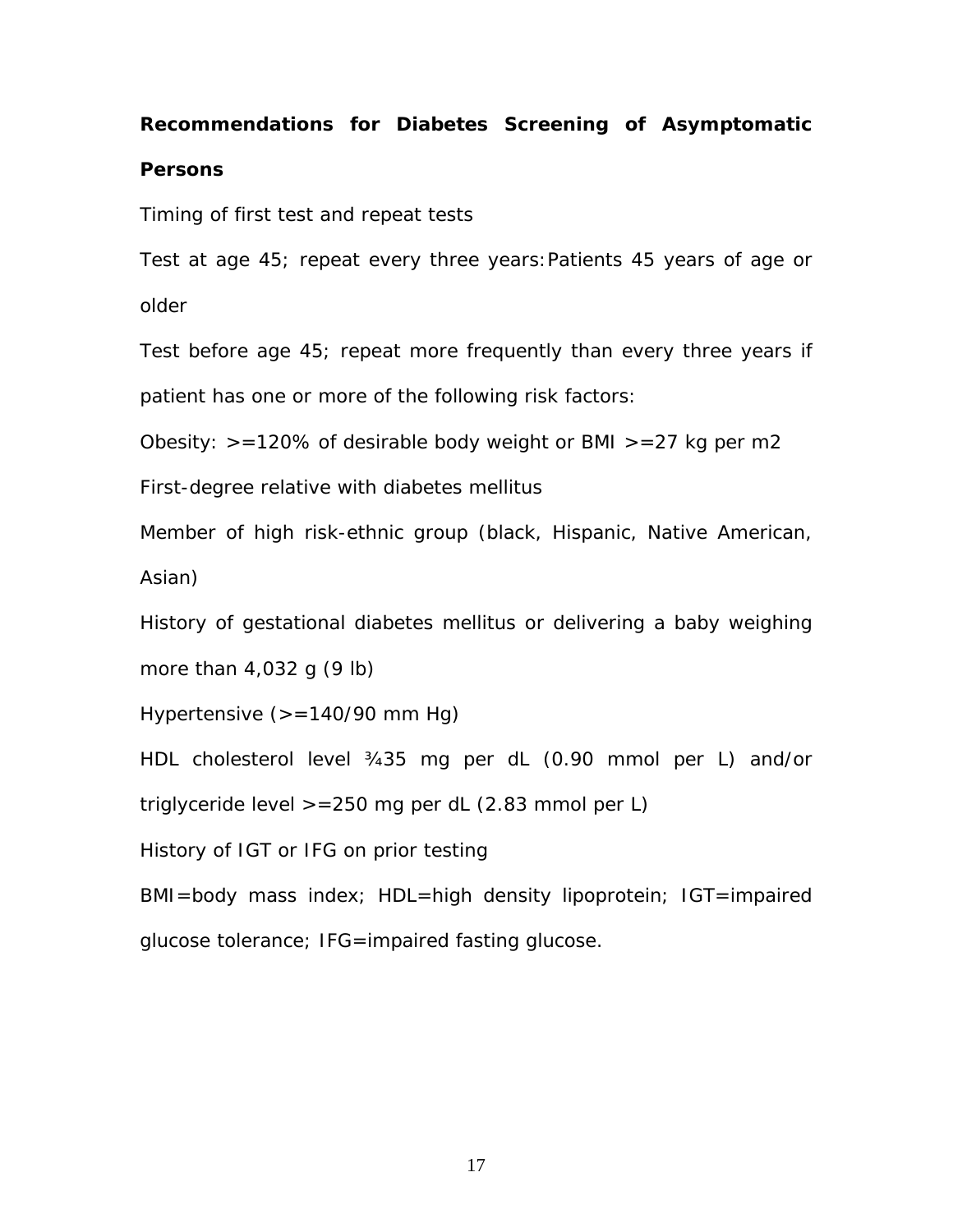**Recommendations for Diabetes Screening of Asymptomatic Persons**

Timing of first test and repeat tests

Test at age 45; repeat every three years: Patients 45 years of age or older

Test before age 45; repeat more frequently than every three years if patient has one or more of the following risk factors:

Obesity: >=120% of desirable body weight or BMI >=27 kg per m2

First-degree relative with diabetes mellitus

Member of high risk-ethnic group (black, Hispanic, Native American, Asian)

History of gestational diabetes mellitus or delivering a baby weighing more than 4,032 g (9 lb)

Hypertensive (>=140/90 mm Hg)

HDL cholesterol level ¾35 mg per dL (0.90 mmol per L) and/or triglyceride level >=250 mg per dL (2.83 mmol per L)

History of IGT or IFG on prior testing

BMI=body mass index; HDL=high density lipoprotein; IGT=impaired glucose tolerance; IFG=impaired fasting glucose.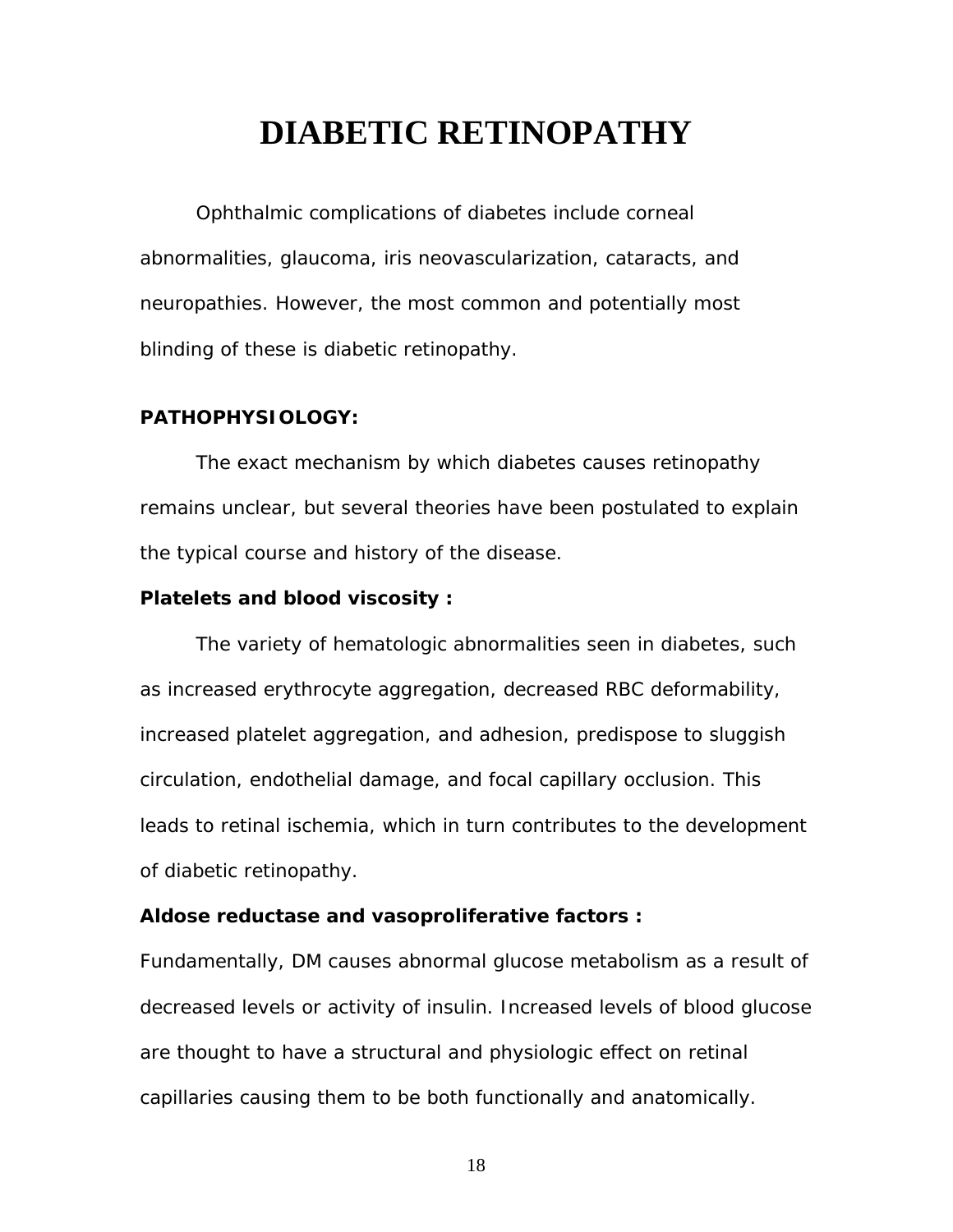# DIABETIC RETINOPATHY

Ophthalmic complications of diabetes include corneal abnormalities, glaucoma, iris neovascularization, cataracts, and neuropathies. However, the most common and potentially most blinding of these is diabetic retinopathy.

**PATHOPHYSIOLOGY:**

The exact mechanism by which diabetes causes retinopathy remains unclear, but several theories have been postulated to explain the typical course and history of the disease.

**Platelets and blood viscosity :**

The variety of hematologic abnormalities seen in diabetes, such as increased erythrocyte aggregation, decreased RBC deformability, increased platelet aggregation, and adhesion, predispose to sluggish circulation, endothelial damage, and focal capillary occlusion. This leads to retinal ischemia, which in turn contributes to the development of diabetic retinopathy.

**Aldose reductase and vasoproliferative factors :**

Fundamentally, DM causes abnormal glucose metabolism as a result of decreased levels or activity of insulin. Increased levels of blood glucose are thought to have a structural and physiologic effect on retinal capillaries causing them to be both functionally and anatomically.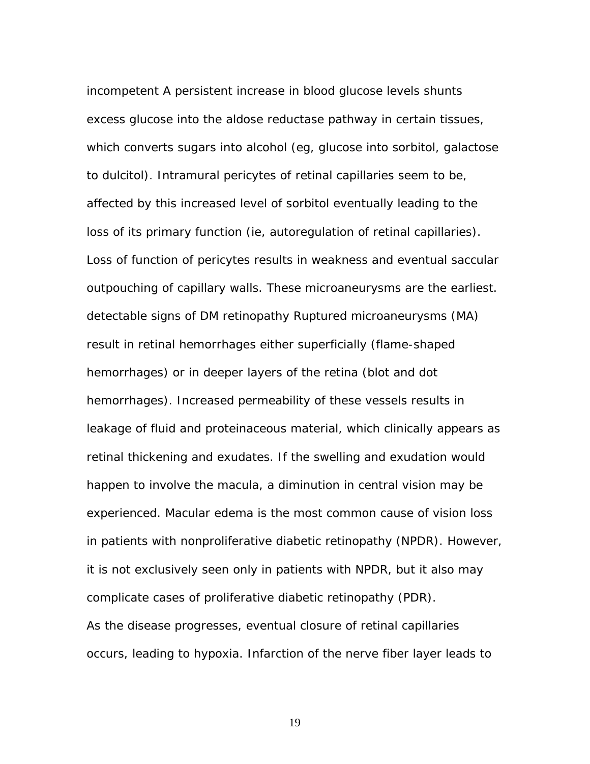incompetent A persistent increase in blood glucose levels shunts excess glucose into the aldose reductase pathway in certain tissues, which converts sugars into alcohol (eg, glucose into sorbitol, galactose to dulcitol). Intramural pericytes of retinal capillaries seem to be, affected by this increased level of sorbitol eventually leading to the loss of its primary function (ie, autoregulation of retinal capillaries). Loss of function of pericytes results in weakness and eventual saccular outpouching of capillary walls. These microaneurysms are the earliest. detectable signs of DM retinopathy Ruptured microaneurysms (MA) result in retinal hemorrhages either superficially (flame-shaped hemorrhages) or in deeper layers of the retina (blot and dot hemorrhages). Increased permeability of these vessels results in leakage of fluid and proteinaceous material, which clinically appears as retinal thickening and exudates. If the swelling and exudation would happen to involve the macula, a diminution in central vision may be experienced. Macular edema is the most common cause of vision loss in patients with nonproliferative diabetic retinopathy (NPDR). However, it is not exclusively seen only in patients with NPDR, but it also may complicate cases of proliferative diabetic retinopathy (PDR).

As the disease progresses, eventual closure of retinal capillaries occurs, leading to hypoxia. Infarction of the nerve fiber layer leads to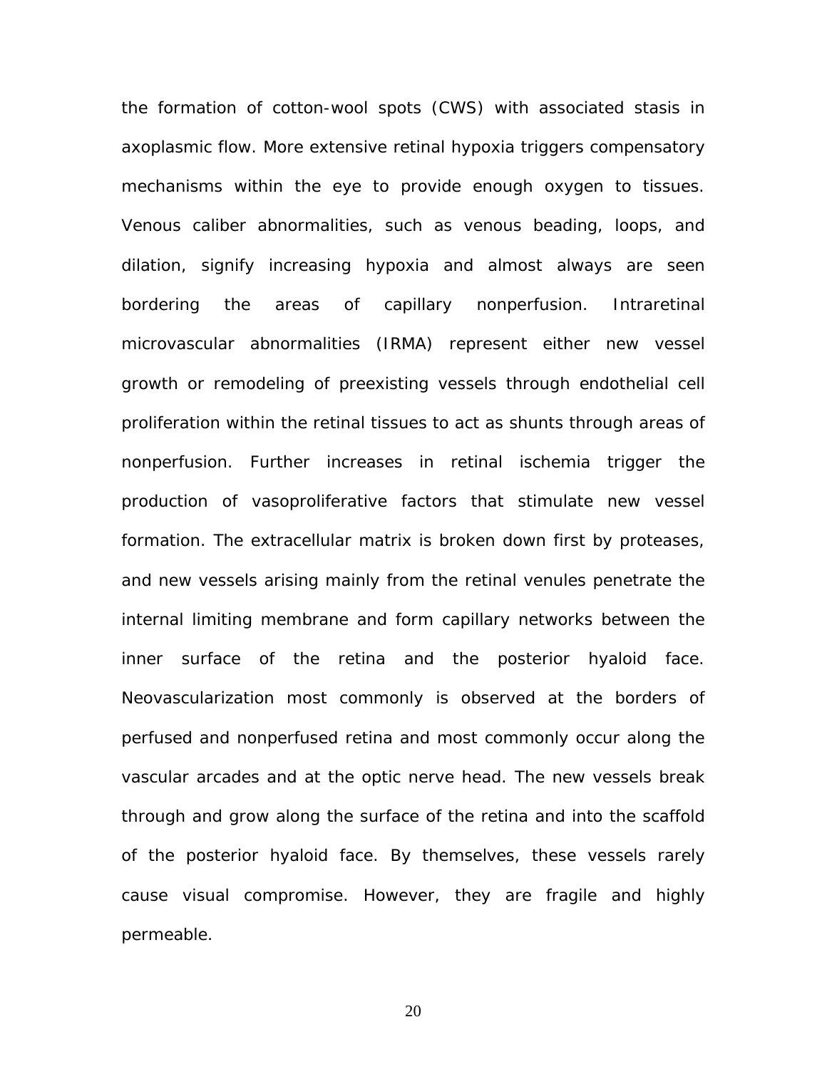the formation of cotton-wool spots (CWS) with associated stasis in axoplasmic flow. More extensive retinal hypoxia triggers compensatory mechanisms within the eye to provide enough oxygen to tissues. Venous caliber abnormalities, such as venous beading, loops, and dilation, signify increasing hypoxia and almost always are seen bordering the areas of capillary nonperfusion. Intraretinal microvascular abnormalities (IRMA) represent either new vessel growth or remodeling of preexisting vessels through endothelial cell proliferation within the retinal tissues to act as shunts through areas of nonperfusion. Further increases in retinal ischemia trigger the production of vasoproliferative factors that stimulate new vessel formation. The extracellular matrix is broken down first by proteases, and new vessels arising mainly from the retinal venules penetrate the internal limiting membrane and form capillary networks between the inner surface of the retina and the posterior hyaloid face. Neovascularization most commonly is observed at the borders of perfused and nonperfused retina and most commonly occur along the vascular arcades and at the optic nerve head. The new vessels break through and grow along the surface of the retina and into the scaffold of the posterior hyaloid face. By themselves, these vessels rarely cause visual compromise. However, they are fragile and highly permeable.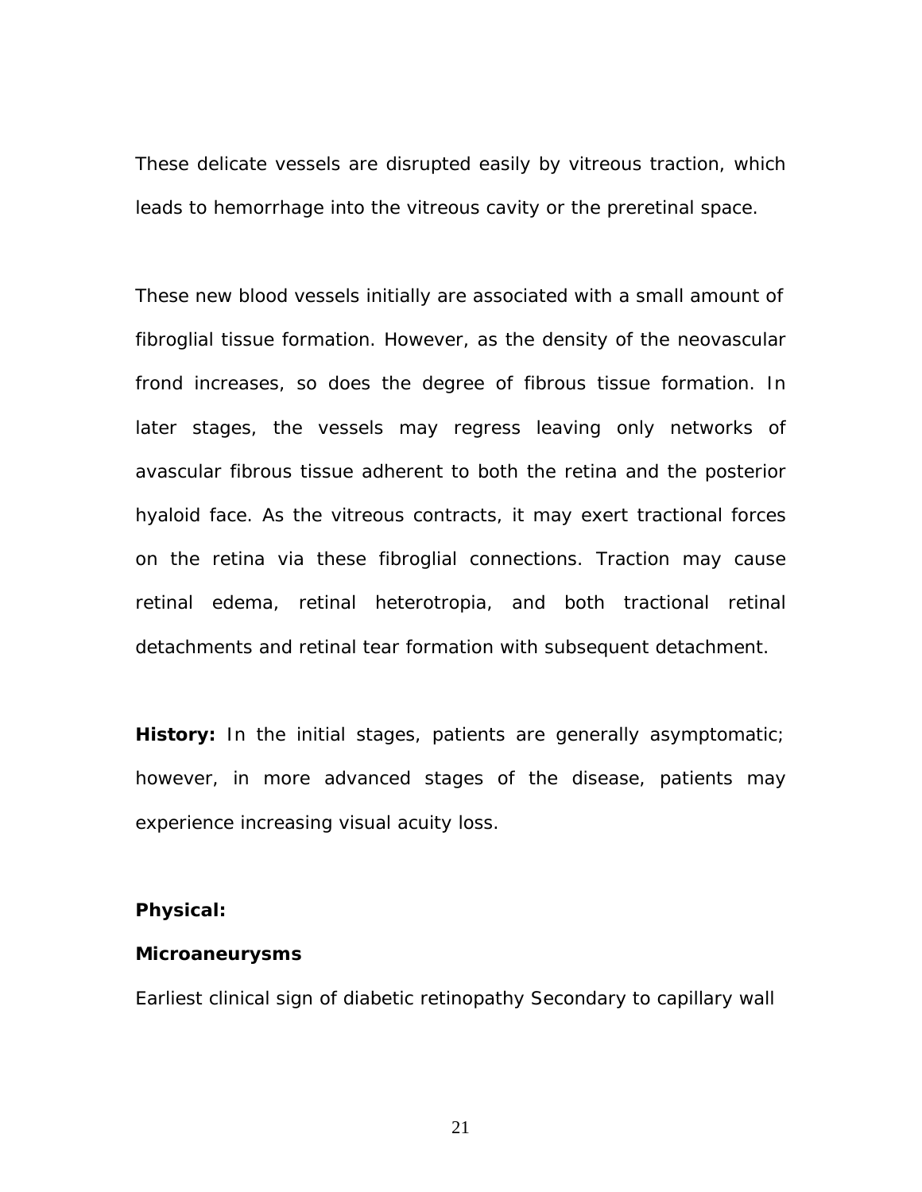These delicate vessels are disrupted easily by vitreous traction, which leads to hemorrhage into the vitreous cavity or the preretinal space.

These new blood vessels initially are associated with a small amount of fibroglial tissue formation. However, as the density of the neovascular frond increases, so does the degree of fibrous tissue formation. In later stages, the vessels may regress leaving only networks of avascular fibrous tissue adherent to both the retina and the posterior hyaloid face. As the vitreous contracts, it may exert tractional forces on the retina via these fibroglial connections. Traction may cause retinal edema, retinal heterotropia, and both tractional retinal detachments and retinal tear formation with subsequent detachment.

**History:** In the initial stages, patients are generally asymptomatic; however, in more advanced stages of the disease, patients may experience increasing visual acuity loss.

**Physical:**

**Microaneurysms**

Earliest clinical sign of diabetic retinopathy Secondary to capillary wall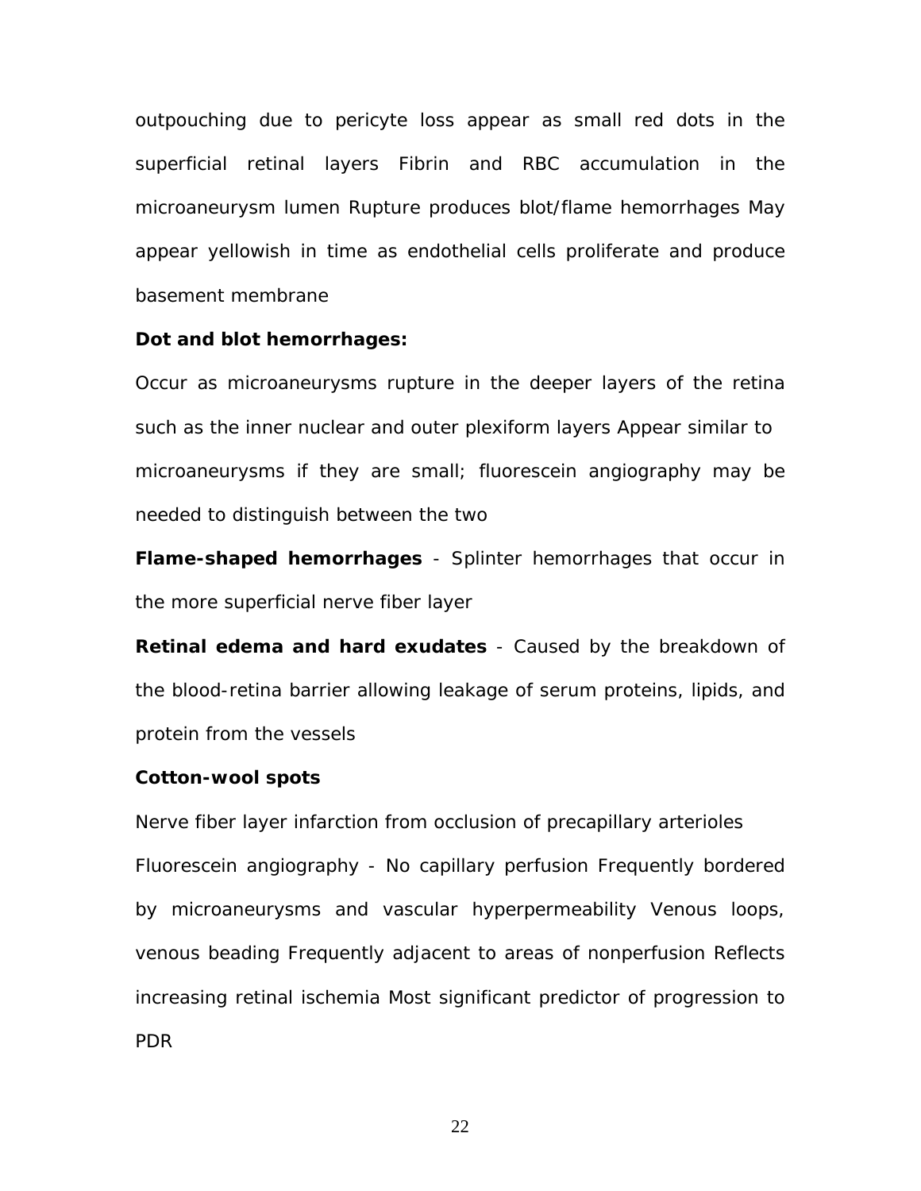outpouching due to pericyte loss appear as small red dots in the superficial retinal layers Fibrin and RBC accumulation in the microaneurysm lumen Rupture produces blot/flame hemorrhages May appear yellowish in time as endothelial cells proliferate and produce basement membrane

**Dot and blot hemorrhages:**

Occur as microaneurysms rupture in the deeper layers of the retina such as the inner nuclear and outer plexiform layers Appear similar to microaneurysms if they are small; fluorescein angiography may be needed to distinguish between the two

**Flame-shaped hemorrhages** - Splinter hemorrhages that occur in the more superficial nerve fiber layer

**Retinal edema and hard exudates** - Caused by the breakdown of the blood-retina barrier allowing leakage of serum proteins, lipids, and protein from the vessels

**Cotton-wool spots**

Nerve fiber layer infarction from occlusion of precapillary arterioles Fluorescein angiography - No capillary perfusion Frequently bordered by microaneurysms and vascular hyperpermeability Venous loops, venous beading Frequently adjacent to areas of nonperfusion Reflects increasing retinal ischemia Most significant predictor of progression to PDR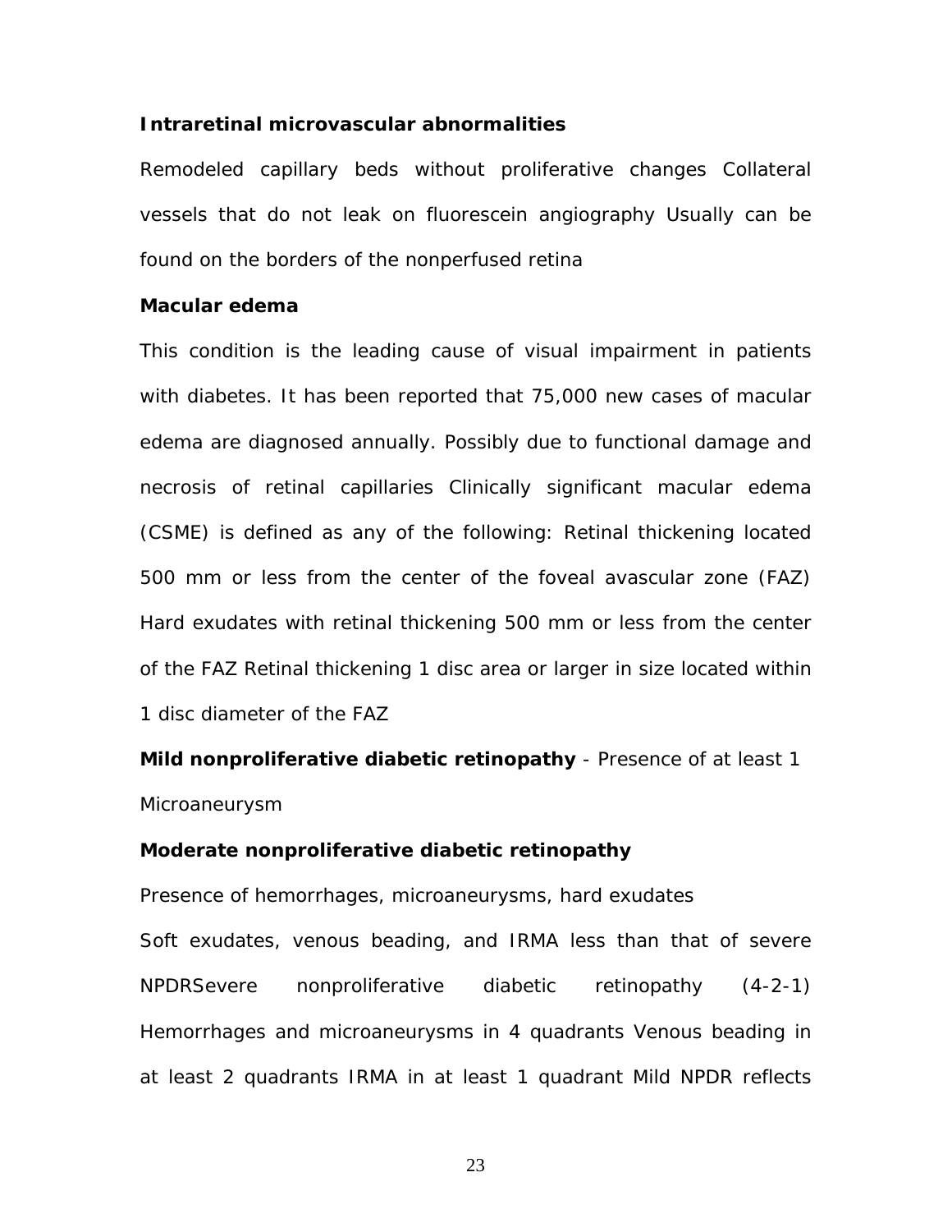**Intraretinal microvascular abnormalities**

Remodeled capillary beds without proliferative changes Collateral vessels that do not leak on fluorescein angiography Usually can be found on the borders of the nonperfused retina

**Macular edema**

This condition is the leading cause of visual impairment in patients with diabetes. It has been reported that 75,000 new cases of macular edema are diagnosed annually. Possibly due to functional damage and necrosis of retinal capillaries Clinically significant macular edema (CSME) is defined as any of the following: Retinal thickening located 500 mm or less from the center of the foveal avascular zone (FAZ) Hard exudates with retinal thickening 500 mm or less from the center of the FAZ Retinal thickening 1 disc area or larger in size located within 1 disc diameter of the FAZ

**Mild nonproliferative diabetic retinopathy** - Presence of at least 1 Microaneurysm

**Moderate nonproliferative diabetic retinopathy**

Presence of hemorrhages, microaneurysms, hard exudates

Soft exudates, venous beading, and IRMA less than that of severe NPDRSevere nonproliferative diabetic retinopathy (4-2-1) Hemorrhages and microaneurysms in 4 quadrants Venous beading in at least 2 quadrants IRMA in at least 1 quadrant Mild NPDR reflects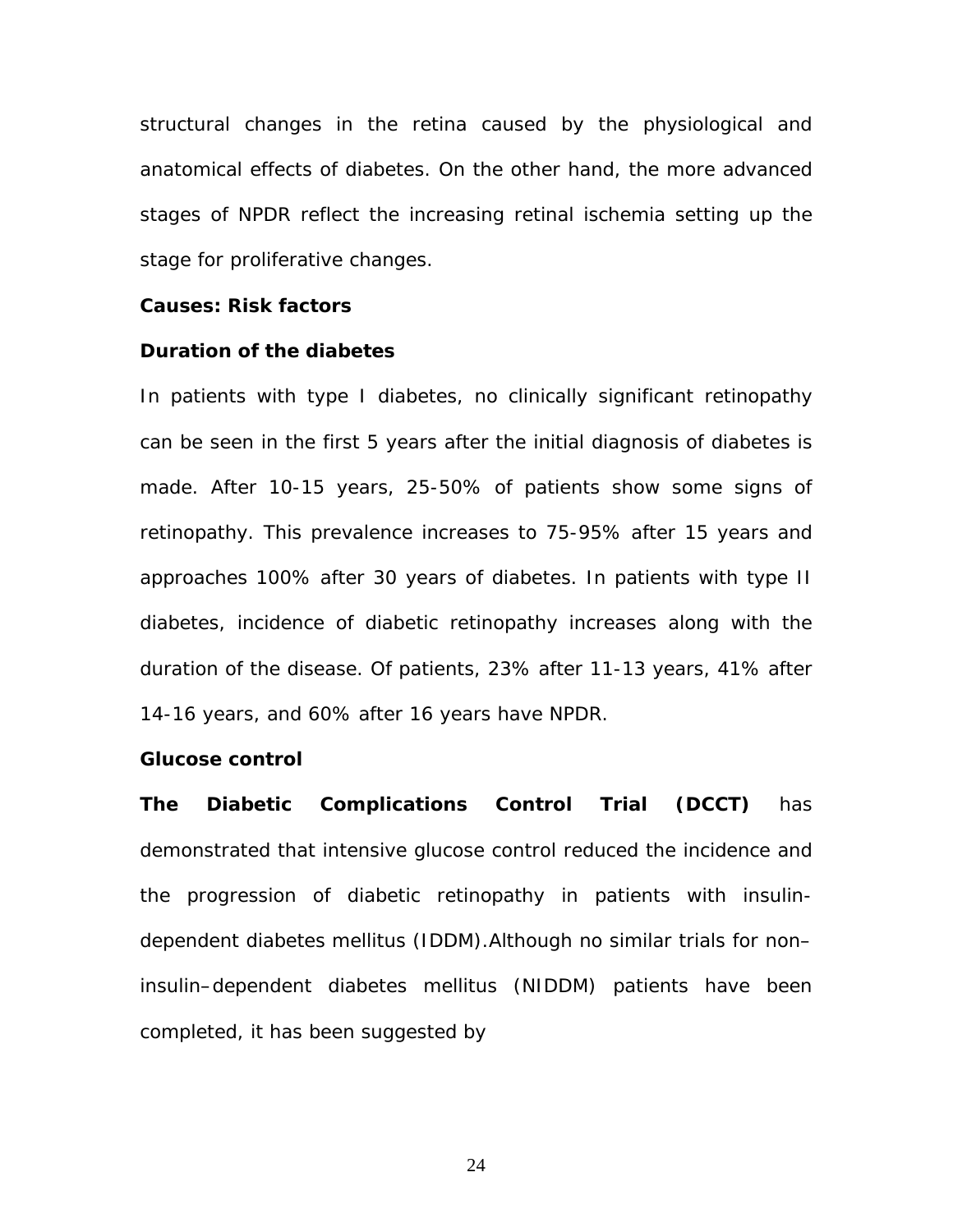structural changes in the retina caused by the physiological and anatomical effects of diabetes. On the other hand, the more advanced stages of NPDR reflect the increasing retinal ischemia setting up the stage for proliferative changes.

**Causes: Risk factors**

**Duration of the diabetes**

In patients with type I diabetes, no clinically significant retinopathy can be seen in the first 5 years after the initial diagnosis of diabetes is made. After 10-15 years, 25-50% of patients show some signs of retinopathy. This prevalence increases to 75-95% after 15 years and approaches 100% after 30 years of diabetes. In patients with type II diabetes, incidence of diabetic retinopathy increases along with the duration of the disease. Of patients, 23% after 11-13 years, 41% after 14-16 years, and 60% after 16 years have NPDR.

**Glucose control**

**The Diabetic Complications Control Trial (DCCT)** has demonstrated that intensive glucose control reduced the incidence and the progression of diabetic retinopathy in patients with insulin-dependent diabetes mellitus (IDDM).Although no similar trials for non–insulin–dependent diabetes mellitus (NIDDM) patients have been completed, it has been suggested by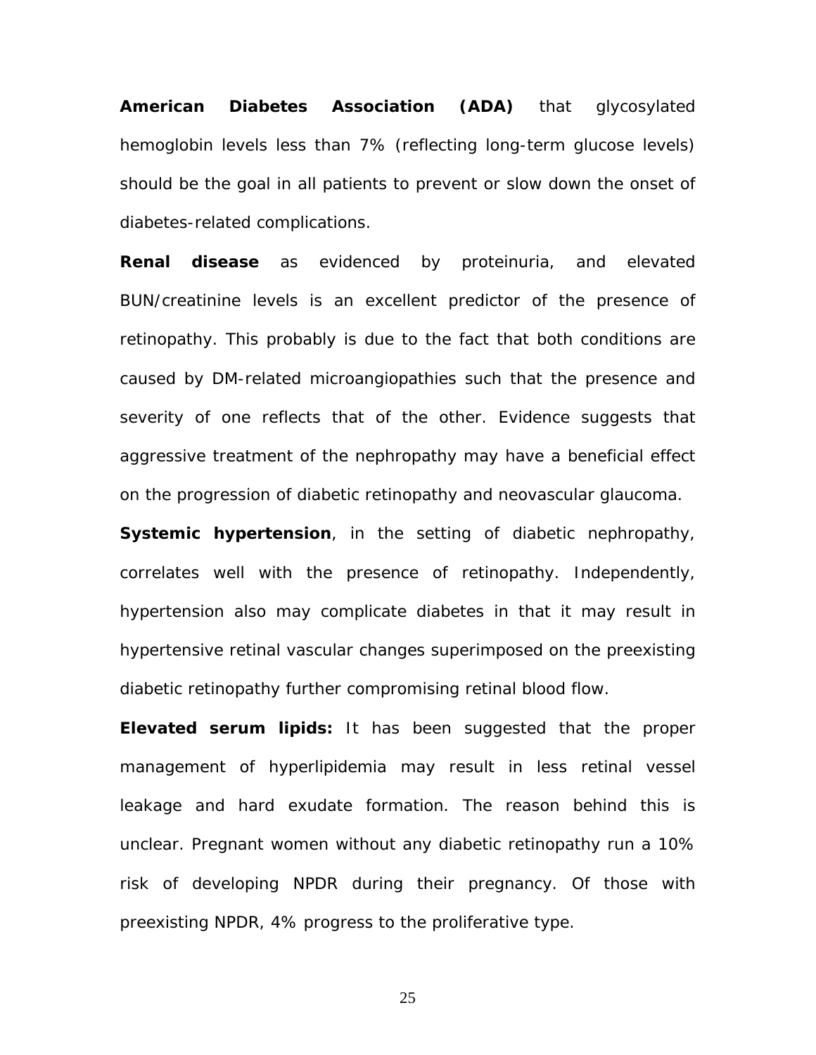**American Diabetes Association (ADA)** that glycosylated hemoglobin levels less than 7% (reflecting long-term glucose levels) should be the goal in all patients to prevent or slow down the onset of diabetes-related complications.

**Renal disease** as evidenced by proteinuria, and elevated BUN/creatinine levels is an excellent predictor of the presence of retinopathy. This probably is due to the fact that both conditions are caused by DM-related microangiopathies such that the presence and severity of one reflects that of the other. Evidence suggests that aggressive treatment of the nephropathy may have a beneficial effect on the progression of diabetic retinopathy and neovascular glaucoma.

**Systemic hypertension**, in the setting of diabetic nephropathy, correlates well with the presence of retinopathy. Independently, hypertension also may complicate diabetes in that it may result in hypertensive retinal vascular changes superimposed on the preexisting diabetic retinopathy further compromising retinal blood flow.

**Elevated serum lipids:** It has been suggested that the proper management of hyperlipidemia may result in less retinal vessel leakage and hard exudate formation. The reason behind this is unclear. Pregnant women without any diabetic retinopathy run a 10% risk of developing NPDR during their pregnancy. Of those with preexisting NPDR, 4% progress to the proliferative type.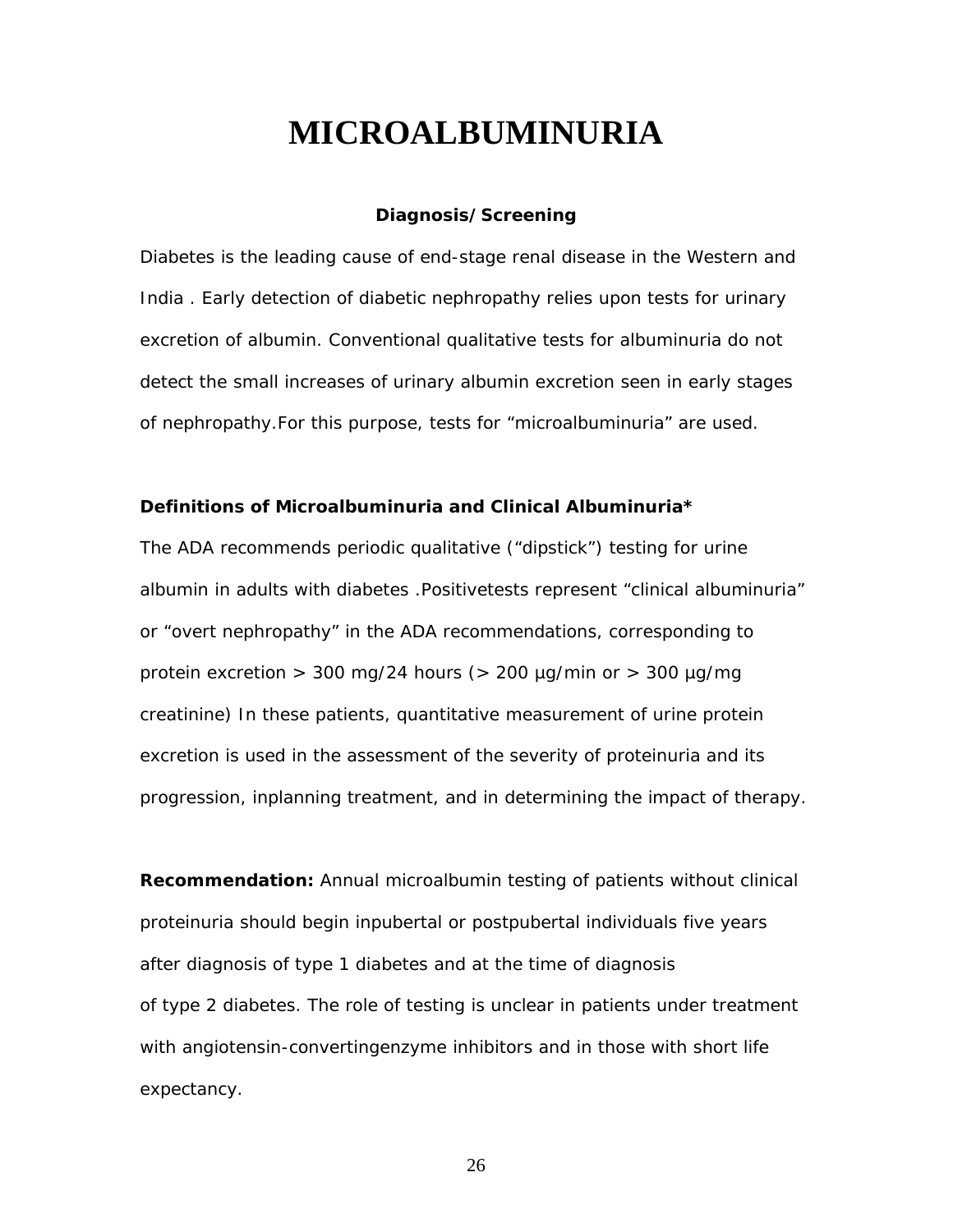# MICROALBUMINURIA

### Diagnosis/Screening

Diabetes is the leading cause of end-stage renal disease in the Western and India . Early detection of diabetic nephropathy relies upon tests for urinary excretion of albumin. Conventional qualitative tests for albuminuria do not detect the small increases of urinary albumin excretion seen in early stages of nephropathy.For this purpose, tests for "microalbuminuria" are used.

**Definitions of Microalbuminuria and Clinical Albuminuria***

The ADA recommends periodic qualitative ("dipstick") testing for urine albumin in adults with diabetes .Positivetests represent "clinical albuminuria" or "overt nephropathy" in the ADA recommendations, corresponding to protein excretion > 300 mg/24 hours (> 200 µg/min or > 300 µg/mg creatinine) In these patients, quantitative measurement of urine protein excretion is used in the assessment of the severity of proteinuria and its progression, inplanning treatment, and in determining the impact of therapy.

**Recommendation:** Annual microalbumin testing of patients without clinical proteinuria should begin inpubertal or postpubertal individuals five years after diagnosis of type 1 diabetes and at the time of diagnosis of type 2 diabetes. The role of testing is unclear in patients under treatment with angiotensin-convertingenzyme inhibitors and in those with short life expectancy.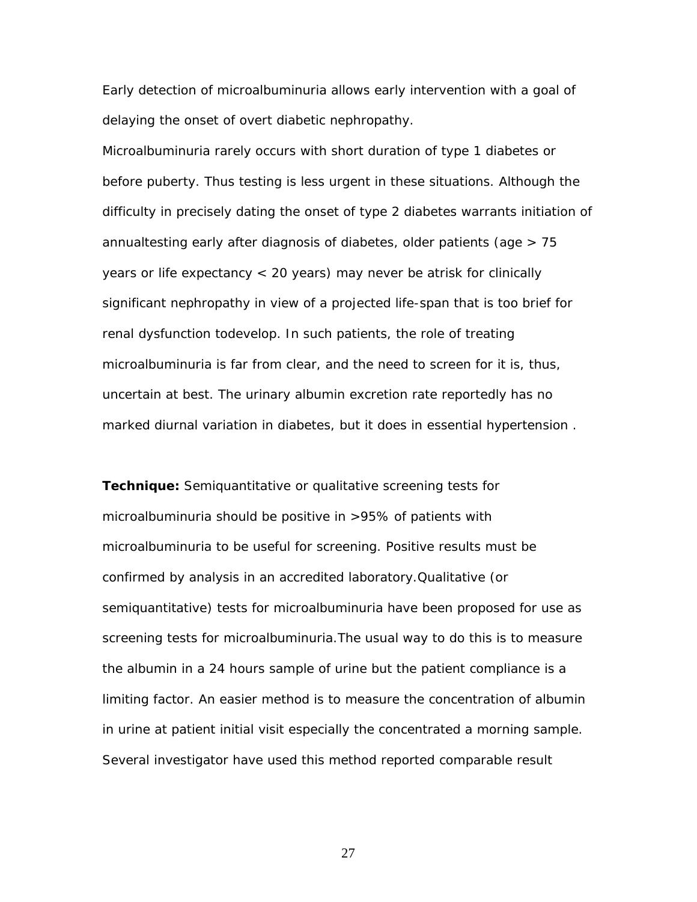Early detection of microalbuminuria allows early intervention with a goal of delaying the onset of overt diabetic nephropathy.

Microalbuminuria rarely occurs with short duration of type 1 diabetes or before puberty. Thus testing is less urgent in these situations. Although the difficulty in precisely dating the onset of type 2 diabetes warrants initiation of annualtesting early after diagnosis of diabetes, older patients (age > 75 years or life expectancy < 20 years) may never be atrisk for clinically significant nephropathy in view of a projected life-span that is too brief for renal dysfunction todevelop. In such patients, the role of treating microalbuminuria is far from clear, and the need to screen for it is, thus, uncertain at best. The urinary albumin excretion rate reportedly has no marked diurnal variation in diabetes, but it does in essential hypertension .

**Technique:** Semiquantitative or qualitative screening tests for microalbuminuria should be positive in >95% of patients with microalbuminuria to be useful for screening. Positive results must be confirmed by analysis in an accredited laboratory.Qualitative (or semiquantitative) tests for microalbuminuria have been proposed for use as screening tests for microalbuminuria.The usual way to do this is to measure the albumin in a 24 hours sample of urine but the patient compliance is a limiting factor. An easier method is to measure the concentration of albumin in urine at patient initial visit especially the concentrated a morning sample. Several investigator have used this method reported comparable result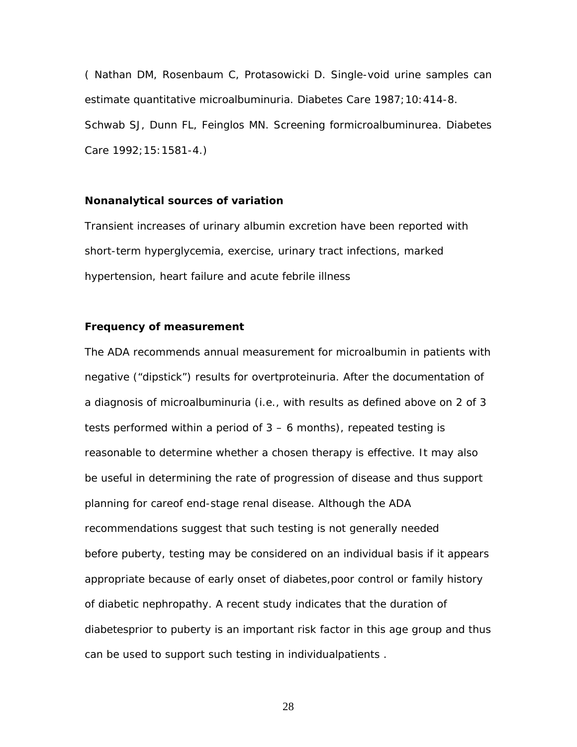( Nathan DM, Rosenbaum C, Protasowicki D. Single-void urine samples can estimate quantitative microalbuminuria. Diabetes Care 1987;10:414-8. Schwab SJ, Dunn FL, Feinglos MN. Screening formicroalbuminurea. Diabetes Care 1992;15:1581-4.)

**Nonanalytical sources of variation**

Transient increases of urinary albumin excretion have been reported with short-term hyperglycemia, exercise, urinary tract infections, marked hypertension, heart failure and acute febrile illness

**Frequency of measurement**

The ADA recommends annual measurement for microalbumin in patients with negative ("dipstick") results for overtproteinuria. After the documentation of a diagnosis of microalbuminuria (i.e., with results as defined above on 2 of 3 tests performed within a period of 3 – 6 months), repeated testing is reasonable to determine whether a chosen therapy is effective. It may also be useful in determining the rate of progression of disease and thus support planning for careof end-stage renal disease. Although the ADA recommendations suggest that such testing is not generally needed before puberty, testing may be considered on an individual basis if it appears appropriate because of early onset of diabetes,poor control or family history of diabetic nephropathy. A recent study indicates that the duration of diabetesprior to puberty is an important risk factor in this age group and thus can be used to support such testing in individualpatients .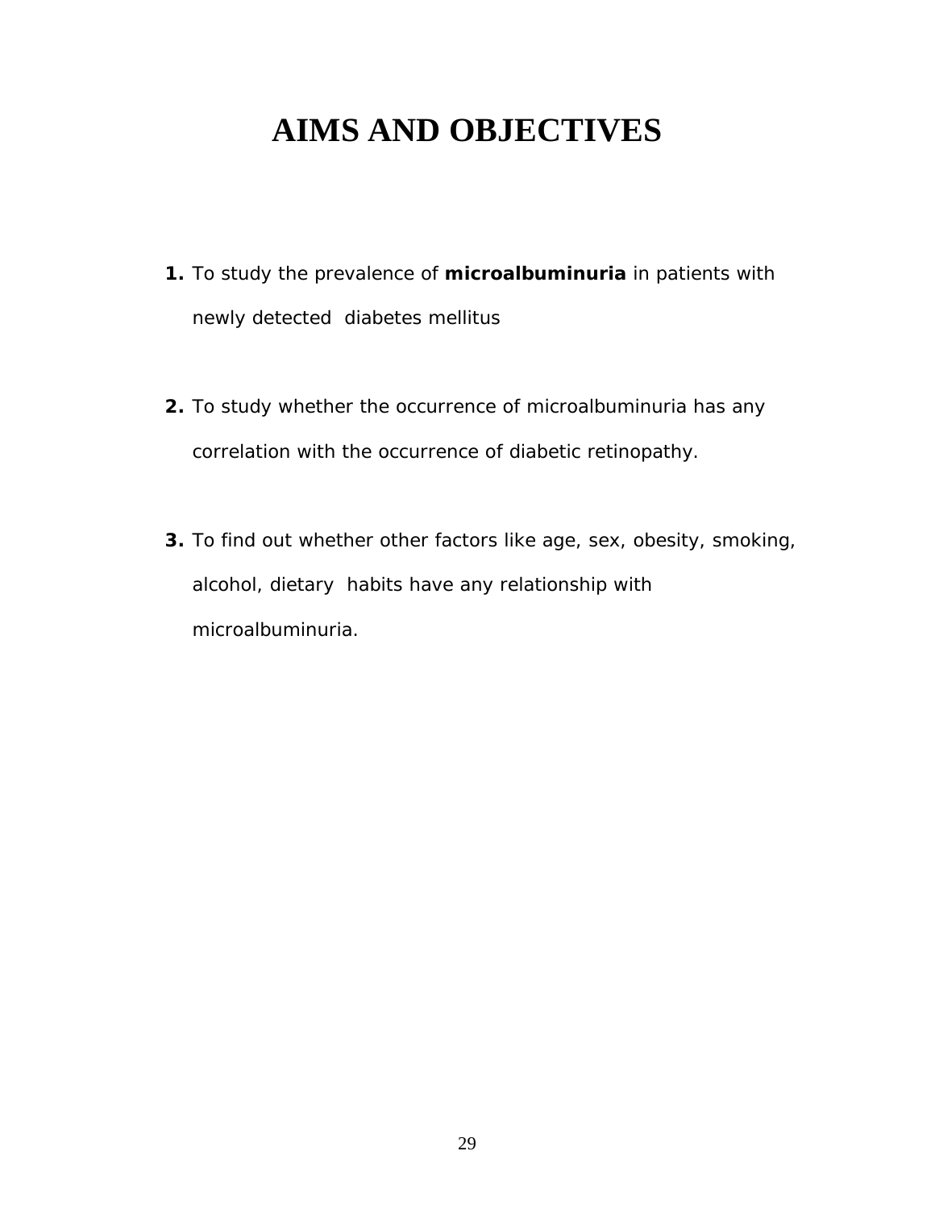# AIMS AND OBJECTIVES

1. To study the prevalence of **microalbuminuria** in patients with newly detected diabetes mellitus

2. To study whether the occurrence of microalbuminuria has any correlation with the occurrence of diabetic retinopathy.

3. To find out whether other factors like age, sex, obesity, smoking, alcohol, dietary habits have any relationship with microalbuminuria.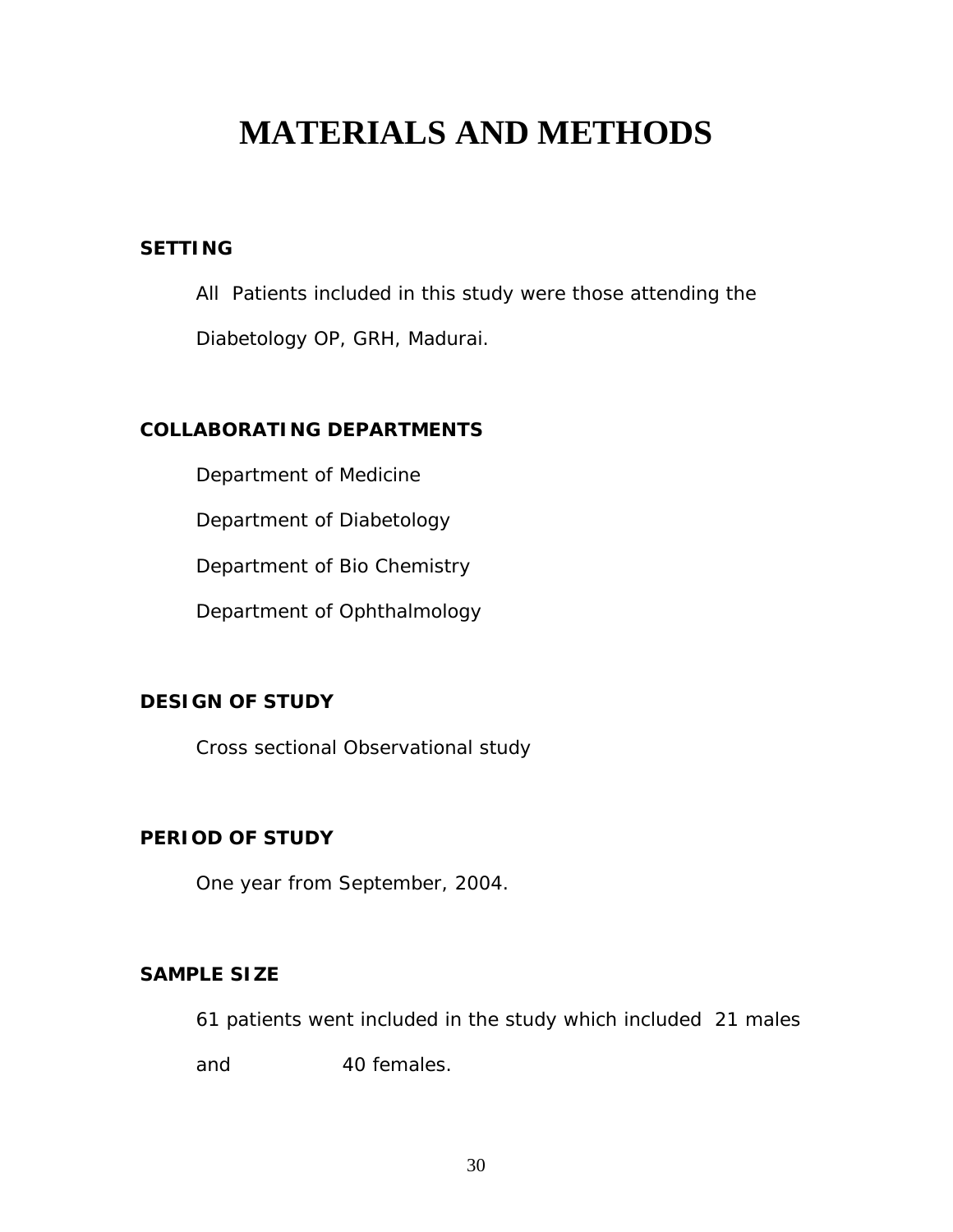# MATERIALS AND METHODS

**SETTING**

All Patients included in this study were those attending the Diabetology OP, GRH, Madurai.

**COLLABORATING DEPARTMENTS**

Department of Medicine

Department of Diabetology

Department of Bio Chemistry

Department of Ophthalmology

**DESIGN OF STUDY**

Cross sectional Observational study

**PERIOD OF STUDY**

One year from September, 2004.

**SAMPLE SIZE**

61 patients went included in the study which included 21 males and 40 females.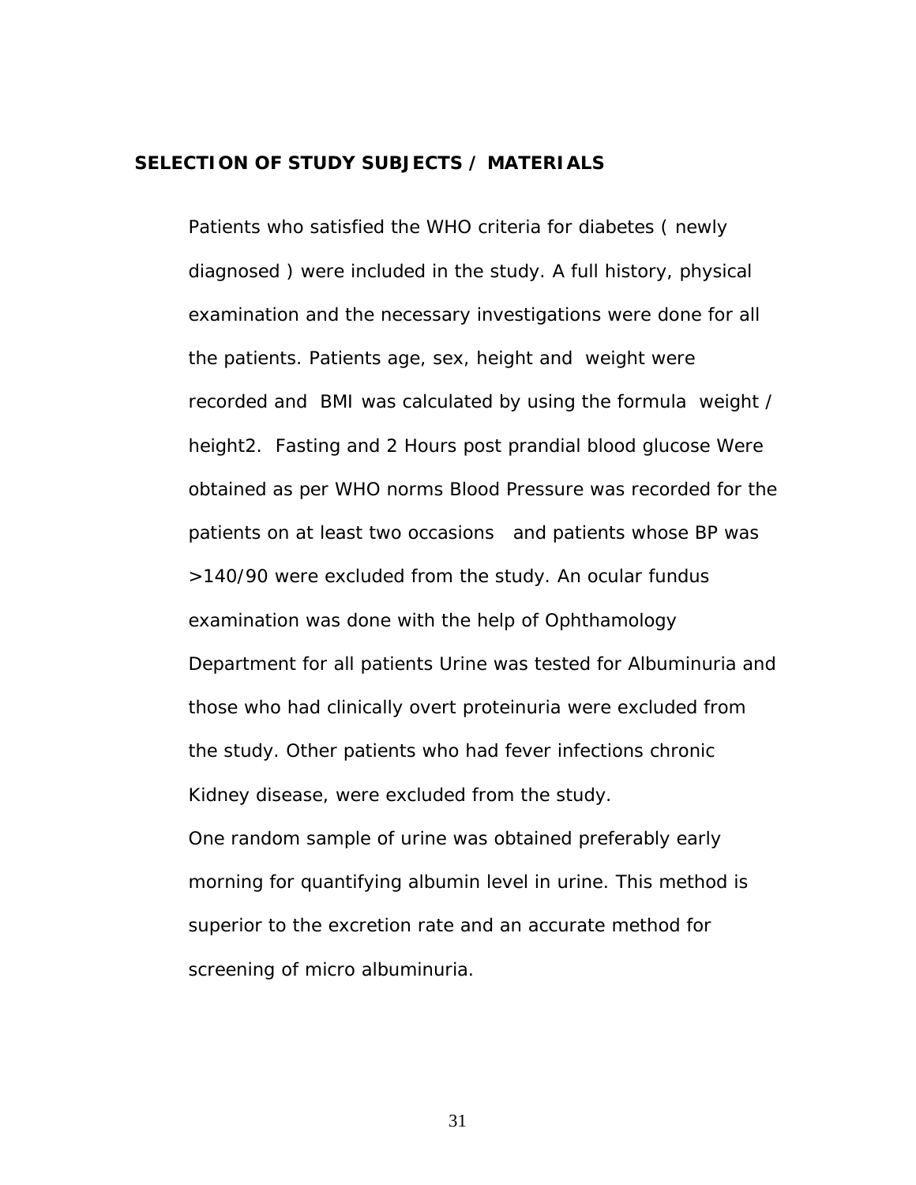## SELECTION OF STUDY SUBJECTS / MATERIALS

Patients who satisfied the WHO criteria for diabetes ( newly diagnosed ) were included in the study. A full history, physical examination and the necessary investigations were done for all the patients. Patients age, sex, height and weight were recorded and BMI was calculated by using the formula weight / height2. Fasting and 2 Hours post prandial blood glucose Were obtained as per WHO norms Blood Pressure was recorded for the patients on at least two occasions and patients whose BP was >140/90 were excluded from the study. An ocular fundus examination was done with the help of Ophthamology Department for all patients Urine was tested for Albuminuria and those who had clinically overt proteinuria were excluded from the study. Other patients who had fever infections chronic Kidney disease, were excluded from the study.

One random sample of urine was obtained preferably early morning for quantifying albumin level in urine. This method is superior to the excretion rate and an accurate method for screening of micro albuminuria.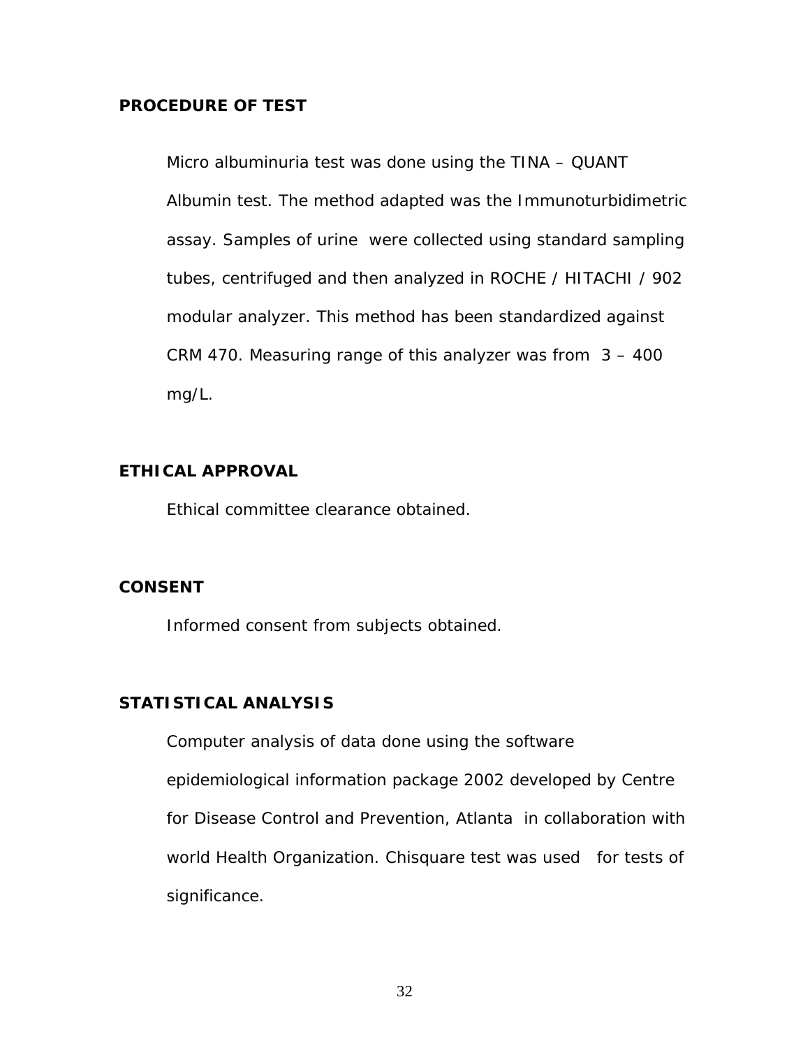## PROCEDURE OF TEST

Micro albuminuria test was done using the TINA – QUANT Albumin test. The method adapted was the Immunoturbidimetric assay. Samples of urine were collected using standard sampling tubes, centrifuged and then analyzed in ROCHE / HITACHI / 902 modular analyzer. This method has been standardized against CRM 470. Measuring range of this analyzer was from 3 – 400 mg/L.

## ETHICAL APPROVAL

Ethical committee clearance obtained.

## CONSENT

Informed consent from subjects obtained.

## STATISTICAL ANALYSIS

Computer analysis of data done using the software epidemiological information package 2002 developed by Centre for Disease Control and Prevention, Atlanta in collaboration with world Health Organization. Chisquare test was used for tests of significance.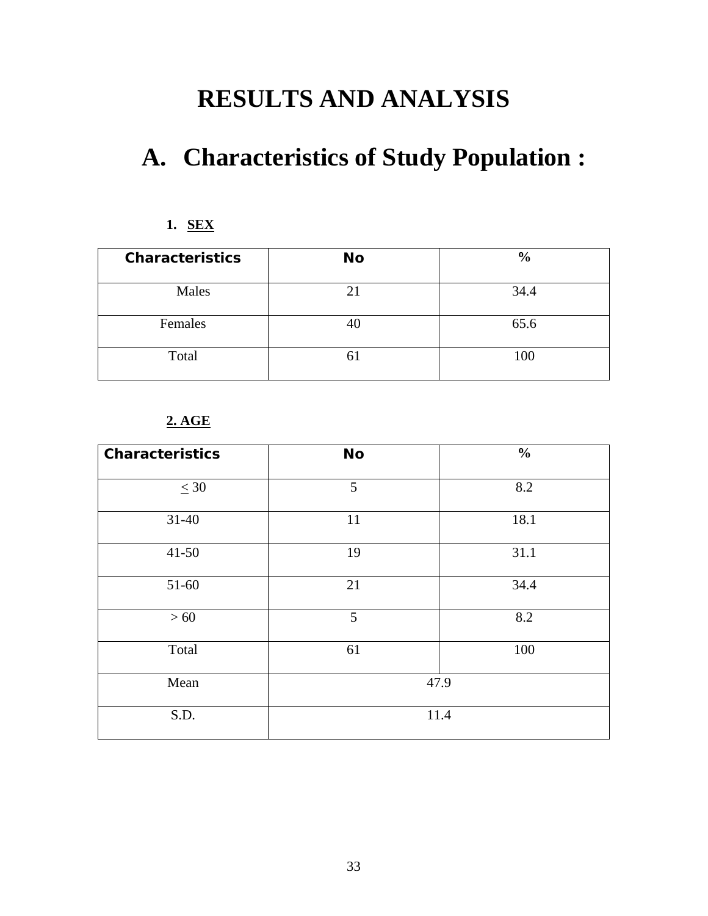# RESULTS AND ANALYSIS

## A. Characteristics of Study Population :

### 1. SEX

| Characteristics | No | % |
|---|---|---|
| Males | 21 | 34.4 |
| Females | 40 | 65.6 |
| Total | 61 | 100 |

### 2. AGE

| Characteristics | No | % |
|---|---|---|
| $\leq 30$ | 5 | 8.2 |
| 31-40 | 11 | 18.1 |
| 41-50 | 19 | 31.1 |
| 51-60 | 21 | 34.4 |
| > 60 | 5 | 8.2 |
| Total | 61 | 100 |
| Mean | 47.9 | |
| S.D. | 11.4 | |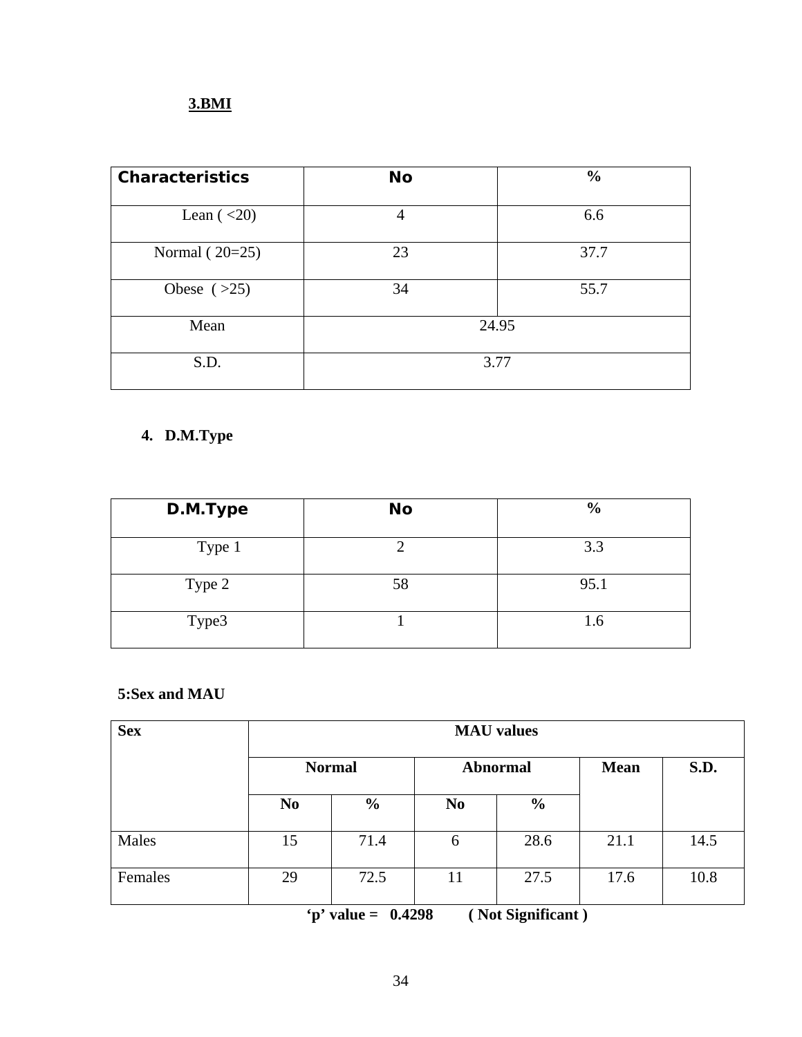### 3.BMI

| Characteristics | No | % |
|---|---|---|
| Lean ( <20) | 4 | 6.6 |
| Normal ( 20=25) | 23 | 37.7 |
| Obese ( >25) | 34 | 55.7 |
| Mean | 24.95 | |
| S.D. | 3.77 | |

### 4. D.M.Type

| D.M.Type | No | % |
|---|---|---|
| Type 1 | 2 | 3.3 |
| Type 2 | 58 | 95.1 |
| Type3 | 1 | 1.6 |

### 5:Sex and MAU

| Sex | MAU values | | | | | |
|---|---|---|---|---|---|---|
| | Normal | | Abnormal | | Mean | S.D. |
| | No | % | No | % | | |
| Males | 15 | 71.4 | 6 | 28.6 | 21.1 | 14.5 |
| Females | 29 | 72.5 | 11 | 27.5 | 17.6 | 10.8 |

**'p' value = 0.4298 ( Not Significant )**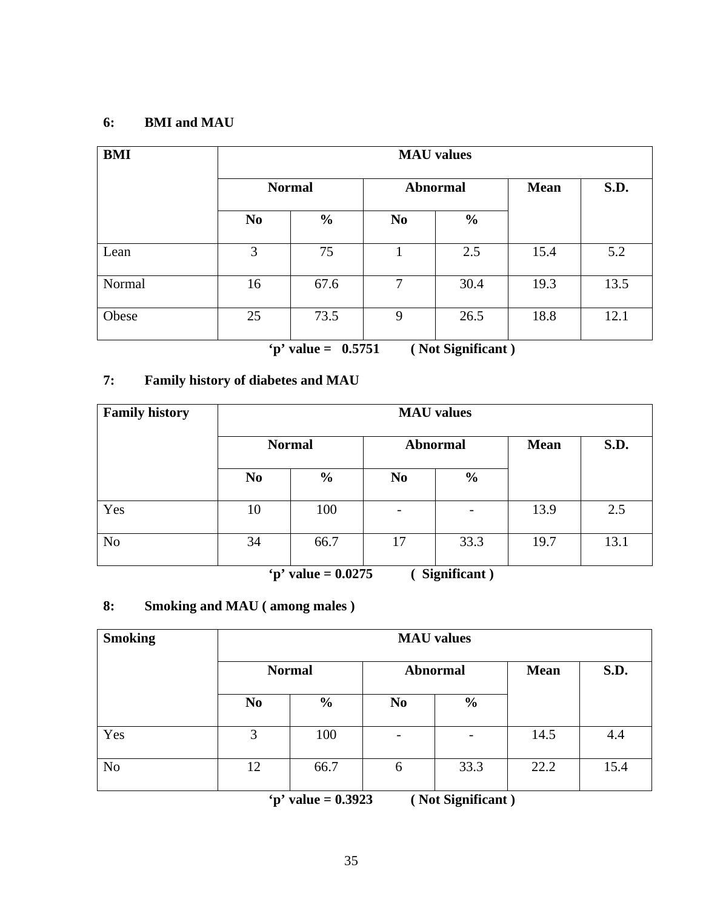### 6: BMI and MAU

| BMI | MAU values | | | | | |
|---|---|---|---|---|---|---|
| | Normal | | Abnormal | | Mean | S.D. |
| | No | % | No | % | | |
| Lean | 3 | 75 | 1 | 2.5 | 15.4 | 5.2 |
| Normal | 16 | 67.6 | 7 | 30.4 | 19.3 | 13.5 |
| Obese | 25 | 73.5 | 9 | 26.5 | 18.8 | 12.1 |

**'p' value = 0.5751 ( Not Significant )**

### 7: Family history of diabetes and MAU

| Family history | MAU values | | | | | |
|---|---|---|---|---|---|---|
| | Normal | | Abnormal | | Mean | S.D. |
| | No | % | No | % | | |
| Yes | 10 | 100 | - | - | 13.9 | 2.5 |
| No | 34 | 66.7 | 17 | 33.3 | 19.7 | 13.1 |

**'p' value = 0.0275 ( Significant )**

### 8: Smoking and MAU ( among males )

| Smoking | MAU values | | | | | |
|---|---|---|---|---|---|---|
| | Normal | | Abnormal | | Mean | S.D. |
| | No | % | No | % | | |
| Yes | 3 | 100 | - | - | 14.5 | 4.4 |
| No | 12 | 66.7 | 6 | 33.3 | 22.2 | 15.4 |

**'p' value = 0.3923 ( Not Significant )**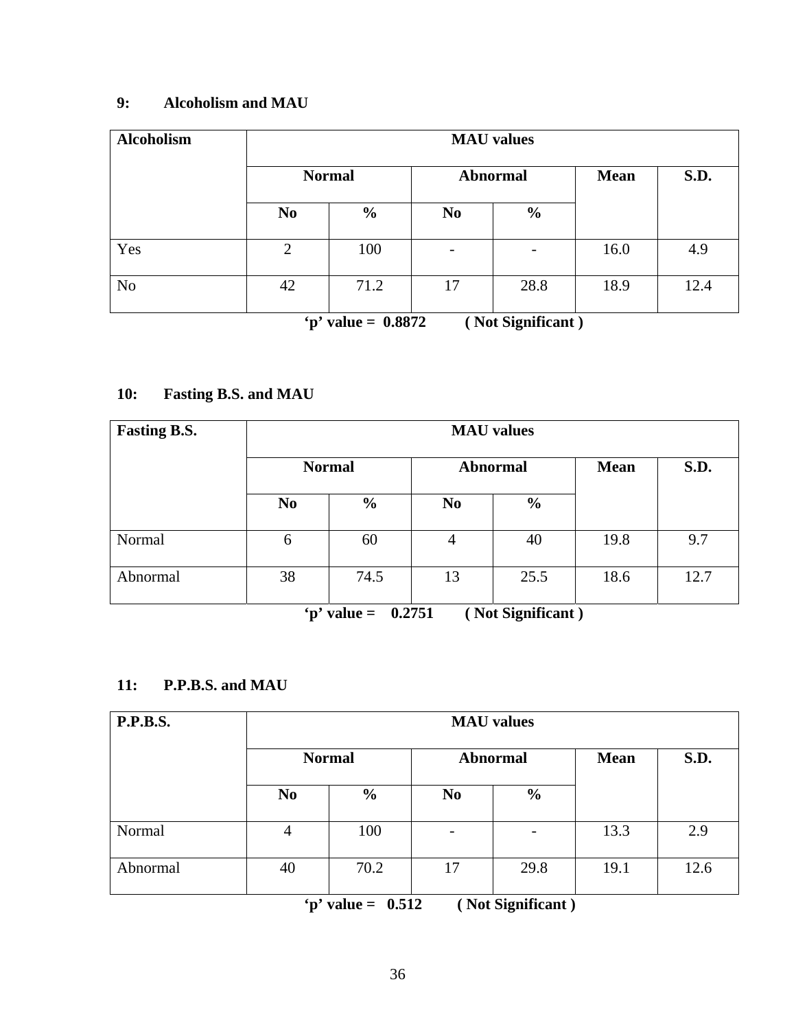### 9: Alcoholism and MAU

| Alcoholism | MAU values | | | | | |
|---|---|---|---|---|---|---|
| | Normal | | Abnormal | | Mean | S.D. |
| | No | % | No | % | | |
| Yes | 2 | 100 | - | - | 16.0 | 4.9 |
| No | 42 | 71.2 | 17 | 28.8 | 18.9 | 12.4 |

**‘p’ value = 0.8872 ( Not Significant )**

### 10: Fasting B.S. and MAU

| Fasting B.S. | MAU values | | | | | |
|---|---|---|---|---|---|---|
| | Normal | | Abnormal | | Mean | S.D. |
| | No | % | No | % | | |
| Normal | 6 | 60 | 4 | 40 | 19.8 | 9.7 |
| Abnormal | 38 | 74.5 | 13 | 25.5 | 18.6 | 12.7 |

**‘p’ value = 0.2751 ( Not Significant )**

### 11: P.P.B.S. and MAU

| P.P.B.S. | MAU values | | | | | |
|---|---|---|---|---|---|---|
| | Normal | | Abnormal | | Mean | S.D. |
| | No | % | No | % | | |
| Normal | 4 | 100 | - | - | 13.3 | 2.9 |
| Abnormal | 40 | 70.2 | 17 | 29.8 | 19.1 | 12.6 |

**‘p’ value = 0.512 ( Not Significant )**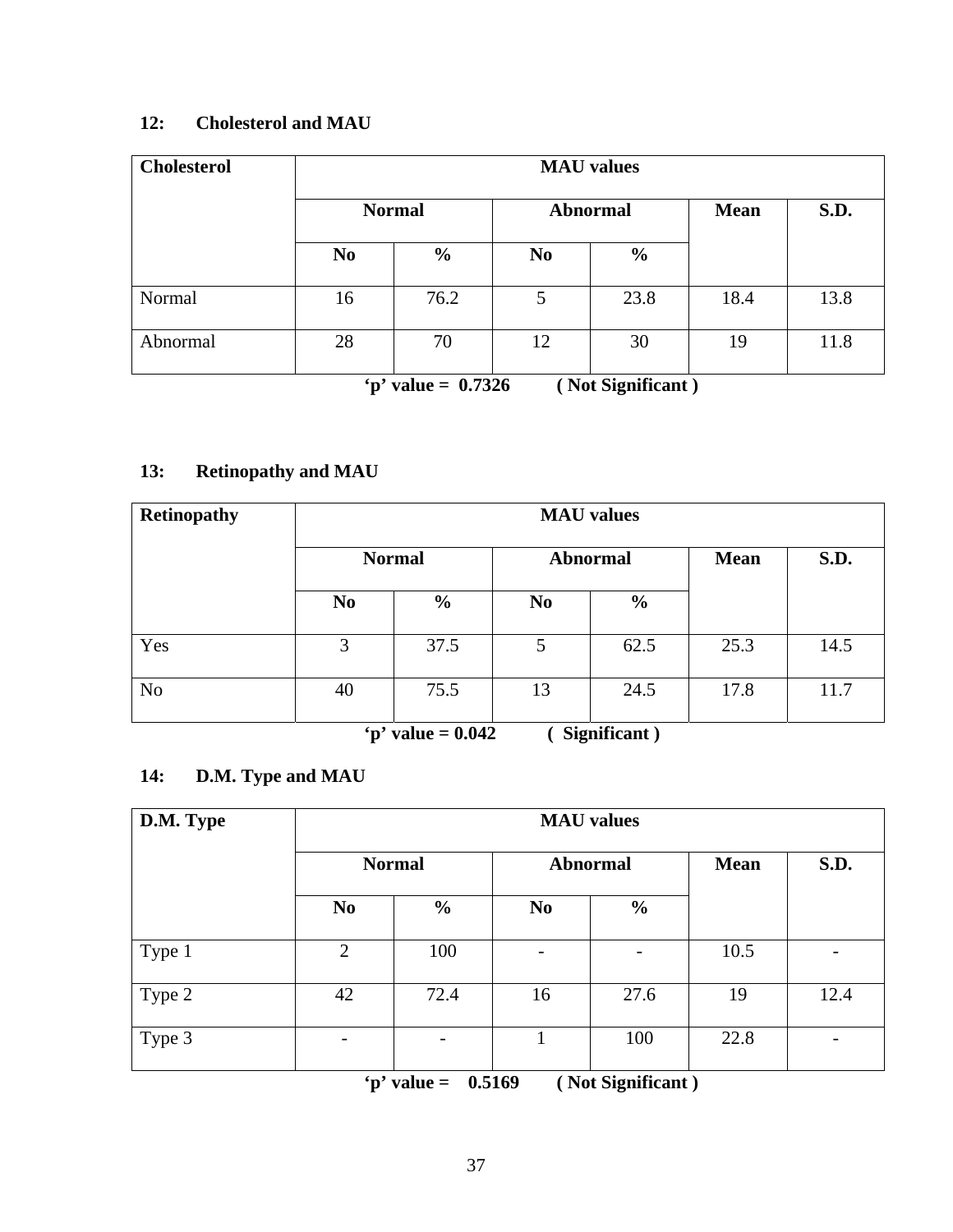### 12: Cholesterol and MAU

| Cholesterol | MAU values | | | | | |
|---|---|---|---|---|---|---|
| | Normal | | Abnormal | | Mean | S.D. |
| | No | % | No | % | | |
| Normal | 16 | 76.2 | 5 | 23.8 | 18.4 | 13.8 |
| Abnormal | 28 | 70 | 12 | 30 | 19 | 11.8 |

**‘p’ value = 0.7326 ( Not Significant )**

### 13: Retinopathy and MAU

| Retinopathy | MAU values | | | | | |
|---|---|---|---|---|---|---|
| | Normal | | Abnormal | | Mean | S.D. |
| | No | % | No | % | | |
| Yes | 3 | 37.5 | 5 | 62.5 | 25.3 | 14.5 |
| No | 40 | 75.5 | 13 | 24.5 | 17.8 | 11.7 |

**‘p’ value = 0.042 ( Significant )**

### 14: D.M. Type and MAU

| D.M. Type | MAU values | | | | | |
|---|---|---|---|---|---|---|
| | Normal | | Abnormal | | Mean | S.D. |
| | No | % | No | % | | |
| Type 1 | 2 | 100 | - | - | 10.5 | - |
| Type 2 | 42 | 72.4 | 16 | 27.6 | 19 | 12.4 |
| Type 3 | - | - | 1 | 100 | 22.8 | - |

**‘p’ value = 0.5169 ( Not Significant )**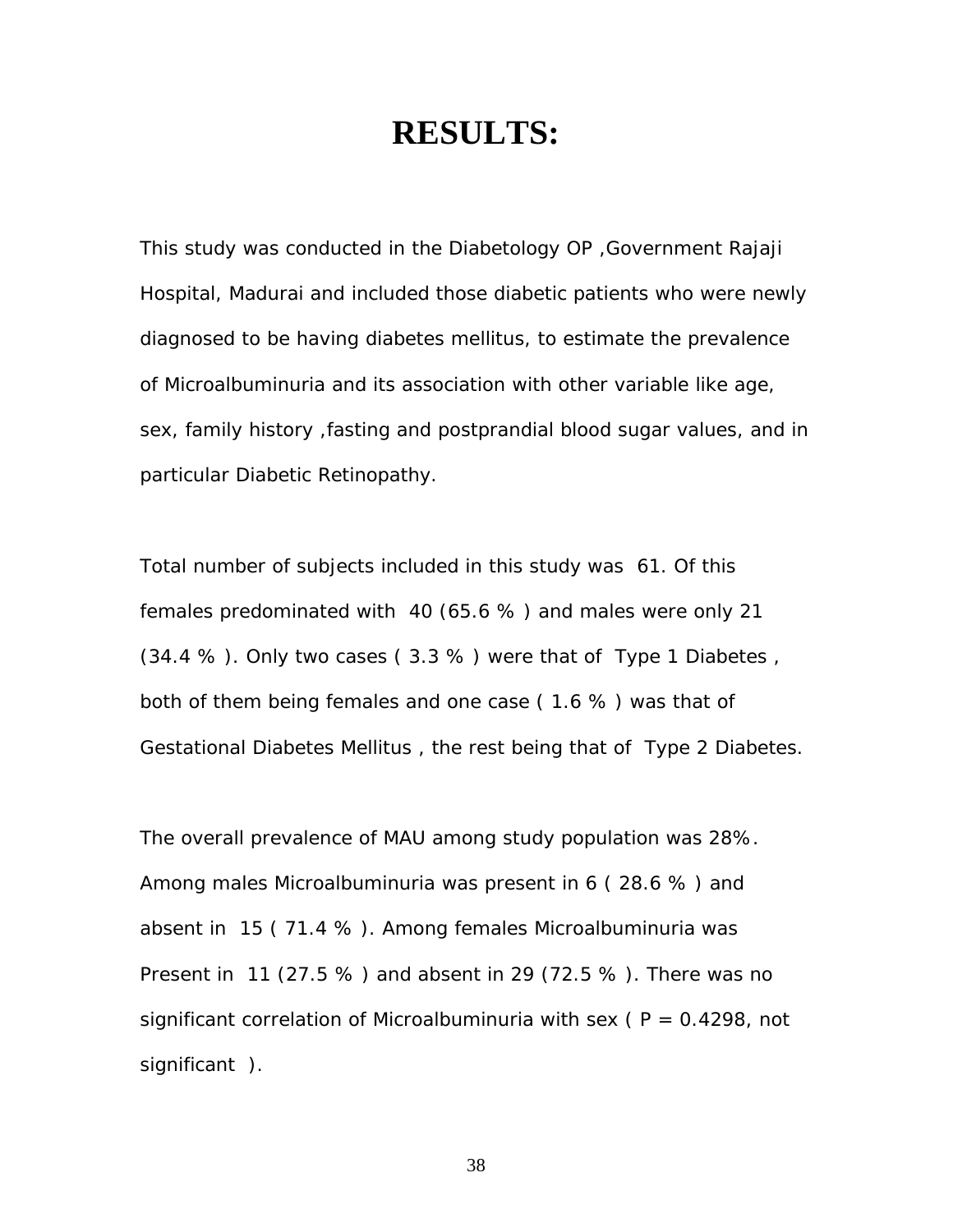# RESULTS:

This study was conducted in the Diabetology OP ,Government Rajaji Hospital, Madurai and included those diabetic patients who were newly diagnosed to be having diabetes mellitus, to estimate the prevalence of Microalbuminuria and its association with other variable like age, sex, family history ,fasting and postprandial blood sugar values, and in particular Diabetic Retinopathy.

Total number of subjects included in this study was 61. Of this females predominated with 40 (65.6 % ) and males were only 21 (34.4 % ). Only two cases ( 3.3 % ) were that of Type 1 Diabetes , both of them being females and one case ( 1.6 % ) was that of Gestational Diabetes Mellitus , the rest being that of Type 2 Diabetes.

The overall prevalence of MAU among study population was 28%. Among males Microalbuminuria was present in 6 ( 28.6 % ) and absent in 15 ( 71.4 % ). Among females Microalbuminuria was Present in 11 (27.5 % ) and absent in 29 (72.5 % ). There was no significant correlation of Microalbuminuria with sex ( P = 0.4298, not significant ).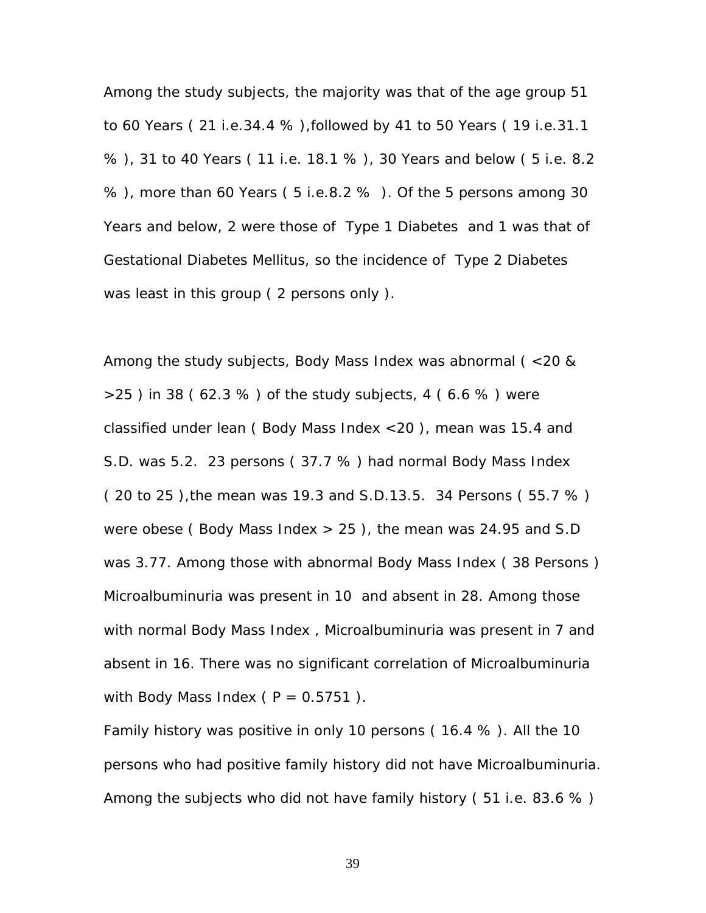Among the study subjects, the majority was that of the age group 51 to 60 Years ( 21 i.e.34.4 % ),followed by 41 to 50 Years ( 19 i.e.31.1 % ), 31 to 40 Years ( 11 i.e. 18.1 % ), 30 Years and below ( 5 i.e. 8.2 % ), more than 60 Years ( 5 i.e.8.2 % ). Of the 5 persons among 30 Years and below, 2 were those of Type 1 Diabetes and 1 was that of Gestational Diabetes Mellitus, so the incidence of Type 2 Diabetes was least in this group ( 2 persons only ).

Among the study subjects, Body Mass Index was abnormal ( <20 & >25 ) in 38 ( 62.3 % ) of the study subjects, 4 ( 6.6 % ) were classified under lean ( Body Mass Index <20 ), mean was 15.4 and S.D. was 5.2. 23 persons ( 37.7 % ) had normal Body Mass Index ( 20 to 25 ),the mean was 19.3 and S.D.13.5. 34 Persons ( 55.7 % ) were obese ( Body Mass Index > 25 ), the mean was 24.95 and S.D was 3.77. Among those with abnormal Body Mass Index ( 38 Persons ) Microalbuminuria was present in 10 and absent in 28. Among those with normal Body Mass Index , Microalbuminuria was present in 7 and absent in 16. There was no significant correlation of Microalbuminuria with Body Mass Index ( $P = 0.5751$ ).

Family history was positive in only 10 persons ( 16.4 % ). All the 10 persons who had positive family history did not have Microalbuminuria. Among the subjects who did not have family history ( 51 i.e. 83.6 % )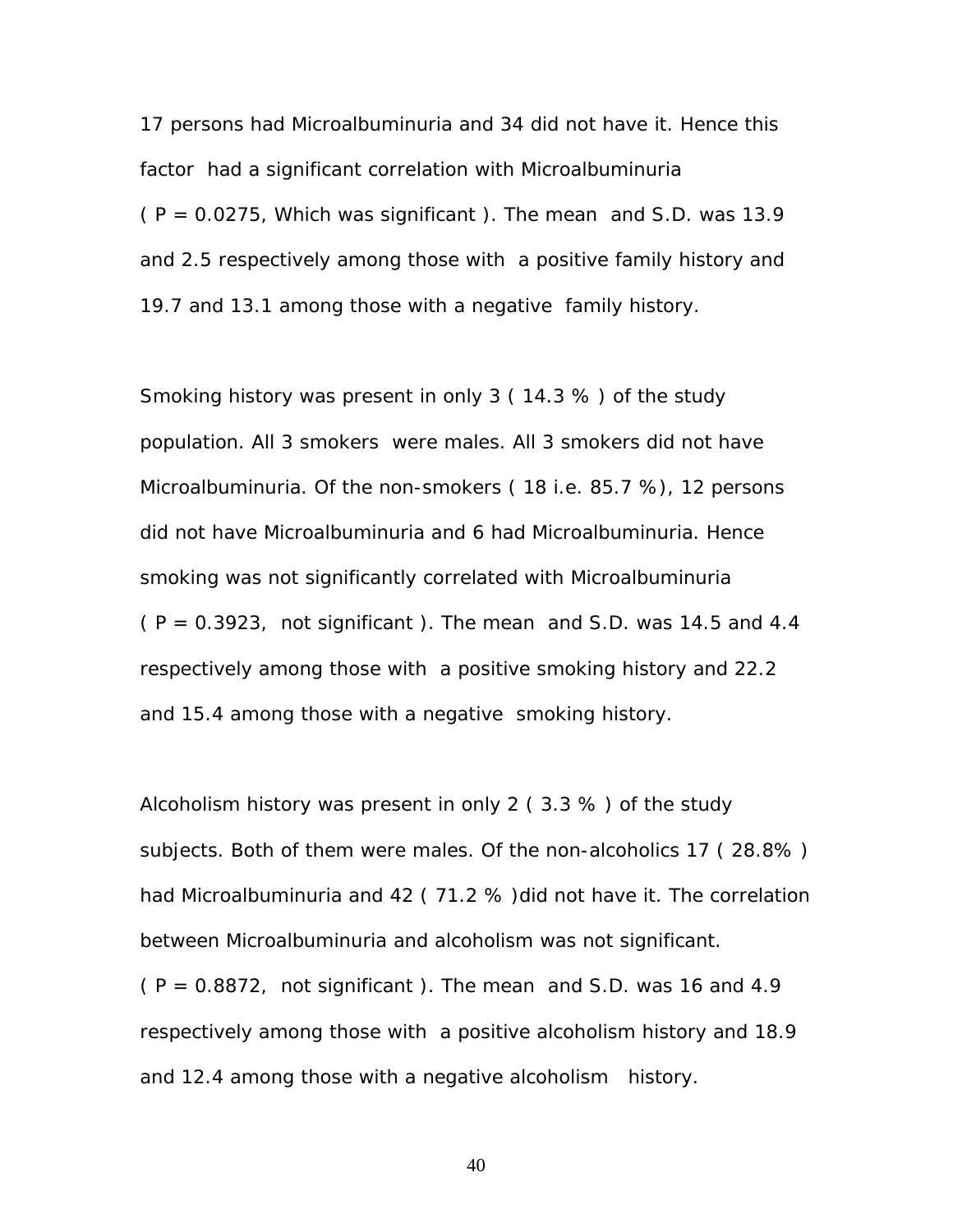17 persons had Microalbuminuria and 34 did not have it. Hence this factor had a significant correlation with Microalbuminuria ( P = 0.0275, Which was significant ). The mean and S.D. was 13.9 and 2.5 respectively among those with a positive family history and 19.7 and 13.1 among those with a negative family history.

Smoking history was present in only 3 ( 14.3 % ) of the study population. All 3 smokers were males. All 3 smokers did not have Microalbuminuria. Of the non-smokers ( 18 i.e. 85.7 %), 12 persons did not have Microalbuminuria and 6 had Microalbuminuria. Hence smoking was not significantly correlated with Microalbuminuria ( P = 0.3923, not significant ). The mean and S.D. was 14.5 and 4.4 respectively among those with a positive smoking history and 22.2 and 15.4 among those with a negative smoking history.

Alcoholism history was present in only 2 ( 3.3 % ) of the study subjects. Both of them were males. Of the non-alcoholics 17 ( 28.8% ) had Microalbuminuria and 42 ( 71.2 % )did not have it. The correlation between Microalbuminuria and alcoholism was not significant. ( P = 0.8872, not significant ). The mean and S.D. was 16 and 4.9 respectively among those with a positive alcoholism history and 18.9 and 12.4 among those with a negative alcoholism history.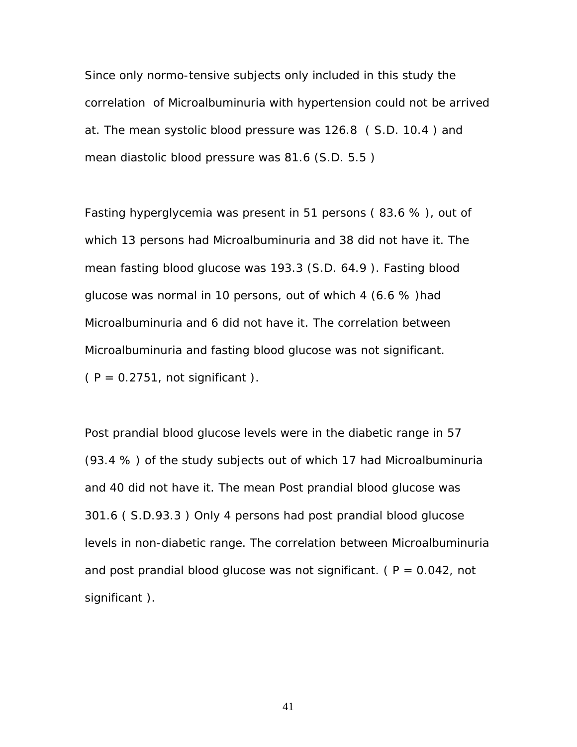Since only normo-tensive subjects only included in this study the correlation of Microalbuminuria with hypertension could not be arrived at. The mean systolic blood pressure was 126.8 ( S.D. 10.4 ) and mean diastolic blood pressure was 81.6 (S.D. 5.5 )

Fasting hyperglycemia was present in 51 persons ( 83.6 % ), out of which 13 persons had Microalbuminuria and 38 did not have it. The mean fasting blood glucose was 193.3 (S.D. 64.9 ). Fasting blood glucose was normal in 10 persons, out of which 4 (6.6 % )had Microalbuminuria and 6 did not have it. The correlation between Microalbuminuria and fasting blood glucose was not significant. ( P = 0.2751, not significant ).

Post prandial blood glucose levels were in the diabetic range in 57 (93.4 % ) of the study subjects out of which 17 had Microalbuminuria and 40 did not have it. The mean Post prandial blood glucose was 301.6 ( S.D.93.3 ) Only 4 persons had post prandial blood glucose levels in non-diabetic range. The correlation between Microalbuminuria and post prandial blood glucose was not significant. ( P = 0.042, not significant ).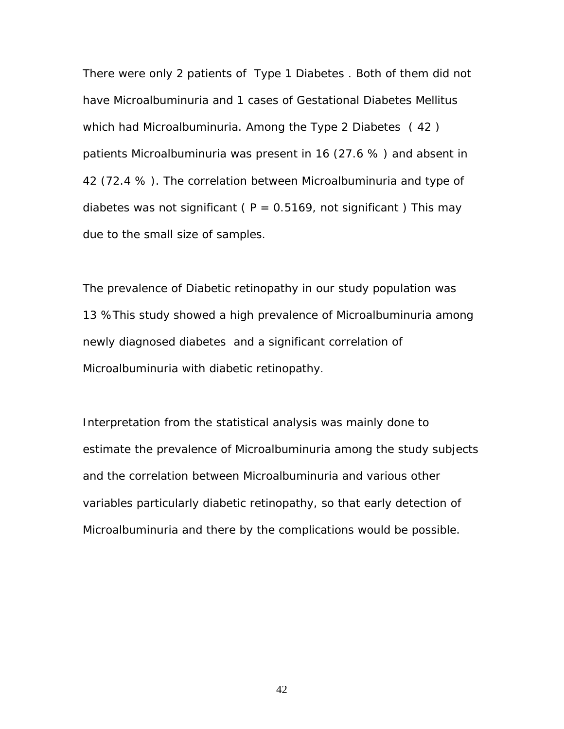There were only 2 patients of Type 1 Diabetes . Both of them did not have Microalbuminuria and 1 cases of Gestational Diabetes Mellitus which had Microalbuminuria. Among the Type 2 Diabetes ( 42 ) patients Microalbuminuria was present in 16 (27.6 % ) and absent in 42 (72.4 % ). The correlation between Microalbuminuria and type of diabetes was not significant ( P = 0.5169, not significant ) This may due to the small size of samples.

The prevalence of Diabetic retinopathy in our study population was 13 % This study showed a high prevalence of Microalbuminuria among newly diagnosed diabetes and a significant correlation of Microalbuminuria with diabetic retinopathy.

Interpretation from the statistical analysis was mainly done to estimate the prevalence of Microalbuminuria among the study subjects and the correlation between Microalbuminuria and various other variables particularly diabetic retinopathy, so that early detection of Microalbuminuria and there by the complications would be possible.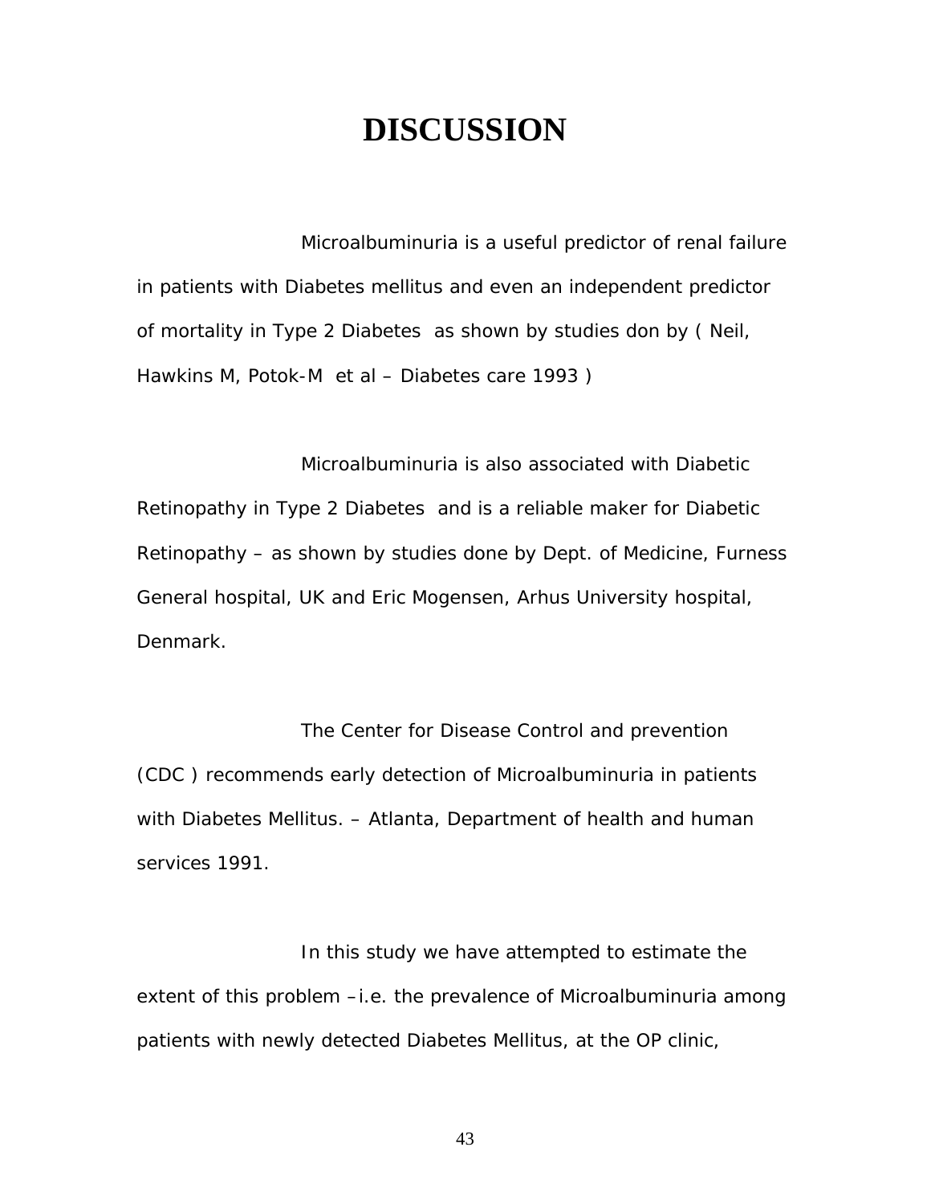# DISCUSSION

Microalbuminuria is a useful predictor of renal failure in patients with Diabetes mellitus and even an independent predictor of mortality in Type 2 Diabetes as shown by studies don by ( Neil, Hawkins M, Potok-M et al – Diabetes care 1993 )

Microalbuminuria is also associated with Diabetic Retinopathy in Type 2 Diabetes and is a reliable maker for Diabetic Retinopathy – as shown by studies done by Dept. of Medicine, Furness General hospital, UK and Eric Mogensen, Arhus University hospital, Denmark.

The Center for Disease Control and prevention (CDC ) recommends early detection of Microalbuminuria in patients with Diabetes Mellitus. – Atlanta, Department of health and human services 1991.

In this study we have attempted to estimate the extent of this problem –i.e. the prevalence of Microalbuminuria among patients with newly detected Diabetes Mellitus, at the OP clinic,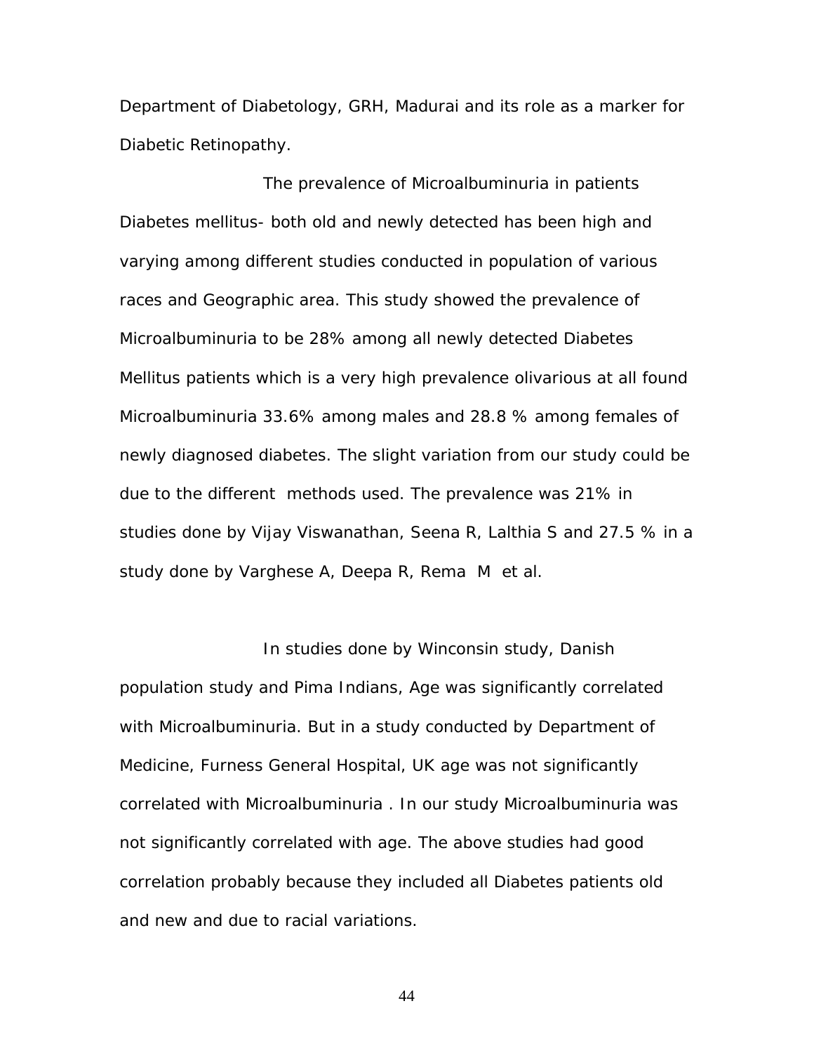Department of Diabetology, GRH, Madurai and its role as a marker for Diabetic Retinopathy.

The prevalence of Microalbuminuria in patients Diabetes mellitus- both old and newly detected has been high and varying among different studies conducted in population of various races and Geographic area. This study showed the prevalence of Microalbuminuria to be 28% among all newly detected Diabetes Mellitus patients which is a very high prevalence olivarious at all found Microalbuminuria 33.6% among males and 28.8 % among females of newly diagnosed diabetes. The slight variation from our study could be due to the different methods used. The prevalence was 21% in studies done by Vijay Viswanathan, Seena R, Lalthia S and 27.5 % in a study done by Varghese A, Deepa R, Rema M et al.

In studies done by Winconsin study, Danish population study and Pima Indians, Age was significantly correlated with Microalbuminuria. But in a study conducted by Department of Medicine, Furness General Hospital, UK age was not significantly correlated with Microalbuminuria . In our study Microalbuminuria was not significantly correlated with age. The above studies had good correlation probably because they included all Diabetes patients old and new and due to racial variations.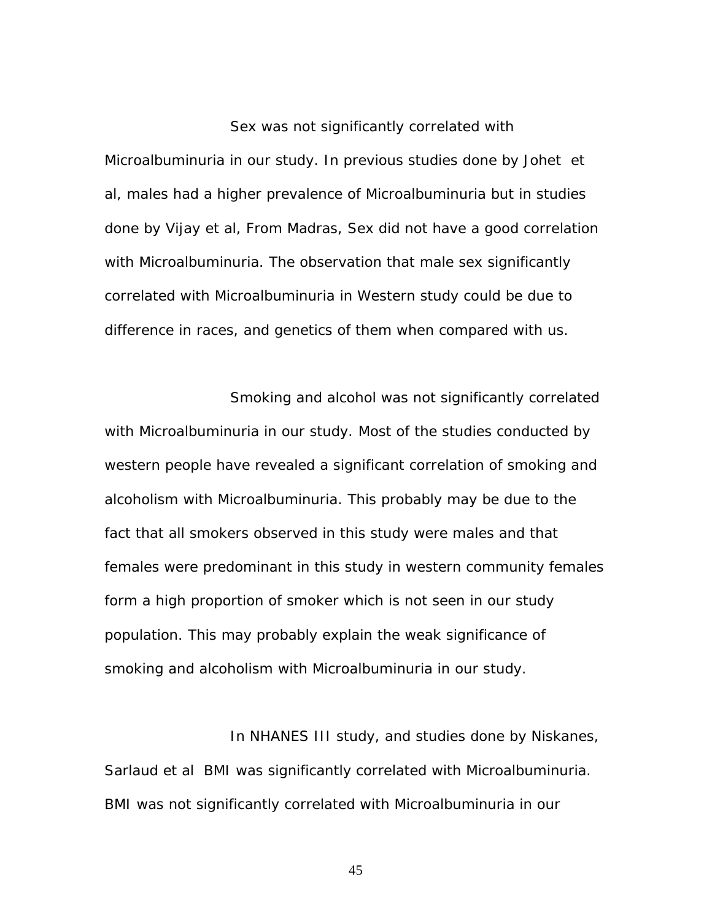Sex was not significantly correlated with Microalbuminuria in our study. In previous studies done by Johet et al, males had a higher prevalence of Microalbuminuria but in studies done by Vijay et al, From Madras, Sex did not have a good correlation with Microalbuminuria. The observation that male sex significantly correlated with Microalbuminuria in Western study could be due to difference in races, and genetics of them when compared with us.

Smoking and alcohol was not significantly correlated with Microalbuminuria in our study. Most of the studies conducted by western people have revealed a significant correlation of smoking and alcoholism with Microalbuminuria. This probably may be due to the fact that all smokers observed in this study were males and that females were predominant in this study in western community females form a high proportion of smoker which is not seen in our study population. This may probably explain the weak significance of smoking and alcoholism with Microalbuminuria in our study.

In NHANES III study, and studies done by Niskanes, Sarlaud et al BMI was significantly correlated with Microalbuminuria. BMI was not significantly correlated with Microalbuminuria in our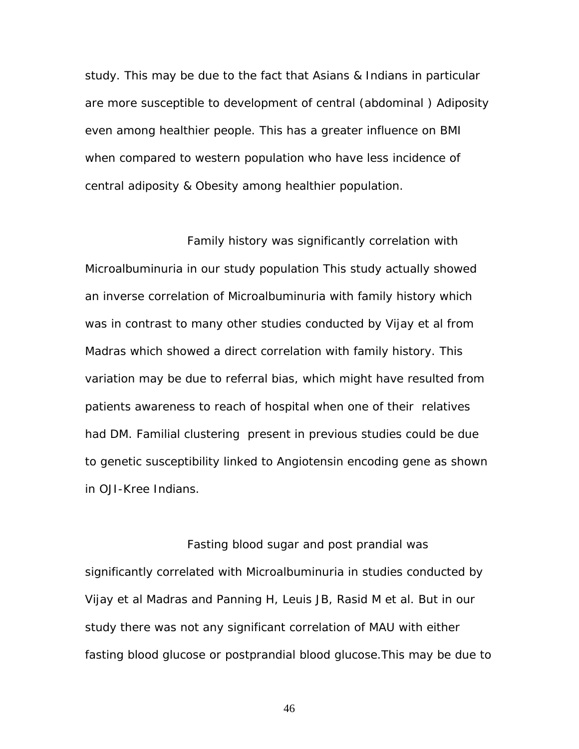study. This may be due to the fact that Asians & Indians in particular are more susceptible to development of central (abdominal ) Adiposity even among healthier people. This has a greater influence on BMI when compared to western population who have less incidence of central adiposity & Obesity among healthier population.

Family history was significantly correlation with Microalbuminuria in our study population This study actually showed an inverse correlation of Microalbuminuria with family history which was in contrast to many other studies conducted by Vijay et al from Madras which showed a direct correlation with family history. This variation may be due to referral bias, which might have resulted from patients awareness to reach of hospital when one of their relatives had DM. Familial clustering present in previous studies could be due to genetic susceptibility linked to Angiotensin encoding gene as shown in OJI-Kree Indians.

Fasting blood sugar and post prandial was significantly correlated with Microalbuminuria in studies conducted by Vijay et al Madras and Panning H, Leuis JB, Rasid M et al. But in our study there was not any significant correlation of MAU with either fasting blood glucose or postprandial blood glucose.This may be due to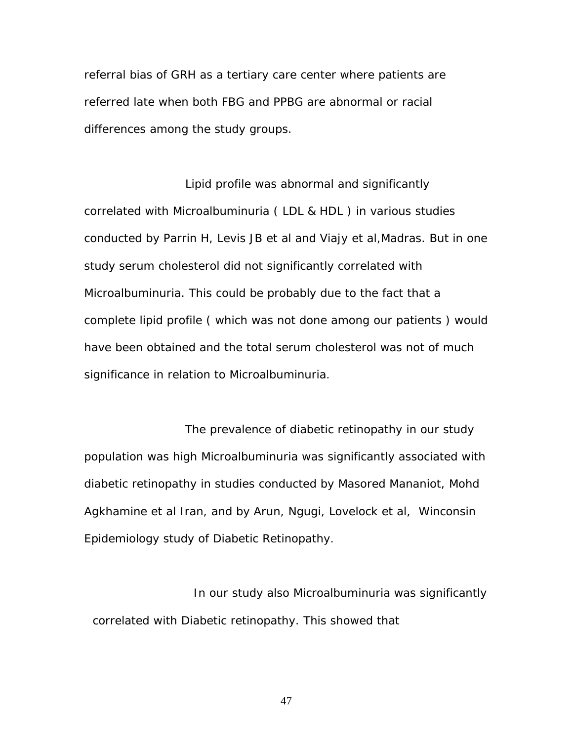referral bias of GRH as a tertiary care center where patients are referred late when both FBG and PPBG are abnormal or racial differences among the study groups.

Lipid profile was abnormal and significantly correlated with Microalbuminuria ( LDL & HDL ) in various studies conducted by Parrin H, Levis JB et al and Viajy et al,Madras. But in one study serum cholesterol did not significantly correlated with Microalbuminuria. This could be probably due to the fact that a complete lipid profile ( which was not done among our patients ) would have been obtained and the total serum cholesterol was not of much significance in relation to Microalbuminuria.

The prevalence of diabetic retinopathy in our study population was high Microalbuminuria was significantly associated with diabetic retinopathy in studies conducted by Masored Mananiot, Mohd Agkhamine et al Iran, and by Arun, Ngugi, Lovelock et al, Winconsin Epidemiology study of Diabetic Retinopathy.

In our study also Microalbuminuria was significantly correlated with Diabetic retinopathy. This showed that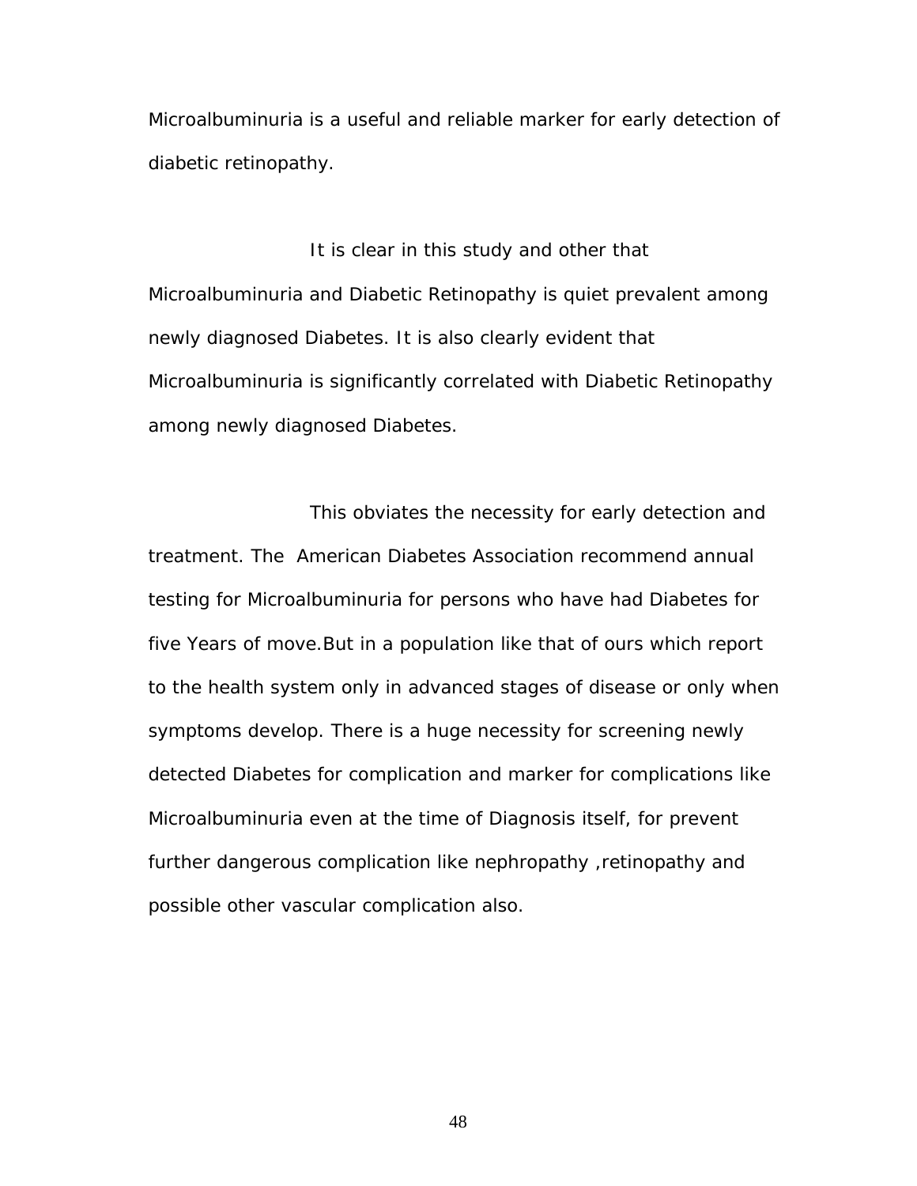Microalbuminuria is a useful and reliable marker for early detection of diabetic retinopathy.

It is clear in this study and other that Microalbuminuria and Diabetic Retinopathy is quiet prevalent among newly diagnosed Diabetes. It is also clearly evident that Microalbuminuria is significantly correlated with Diabetic Retinopathy among newly diagnosed Diabetes.

This obviates the necessity for early detection and treatment. The American Diabetes Association recommend annual testing for Microalbuminuria for persons who have had Diabetes for five Years of move.But in a population like that of ours which report to the health system only in advanced stages of disease or only when symptoms develop. There is a huge necessity for screening newly detected Diabetes for complication and marker for complications like Microalbuminuria even at the time of Diagnosis itself, for prevent further dangerous complication like nephropathy ,retinopathy and possible other vascular complication also.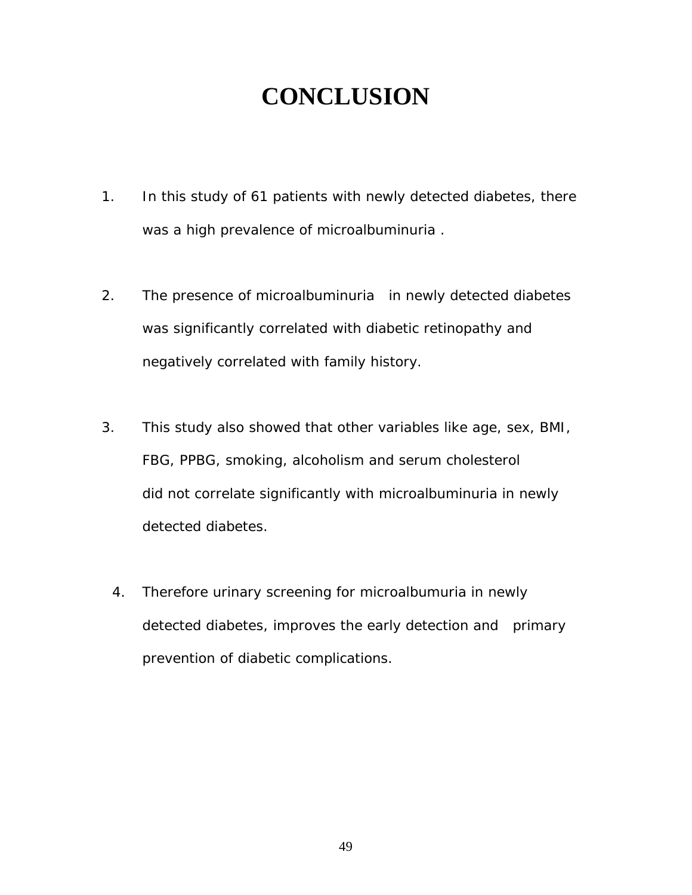# CONCLUSION

1. In this study of 61 patients with newly detected diabetes, there was a high prevalence of microalbuminuria .

2. The presence of microalbuminuria in newly detected diabetes was significantly correlated with diabetic retinopathy and negatively correlated with family history.

3. This study also showed that other variables like age, sex, BMI, FBG, PPBG, smoking, alcoholism and serum cholesterol did not correlate significantly with microalbuminuria in newly detected diabetes.

4. Therefore urinary screening for microalbumuria in newly detected diabetes, improves the early detection and primary prevention of diabetic complications.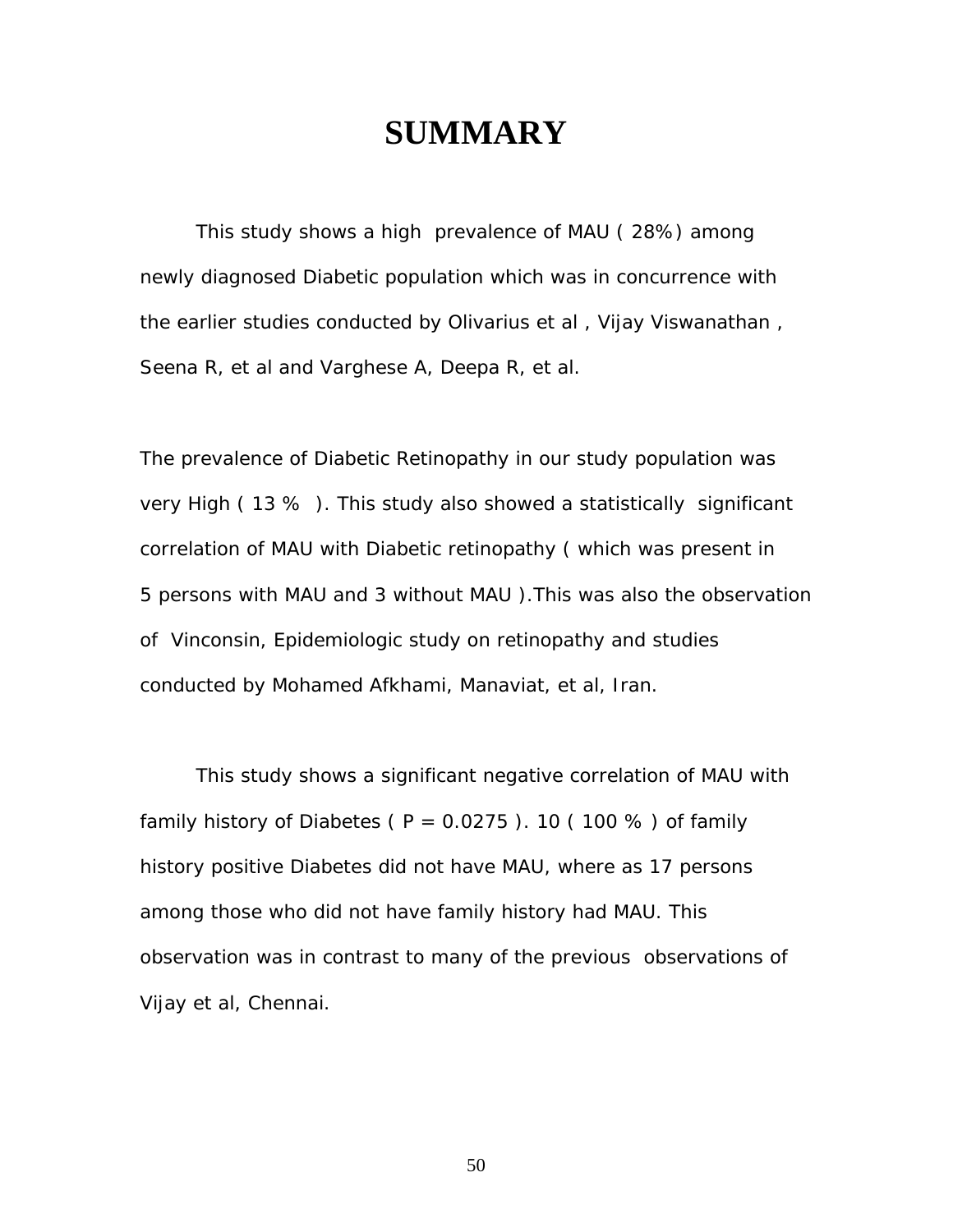# SUMMARY

This study shows a high prevalence of MAU ( 28%) among newly diagnosed Diabetic population which was in concurrence with the earlier studies conducted by Olivarius et al , Vijay Viswanathan , Seena R, et al and Varghese A, Deepa R, et al.

The prevalence of Diabetic Retinopathy in our study population was very High ( 13 % ). This study also showed a statistically significant correlation of MAU with Diabetic retinopathy ( which was present in 5 persons with MAU and 3 without MAU ).This was also the observation of Vinconsin, Epidemiologic study on retinopathy and studies conducted by Mohamed Afkhami, Manaviat, et al, Iran.

This study shows a significant negative correlation of MAU with family history of Diabetes ( P = 0.0275 ). 10 ( 100 % ) of family history positive Diabetes did not have MAU, where as 17 persons among those who did not have family history had MAU. This observation was in contrast to many of the previous observations of Vijay et al, Chennai.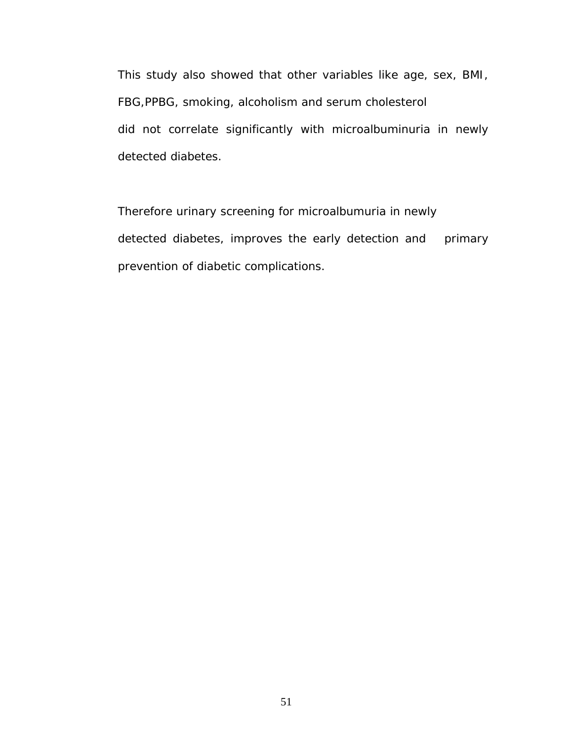This study also showed that other variables like age, sex, BMI, FBG,PPBG, smoking, alcoholism and serum cholesterol did not correlate significantly with microalbuminuria in newly detected diabetes.

Therefore urinary screening for microalbumuria in newly detected diabetes, improves the early detection and primary prevention of diabetic complications.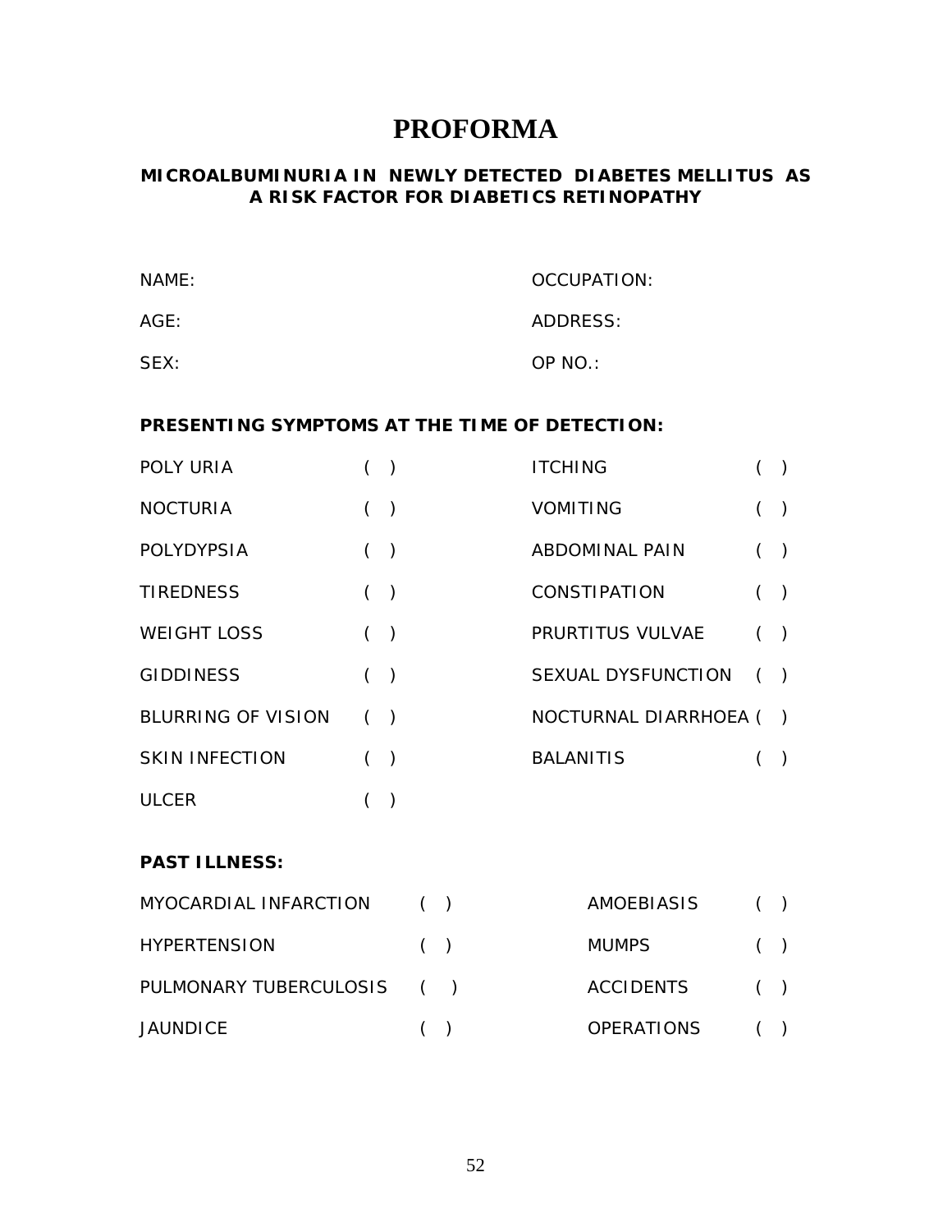# PROFORMA

**MICROALBUMINURIA IN NEWLY DETECTED DIABETES MELLITUS AS A RISK FACTOR FOR DIABETICS RETINOPATHY**

NAME:

AGE:

SEX:

OCCUPATION:

ADDRESS:

OP NO.:

**PRESENTING SYMPTOMS AT THE TIME OF DETECTION:**

| | | | |
|---|---|---|---|
| POLY URIA | ( ) | ITCHING | ( ) |
| NOCTURIA | ( ) | VOMITING | ( ) |
| POLYDYPSIA | ( ) | ABDOMINAL PAIN | ( ) |
| TIREDNESS | ( ) | CONSTIPATION | ( ) |
| WEIGHT LOSS | ( ) | PRURTITUS VULVAE | ( ) |
| GIDDINESS | ( ) | SEXUAL DYSFUNCTION | ( ) |
| BLURRING OF VISION | ( ) | NOCTURNAL DIARRHOEA | ( ) |
| SKIN INFECTION | ( ) | BALANITIS | ( ) |
| ULCER | ( ) | | |

**PAST ILLNESS:**

| | | | |
|---|---|---|---|
| MYOCARDIAL INFARCTION | ( ) | AMOEBIASIS | ( ) |
| HYPERTENSION | ( ) | MUMPS | ( ) |
| PULMONARY TUBERCULOSIS | ( ) | ACCIDENTS | ( ) |
| JAUNDICE | ( ) | OPERATIONS | ( ) |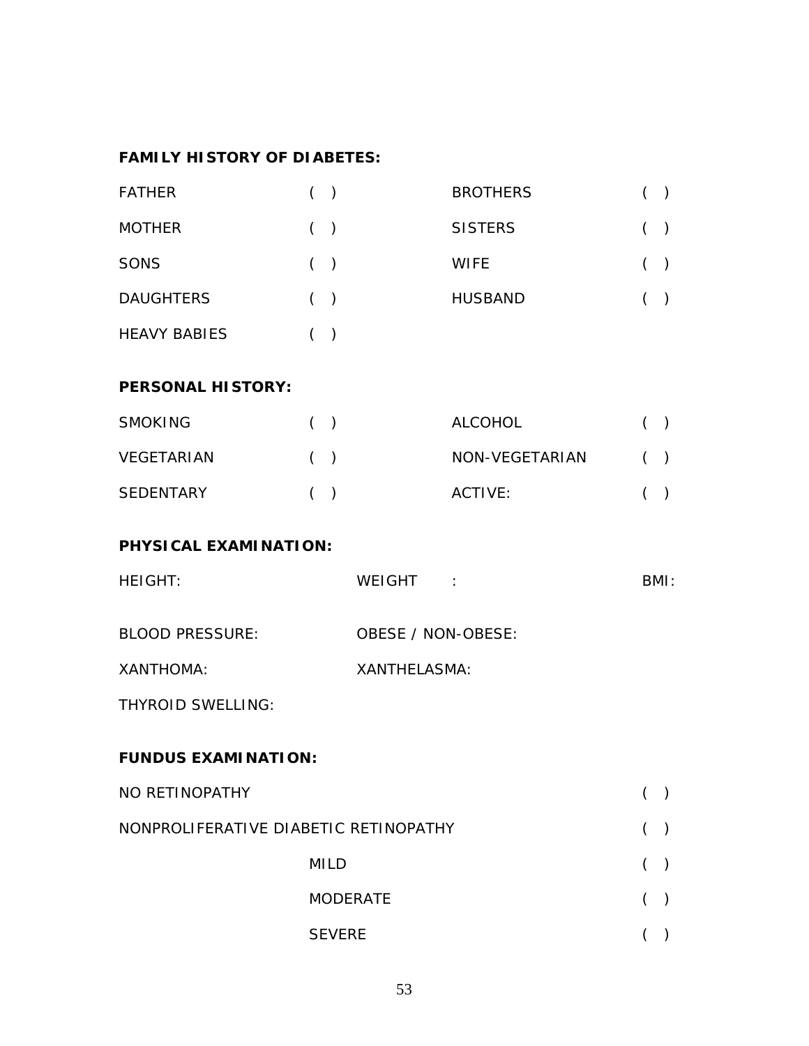**FAMILY HISTORY OF DIABETES:**

| | | | |
|---|---|---|---|
| FATHER | ( ) | BROTHERS | ( ) |
| MOTHER | ( ) | SISTERS | ( ) |
| SONS | ( ) | WIFE | ( ) |
| DAUGHTERS | ( ) | HUSBAND | ( ) |
| HEAVY BABIES | ( ) | | |

**PERSONAL HISTORY:**

| | | | |
|---|---|---|---|
| SMOKING | ( ) | ALCOHOL | ( ) |
| VEGETARIAN | ( ) | NON-VEGETARIAN | ( ) |
| SEDENTARY | ( ) | ACTIVE: | ( ) |

**PHYSICAL EXAMINATION:**

HEIGHT: WEIGHT : BMI:

BLOOD PRESSURE: OBESE / NON-OBESE:

XANTHOMA: XANTHELASMA:

THYROID SWELLING:

**FUNDUS EXAMINATION:**

| | |
|---|---|
| NO RETINOPATHY | ( ) |
| NONPROLIFERATIVE DIABETIC RETINOPATHY | ( ) |
| MILD | ( ) |
| MODERATE | ( ) |
| SEVERE | ( ) |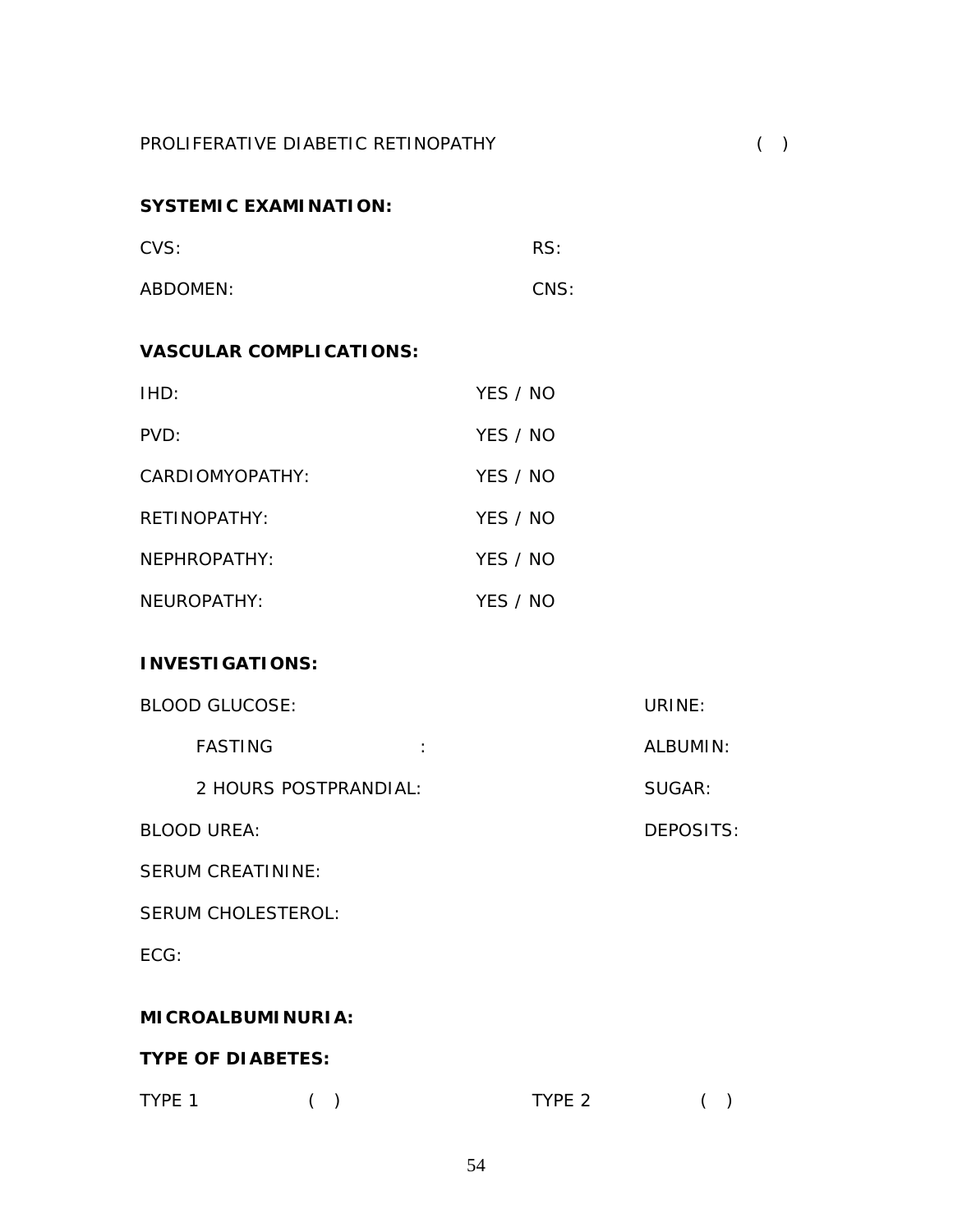PROLIFERATIVE DIABETIC RETINOPATHY ( )

**SYSTEMIC EXAMINATION:**

CVS: RS:

ABDOMEN: CNS:

**VASCULAR COMPLICATIONS:**

IHD: YES / NO

PVD: YES / NO

CARDIOMYOPATHY: YES / NO

RETINOPATHY: YES / NO

NEPHROPATHY: YES / NO

NEUROPATHY: YES / NO

**INVESTIGATIONS:**

BLOOD GLUCOSE: URINE:

FASTING : ALBUMIN:

2 HOURS POSTPRANDIAL: SUGAR:

BLOOD UREA: DEPOSITS:

SERUM CREATININE:

SERUM CHOLESTEROL:

ECG:

**MICROALBUMINURIA:**

**TYPE OF DIABETES:**

TYPE 1 ( ) TYPE 2 ( )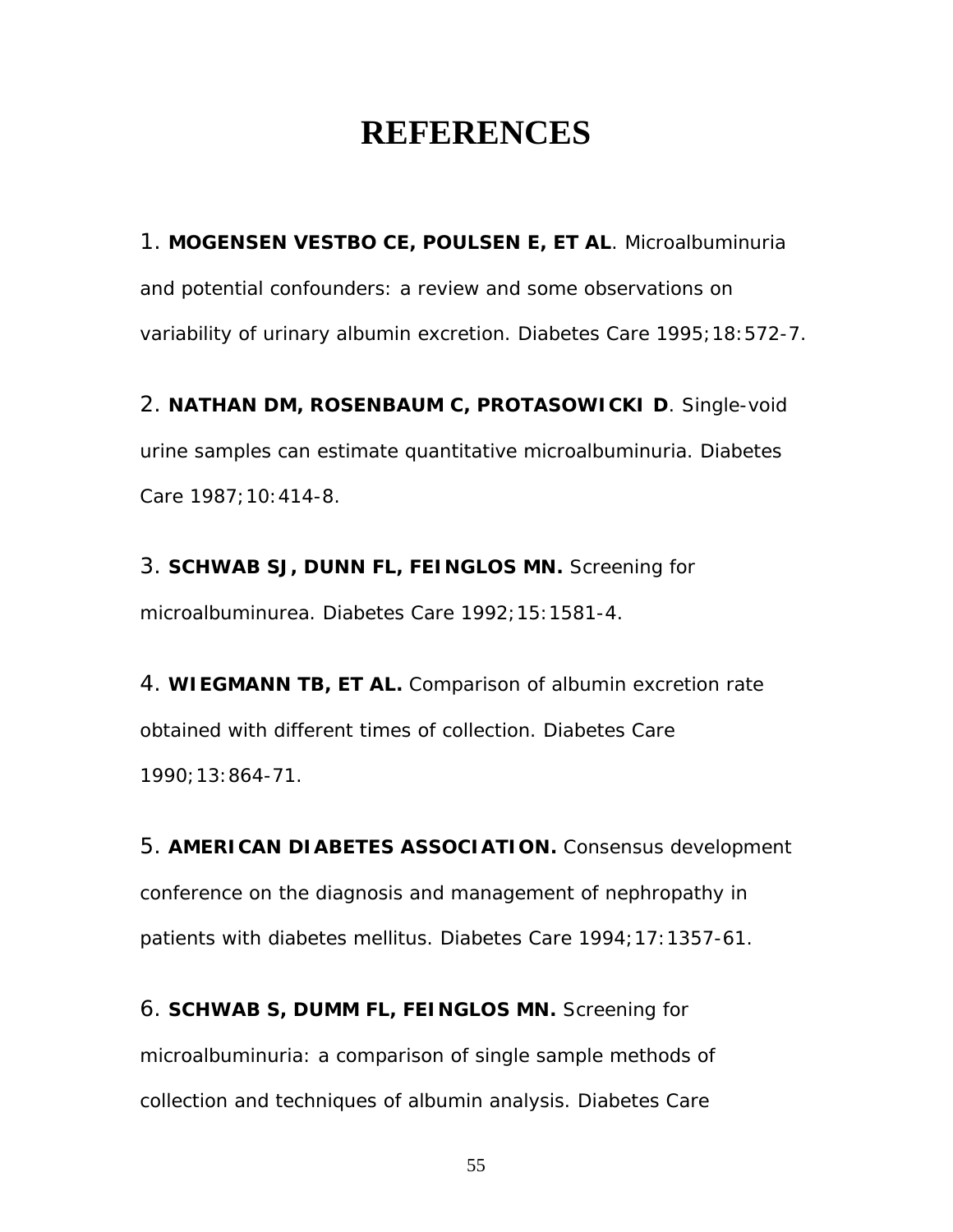# REFERENCES

1. **MOGENSEN VESTBO CE, POULSEN E, ET AL**. Microalbuminuria and potential confounders: a review and some observations on variability of urinary albumin excretion. Diabetes Care 1995;18:572-7.

2. **NATHAN DM, ROSENBAUM C, PROTASOWICKI D**. Single-void urine samples can estimate quantitative microalbuminuria. Diabetes Care 1987;10:414-8.

3. **SCHWAB SJ, DUNN FL, FEINGLOS MN.** Screening for microalbuminurea. Diabetes Care 1992;15:1581-4.

4. **WIEGMANN TB, ET AL.** Comparison of albumin excretion rate obtained with different times of collection. Diabetes Care 1990;13:864-71.

5. **AMERICAN DIABETES ASSOCIATION.** Consensus development conference on the diagnosis and management of nephropathy in patients with diabetes mellitus. Diabetes Care 1994;17:1357-61.

6. **SCHWAB S, DUMM FL, FEINGLOS MN.** Screening for microalbuminuria: a comparison of single sample methods of collection and techniques of albumin analysis. Diabetes Care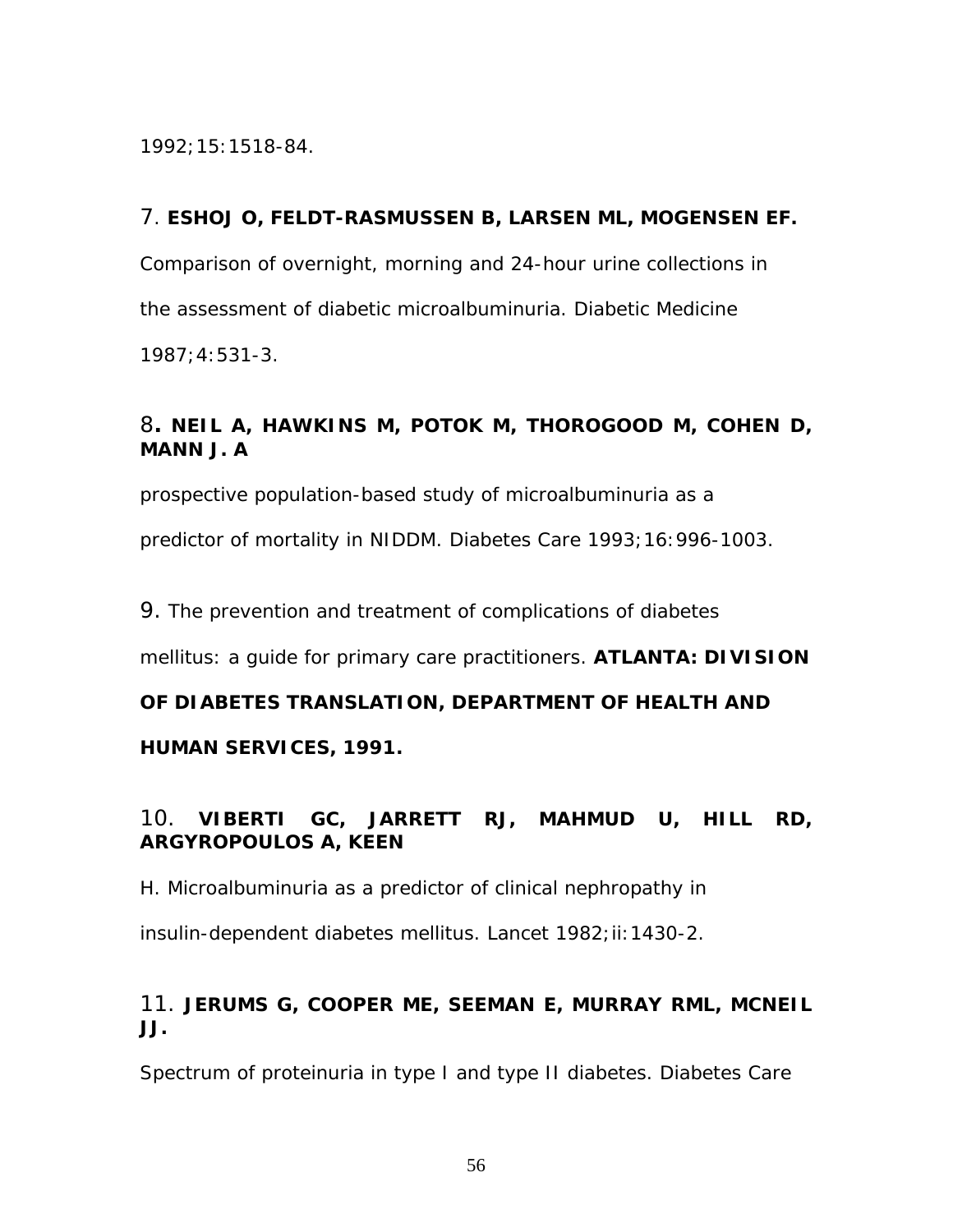1992;15:1518-84.

7. **ESHOJ O, FELDT-RASMUSSEN B, LARSEN ML, MOGENSEN EF.**

Comparison of overnight, morning and 24-hour urine collections in the assessment of diabetic microalbuminuria. Diabetic Medicine 1987;4:531-3.

8**. NEIL A, HAWKINS M, POTOK M, THOROGOOD M, COHEN D, MANN J. A**

prospective population-based study of microalbuminuria as a predictor of mortality in NIDDM. Diabetes Care 1993;16:996-1003.

9. The prevention and treatment of complications of diabetes mellitus: a guide for primary care practitioners. **ATLANTA: DIVISION OF DIABETES TRANSLATION, DEPARTMENT OF HEALTH AND HUMAN SERVICES, 1991.**

10. **VIBERTI GC, JARRETT RJ, MAHMUD U, HILL RD, ARGYROPOULOS A, KEEN**

H. Microalbuminuria as a predictor of clinical nephropathy in insulin-dependent diabetes mellitus. Lancet 1982;ii:1430-2.

11. **JERUMS G, COOPER ME, SEEMAN E, MURRAY RML, MCNEIL JJ.**

Spectrum of proteinuria in type I and type II diabetes. Diabetes Care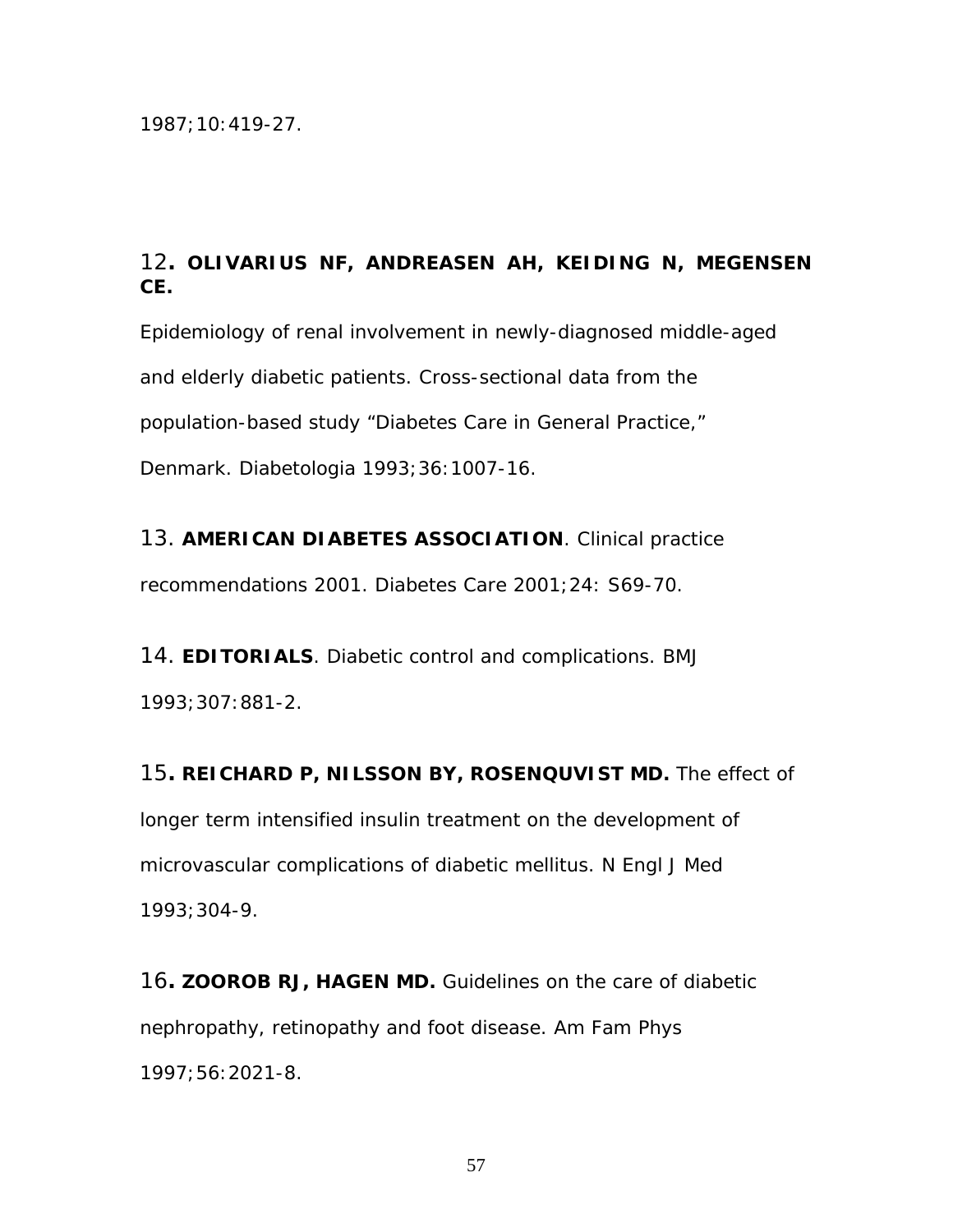1987;10:419-27.

12**. OLIVARIUS NF, ANDREASEN AH, KEIDING N, MEGENSEN CE.**

Epidemiology of renal involvement in newly-diagnosed middle-aged and elderly diabetic patients. Cross-sectional data from the population-based study “Diabetes Care in General Practice,” Denmark. Diabetologia 1993;36:1007-16.

13. **AMERICAN DIABETES ASSOCIATION**. Clinical practice recommendations 2001. Diabetes Care 2001;24: S69-70.

14. **EDITORIALS**. Diabetic control and complications. BMJ 1993;307:881-2.

15**. REICHARD P, NILSSON BY, ROSENQUVIST MD.** The effect of longer term intensified insulin treatment on the development of microvascular complications of diabetic mellitus. N Engl J Med 1993;304-9.

16**. ZOOROB RJ, HAGEN MD.** Guidelines on the care of diabetic nephropathy, retinopathy and foot disease. Am Fam Phys 1997;56:2021-8.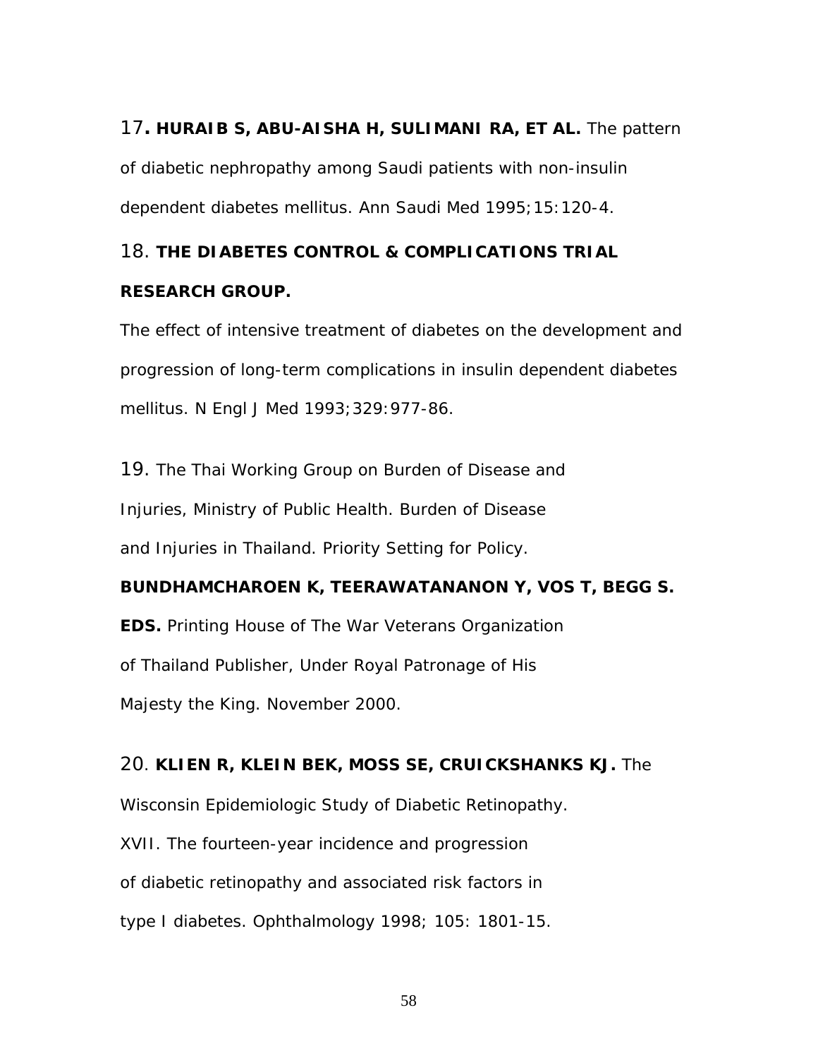17**. HURAIB S, ABU-AISHA H, SULIMANI RA, ET AL.** The pattern of diabetic nephropathy among Saudi patients with non-insulin dependent diabetes mellitus. Ann Saudi Med 1995;15:120-4.

18. **THE DIABETES CONTROL & COMPLICATIONS TRIAL RESEARCH GROUP.**

The effect of intensive treatment of diabetes on the development and progression of long-term complications in insulin dependent diabetes mellitus. N Engl J Med 1993;329:977-86.

19. The Thai Working Group on Burden of Disease and Injuries, Ministry of Public Health. Burden of Disease and Injuries in Thailand. Priority Setting for Policy. **BUNDHAMCHAROEN K, TEERAWATANANON Y, VOS T, BEGG S. EDS.** Printing House of The War Veterans Organization of Thailand Publisher, Under Royal Patronage of His Majesty the King. November 2000.

20. **KLIEN R, KLEIN BEK, MOSS SE, CRUICKSHANKS KJ.** The Wisconsin Epidemiologic Study of Diabetic Retinopathy. XVII. The fourteen-year incidence and progression of diabetic retinopathy and associated risk factors in type I diabetes. Ophthalmology 1998; 105: 1801-15.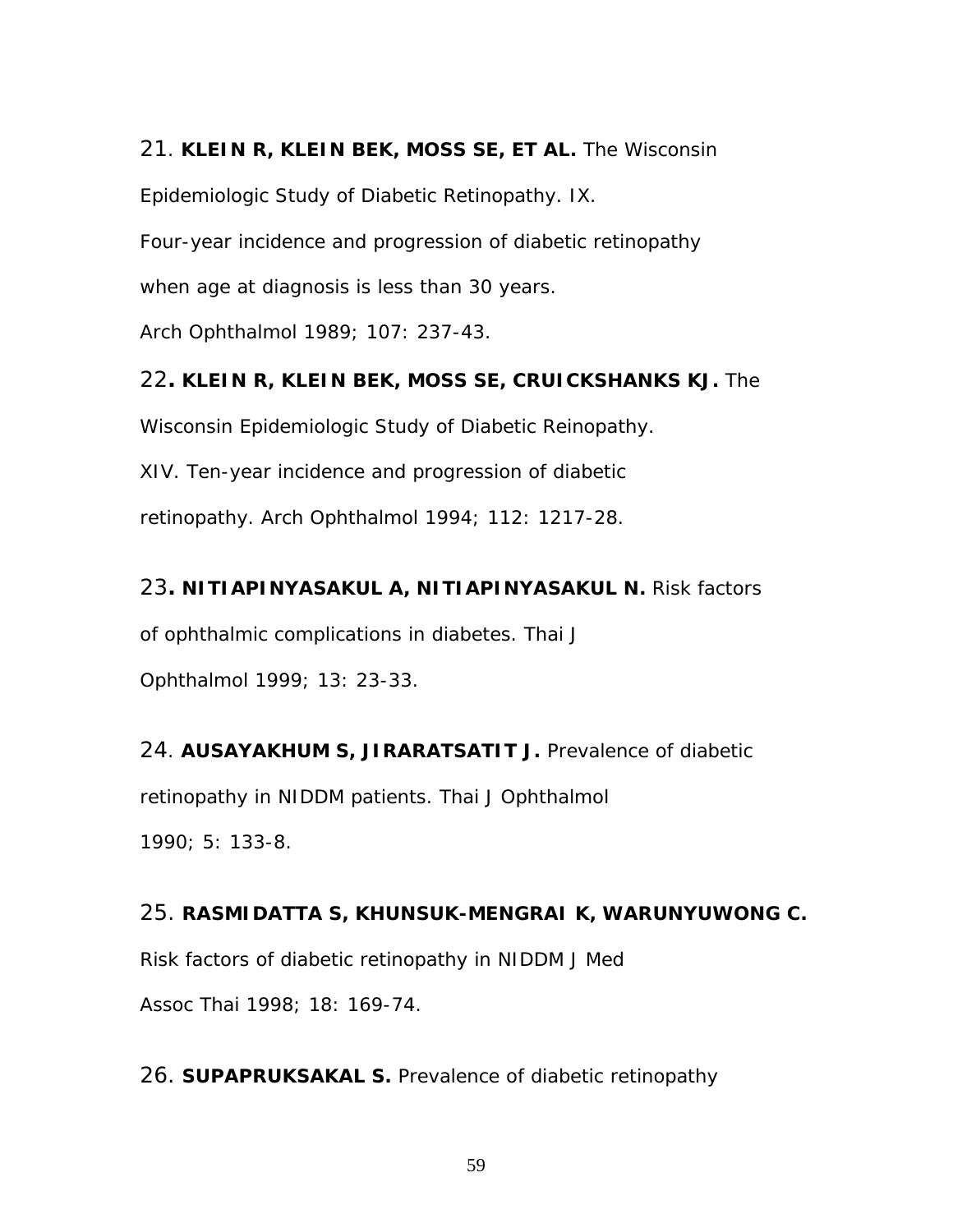21. **KLEIN R, KLEIN BEK, MOSS SE, ET AL.** The Wisconsin Epidemiologic Study of Diabetic Retinopathy. IX. Four-year incidence and progression of diabetic retinopathy when age at diagnosis is less than 30 years. Arch Ophthalmol 1989; 107: 237-43.

22**. KLEIN R, KLEIN BEK, MOSS SE, CRUICKSHANKS KJ.** The Wisconsin Epidemiologic Study of Diabetic Reinopathy. XIV. Ten-year incidence and progression of diabetic retinopathy. Arch Ophthalmol 1994; 112: 1217-28.

23**. NITIAPINYASAKUL A, NITIAPINYASAKUL N.** Risk factors of ophthalmic complications in diabetes. Thai J Ophthalmol 1999; 13: 23-33.

24. **AUSAYAKHUM S, JIRARATSATIT J.** Prevalence of diabetic retinopathy in NIDDM patients. Thai J Ophthalmol 1990; 5: 133-8.

25. **RASMIDATTA S, KHUNSUK-MENGRAI K, WARUNYUWONG C.** Risk factors of diabetic retinopathy in NIDDM J Med Assoc Thai 1998; 18: 169-74.

26. **SUPAPRUKSAKAL S.** Prevalence of diabetic retinopathy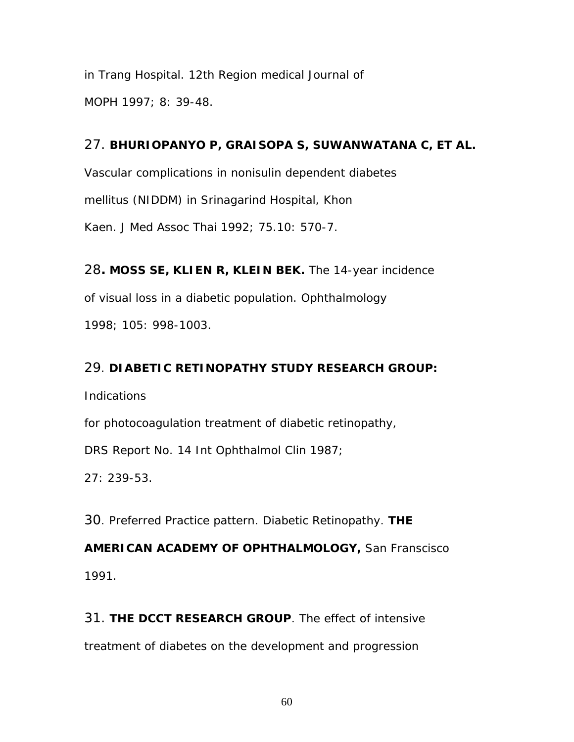in Trang Hospital. 12th Region medical Journal of MOPH 1997; 8: 39-48.

27. **BHURIOPANYO P, GRAISOPA S, SUWANWATANA C, ET AL.** Vascular complications in nonisulin dependent diabetes mellitus (NIDDM) in Srinagarind Hospital, Khon Kaen. J Med Assoc Thai 1992; 75.10: 570-7.

28**. MOSS SE, KLIEN R, KLEIN BEK.** The 14-year incidence of visual loss in a diabetic population. Ophthalmology 1998; 105: 998-1003.

29. **DIABETIC RETINOPATHY STUDY RESEARCH GROUP:** Indications for photocoagulation treatment of diabetic retinopathy, DRS Report No. 14 Int Ophthalmol Clin 1987; 27: 239-53.

30. Preferred Practice pattern. Diabetic Retinopathy. **THE AMERICAN ACADEMY OF OPHTHALMOLOGY,** San Franscisco 1991.

31. **THE DCCT RESEARCH GROUP**. The effect of intensive treatment of diabetes on the development and progression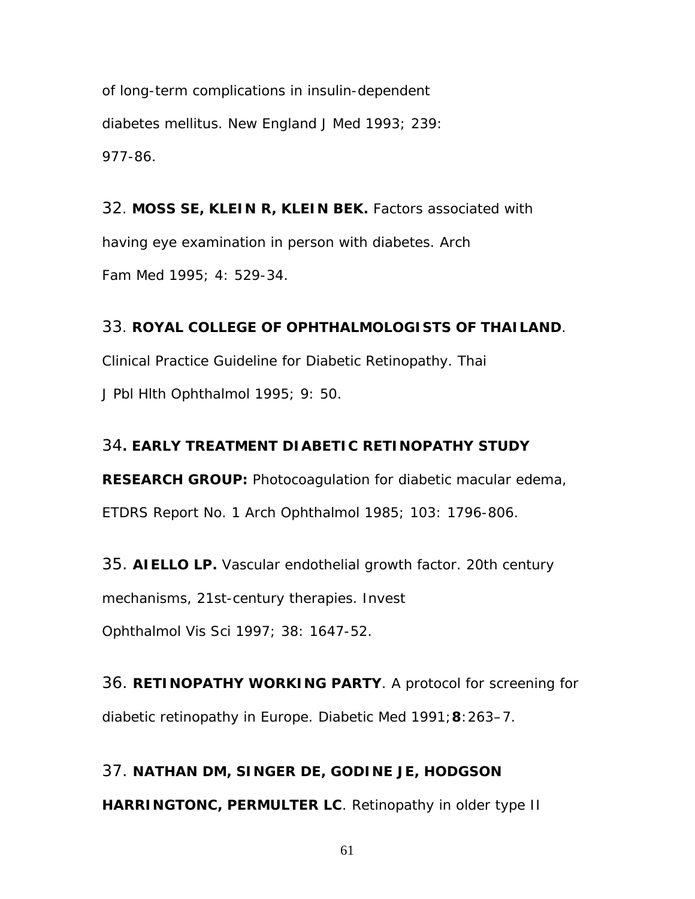of long-term complications in insulin-dependent diabetes mellitus. New England J Med 1993; 239: 977-86.

32. **MOSS SE, KLEIN R, KLEIN BEK.** Factors associated with having eye examination in person with diabetes. Arch Fam Med 1995; 4: 529-34.

33. **ROYAL COLLEGE OF OPHTHALMOLOGISTS OF THAILAND**. Clinical Practice Guideline for Diabetic Retinopathy. Thai J Pbl Hlth Ophthalmol 1995; 9: 50.

34**. EARLY TREATMENT DIABETIC RETINOPATHY STUDY RESEARCH GROUP:** Photocoagulation for diabetic macular edema, ETDRS Report No. 1 Arch Ophthalmol 1985; 103: 1796-806.

35. **AIELLO LP.** Vascular endothelial growth factor. 20th century mechanisms, 21st-century therapies. Invest Ophthalmol Vis Sci 1997; 38: 1647-52.

36. **RETINOPATHY WORKING PARTY**. A protocol for screening for diabetic retinopathy in Europe. Diabetic Med 1991;**8**:263–7.

37. **NATHAN DM, SINGER DE, GODINE JE, HODGSON HARRINGTONC, PERMULTER LC**. Retinopathy in older type II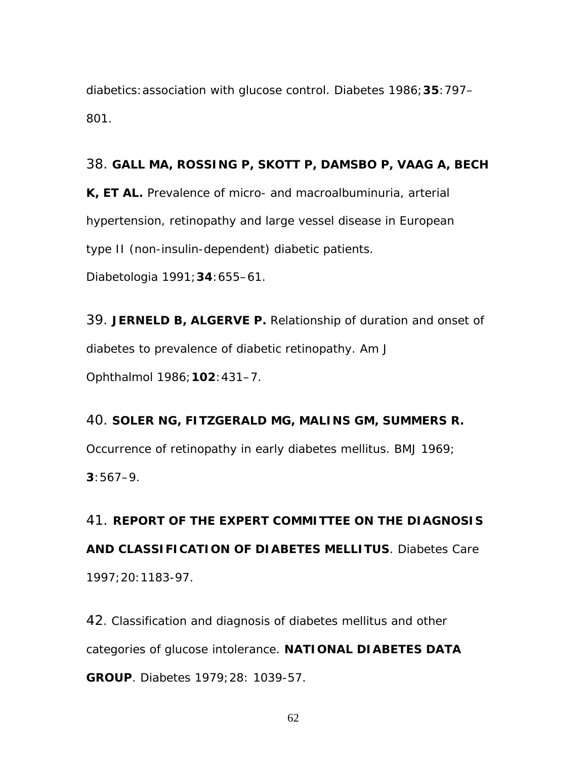diabetics: association with glucose control. Diabetes 1986; **35**: 797–801.

38. **GALL MA, ROSSING P, SKOTT P, DAMSBO P, VAAG A, BECH K, ET AL.** Prevalence of micro- and macroalbuminuria, arterial hypertension, retinopathy and large vessel disease in European type II (non-insulin-dependent) diabetic patients. Diabetologia 1991; **34**: 655–61.

39. **JERNELD B, ALGERVE P.** Relationship of duration and onset of diabetes to prevalence of diabetic retinopathy. Am J Ophthalmol 1986; **102**: 431–7.

40. **SOLER NG, FITZGERALD MG, MALINS GM, SUMMERS R.** Occurrence of retinopathy in early diabetes mellitus. BMJ 1969; **3**: 567–9.

41. **REPORT OF THE EXPERT COMMITTEE ON THE DIAGNOSIS AND CLASSIFICATION OF DIABETES MELLITUS**. Diabetes Care 1997; 20: 1183-97.

42. Classification and diagnosis of diabetes mellitus and other categories of glucose intolerance. **NATIONAL DIABETES DATA GROUP**. Diabetes 1979; 28: 1039-57.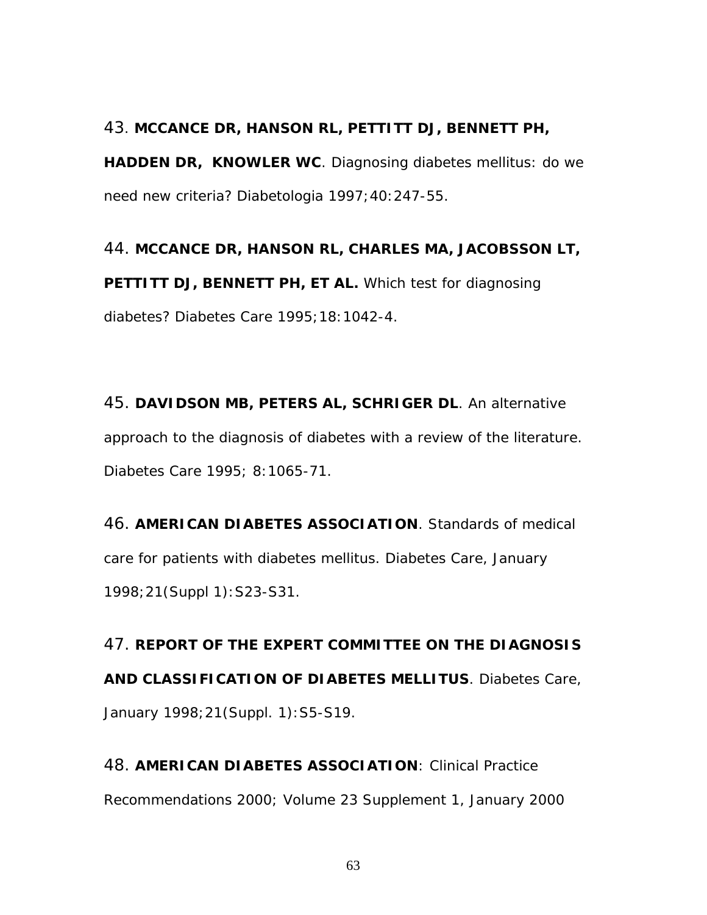43. **MCCANCE DR, HANSON RL, PETTITT DJ, BENNETT PH, HADDEN DR, KNOWLER WC**. Diagnosing diabetes mellitus: do we need new criteria? Diabetologia 1997;40:247-55.

44. **MCCANCE DR, HANSON RL, CHARLES MA, JACOBSSON LT, PETTITT DJ, BENNETT PH, ET AL.** Which test for diagnosing diabetes? Diabetes Care 1995;18:1042-4.

45. **DAVIDSON MB, PETERS AL, SCHRIGER DL**. An alternative approach to the diagnosis of diabetes with a review of the literature. Diabetes Care 1995; 8:1065-71.

46. **AMERICAN DIABETES ASSOCIATION**. Standards of medical care for patients with diabetes mellitus. Diabetes Care, January 1998;21(Suppl 1):S23-S31.

47. **REPORT OF THE EXPERT COMMITTEE ON THE DIAGNOSIS AND CLASSIFICATION OF DIABETES MELLITUS**. Diabetes Care, January 1998;21(Suppl. 1):S5-S19.

48. **AMERICAN DIABETES ASSOCIATION**: Clinical Practice Recommendations 2000; Volume 23 Supplement 1, January 2000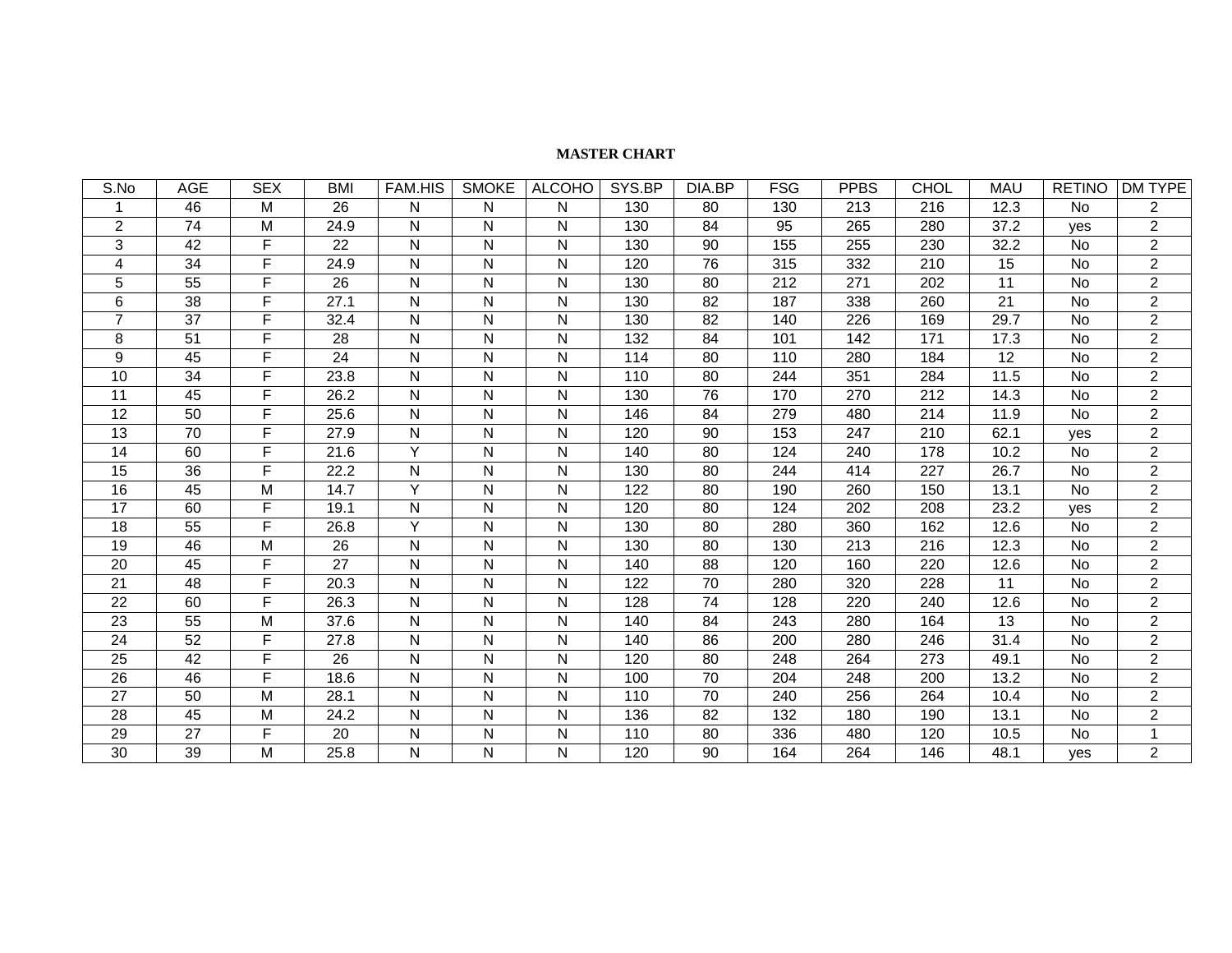**MASTER CHART**

| S.No | AGE | SEX | BMI | FAM.HIS | SMOKE | ALCOHO | SYS.BP | DIA.BP | FSG | PPBS | CHOL | MAU | RETINO | DM TYPE |
|---|---|---|---|---|---|---|---|---|---|---|---|---|---|---|
| 1 | 46 | M | 26 | N | N | N | 130 | 80 | 130 | 213 | 216 | 12.3 | No | 2 |
| 2 | 74 | M | 24.9 | N | N | N | 130 | 84 | 95 | 265 | 280 | 37.2 | yes | 2 |
| 3 | 42 | F | 22 | N | N | N | 130 | 90 | 155 | 255 | 230 | 32.2 | No | 2 |
| 4 | 34 | F | 24.9 | N | N | N | 120 | 76 | 315 | 332 | 210 | 15 | No | 2 |
| 5 | 55 | F | 26 | N | N | N | 130 | 80 | 212 | 271 | 202 | 11 | No | 2 |
| 6 | 38 | F | 27.1 | N | N | N | 130 | 82 | 187 | 338 | 260 | 21 | No | 2 |
| 7 | 37 | F | 32.4 | N | N | N | 130 | 82 | 140 | 226 | 169 | 29.7 | No | 2 |
| 8 | 51 | F | 28 | N | N | N | 132 | 84 | 101 | 142 | 171 | 17.3 | No | 2 |
| 9 | 45 | F | 24 | N | N | N | 114 | 80 | 110 | 280 | 184 | 12 | No | 2 |
| 10 | 34 | F | 23.8 | N | N | N | 110 | 80 | 244 | 351 | 284 | 11.5 | No | 2 |
| 11 | 45 | F | 26.2 | N | N | N | 130 | 76 | 170 | 270 | 212 | 14.3 | No | 2 |
| 12 | 50 | F | 25.6 | N | N | N | 146 | 84 | 279 | 480 | 214 | 11.9 | No | 2 |
| 13 | 70 | F | 27.9 | N | N | N | 120 | 90 | 153 | 247 | 210 | 62.1 | yes | 2 |
| 14 | 60 | F | 21.6 | Y | N | N | 140 | 80 | 124 | 240 | 178 | 10.2 | No | 2 |
| 15 | 36 | F | 22.2 | N | N | N | 130 | 80 | 244 | 414 | 227 | 26.7 | No | 2 |
| 16 | 45 | M | 14.7 | Y | N | N | 122 | 80 | 190 | 260 | 150 | 13.1 | No | 2 |
| 17 | 60 | F | 19.1 | N | N | N | 120 | 80 | 124 | 202 | 208 | 23.2 | yes | 2 |
| 18 | 55 | F | 26.8 | Y | N | N | 130 | 80 | 280 | 360 | 162 | 12.6 | No | 2 |
| 19 | 46 | M | 26 | N | N | N | 130 | 80 | 130 | 213 | 216 | 12.3 | No | 2 |
| 20 | 45 | F | 27 | N | N | N | 140 | 88 | 120 | 160 | 220 | 12.6 | No | 2 |
| 21 | 48 | F | 20.3 | N | N | N | 122 | 70 | 280 | 320 | 228 | 11 | No | 2 |
| 22 | 60 | F | 26.3 | N | N | N | 128 | 74 | 128 | 220 | 240 | 12.6 | No | 2 |
| 23 | 55 | M | 37.6 | N | N | N | 140 | 84 | 243 | 280 | 164 | 13 | No | 2 |
| 24 | 52 | F | 27.8 | N | N | N | 140 | 86 | 200 | 280 | 246 | 31.4 | No | 2 |
| 25 | 42 | F | 26 | N | N | N | 120 | 80 | 248 | 264 | 273 | 49.1 | No | 2 |
| 26 | 46 | F | 18.6 | N | N | N | 100 | 70 | 204 | 248 | 200 | 13.2 | No | 2 |
| 27 | 50 | M | 28.1 | N | N | N | 110 | 70 | 240 | 256 | 264 | 10.4 | No | 2 |
| 28 | 45 | M | 24.2 | N | N | N | 136 | 82 | 132 | 180 | 190 | 13.1 | No | 2 |
| 29 | 27 | F | 20 | N | N | N | 110 | 80 | 336 | 480 | 120 | 10.5 | No | 1 |
| 30 | 39 | M | 25.8 | N | N | N | 120 | 90 | 164 | 264 | 146 | 48.1 | yes | 2 |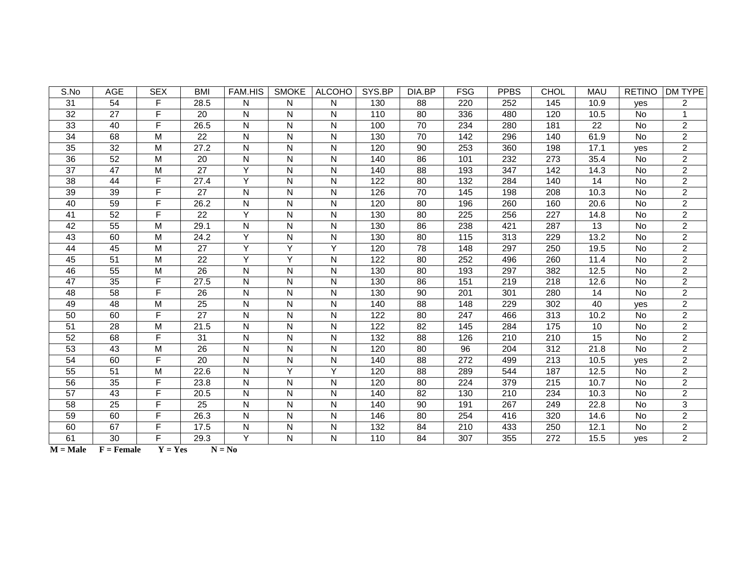| S.No | AGE | SEX | BMI | FAM.HIS | SMOKE | ALCOHO | SYS.BP | DIA.BP | FSG | PPBS | CHOL | MAU | RETINO | DM TYPE |
|---|---|---|---|---|---|---|---|---|---|---|---|---|---|---|
| 31 | 54 | F | 28.5 | N | N | N | 130 | 88 | 220 | 252 | 145 | 10.9 | yes | 2 |
| 32 | 27 | F | 20 | N | N | N | 110 | 80 | 336 | 480 | 120 | 10.5 | No | 1 |
| 33 | 40 | F | 26.5 | N | N | N | 100 | 70 | 234 | 280 | 181 | 22 | No | 2 |
| 34 | 68 | M | 22 | N | N | N | 130 | 70 | 142 | 296 | 140 | 61.9 | No | 2 |
| 35 | 32 | M | 27.2 | N | N | N | 120 | 90 | 253 | 360 | 198 | 17.1 | yes | 2 |
| 36 | 52 | M | 20 | N | N | N | 140 | 86 | 101 | 232 | 273 | 35.4 | No | 2 |
| 37 | 47 | M | 27 | Y | N | N | 140 | 88 | 193 | 347 | 142 | 14.3 | No | 2 |
| 38 | 44 | F | 27.4 | Y | N | N | 122 | 80 | 132 | 284 | 140 | 14 | No | 2 |
| 39 | 39 | F | 27 | N | N | N | 126 | 70 | 145 | 198 | 208 | 10.3 | No | 2 |
| 40 | 59 | F | 26.2 | N | N | N | 120 | 80 | 196 | 260 | 160 | 20.6 | No | 2 |
| 41 | 52 | F | 22 | Y | N | N | 130 | 80 | 225 | 256 | 227 | 14.8 | No | 2 |
| 42 | 55 | M | 29.1 | N | N | N | 130 | 86 | 238 | 421 | 287 | 13 | No | 2 |
| 43 | 60 | M | 24.2 | Y | N | N | 130 | 80 | 115 | 313 | 229 | 13.2 | No | 2 |
| 44 | 45 | M | 27 | Y | Y | Y | 120 | 78 | 148 | 297 | 250 | 19.5 | No | 2 |
| 45 | 51 | M | 22 | Y | Y | N | 122 | 80 | 252 | 496 | 260 | 11.4 | No | 2 |
| 46 | 55 | M | 26 | N | N | N | 130 | 80 | 193 | 297 | 382 | 12.5 | No | 2 |
| 47 | 35 | F | 27.5 | N | N | N | 130 | 86 | 151 | 219 | 218 | 12.6 | No | 2 |
| 48 | 58 | F | 26 | N | N | N | 130 | 90 | 201 | 301 | 280 | 14 | No | 2 |
| 49 | 48 | M | 25 | N | N | N | 140 | 88 | 148 | 229 | 302 | 40 | yes | 2 |
| 50 | 60 | F | 27 | N | N | N | 122 | 80 | 247 | 466 | 313 | 10.2 | No | 2 |
| 51 | 28 | M | 21.5 | N | N | N | 122 | 82 | 145 | 284 | 175 | 10 | No | 2 |
| 52 | 68 | F | 31 | N | N | N | 132 | 88 | 126 | 210 | 210 | 15 | No | 2 |
| 53 | 43 | M | 26 | N | N | N | 120 | 80 | 96 | 204 | 312 | 21.8 | No | 2 |
| 54 | 60 | F | 20 | N | N | N | 140 | 88 | 272 | 499 | 213 | 10.5 | yes | 2 |
| 55 | 51 | M | 22.6 | N | Y | Y | 120 | 88 | 289 | 544 | 187 | 12.5 | No | 2 |
| 56 | 35 | F | 23.8 | N | N | N | 120 | 80 | 224 | 379 | 215 | 10.7 | No | 2 |
| 57 | 43 | F | 20.5 | N | N | N | 140 | 82 | 130 | 210 | 234 | 10.3 | No | 2 |
| 58 | 25 | F | 25 | N | N | N | 140 | 90 | 191 | 267 | 249 | 22.8 | No | 3 |
| 59 | 60 | F | 26.3 | N | N | N | 146 | 80 | 254 | 416 | 320 | 14.6 | No | 2 |
| 60 | 67 | F | 17.5 | N | N | N | 132 | 84 | 210 | 433 | 250 | 12.1 | No | 2 |
| 61 | 30 | F | 29.3 | Y | N | N | 110 | 84 | 307 | 355 | 272 | 15.5 | yes | 2 |

**M = Male F = Female Y = Yes N = No**